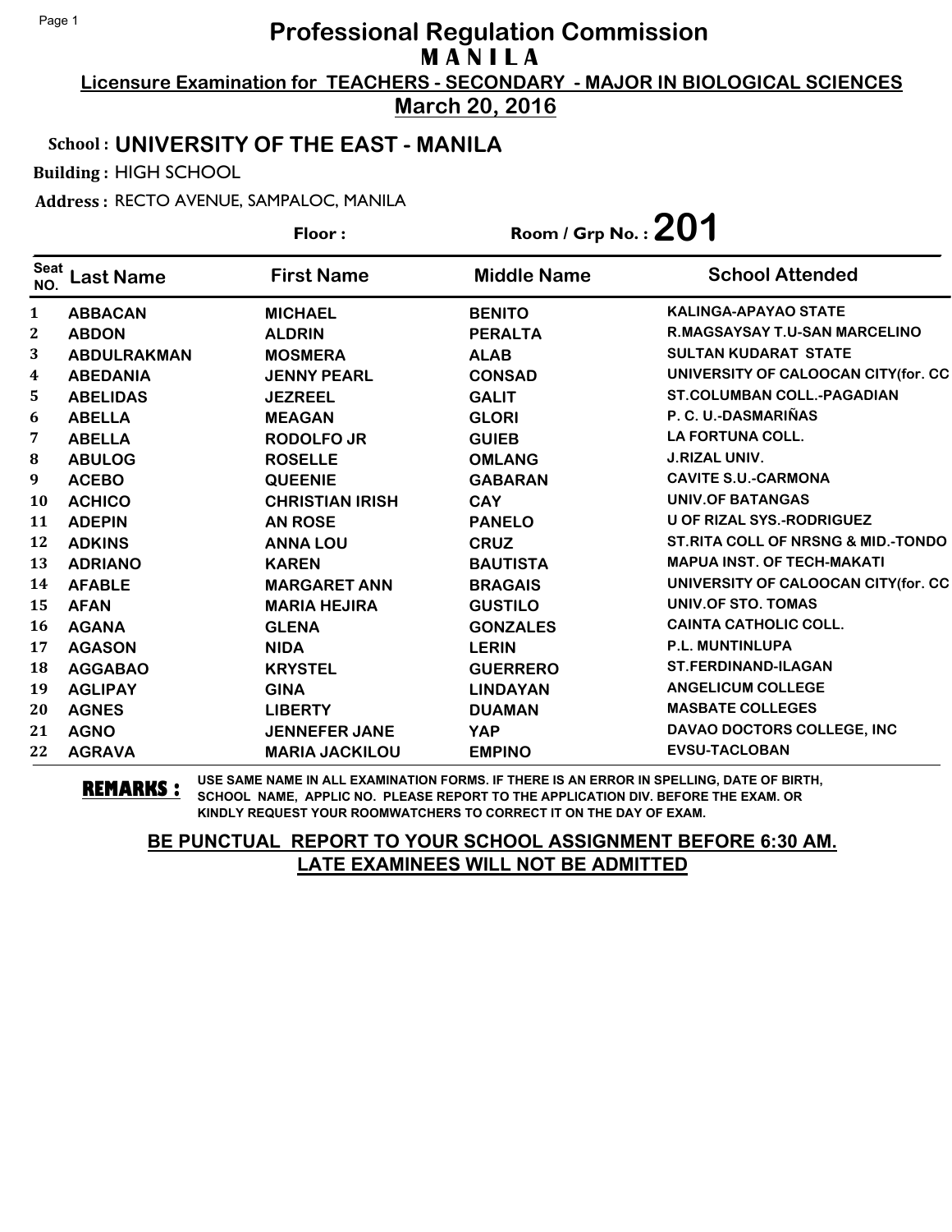# Professional Regulation Commission

## M A N I L A

**Licensure Examination for TEACHERS - SECONDARY - MAJOR IN BIOLOGICAL SCIENCES**

**March 20, 2016**

**School : UNIVERSITY OF THE EAST - MANILA**

**Building :** HIGH SCHOOL

**Address :** RECTO AVENUE, SAMPALOC, MANILA

**Floor :** **Room / Grp No. : 201**

| Seat NO. | Last Name | First Name | Middle Name | School Attended |
|---|---|---|---|---|
| 1 | ABBACAN | MICHAEL | BENITO | KALINGA-APAYAO STATE |
| 2 | ABDON | ALDRIN | PERALTA | R.MAGSAYSAY T.U-SAN MARCELINO |
| 3 | ABDULRAKMAN | MOSMERA | ALAB | SULTAN KUDARAT STATE |
| 4 | ABEDANIA | JENNY PEARL | CONSAD | UNIVERSITY OF CALOOCAN CITY(for. CC |
| 5 | ABELIDAS | JEZREEL | GALIT | ST.COLUMBAN COLL.-PAGADIAN |
| 6 | ABELLA | MEAGAN | GLORI | P. C. U.-DASMARIÑAS |
| 7 | ABELLA | RODOLFO JR | GUIEB | LA FORTUNA COLL. |
| 8 | ABULOG | ROSELLE | OMLANG | J.RIZAL UNIV. |
| 9 | ACEBO | QUEENIE | GABARAN | CAVITE S.U.-CARMONA |
| 10 | ACHICO | CHRISTIAN IRISH | CAY | UNIV.OF BATANGAS |
| 11 | ADEPIN | AN ROSE | PANELO | U OF RIZAL SYS.-RODRIGUEZ |
| 12 | ADKINS | ANNA LOU | CRUZ | ST.RITA COLL OF NRSNG & MID.-TONDO |
| 13 | ADRIANO | KAREN | BAUTISTA | MAPUA INST. OF TECH-MAKATI |
| 14 | AFABLE | MARGARET ANN | BRAGAIS | UNIVERSITY OF CALOOCAN CITY(for. CC |
| 15 | AFAN | MARIA HEJIRA | GUSTILO | UNIV.OF STO. TOMAS |
| 16 | AGANA | GLENA | GONZALES | CAINTA CATHOLIC COLL. |
| 17 | AGASON | NIDA | LERIN | P.L. MUNTINLUPA |
| 18 | AGGABAO | KRYSTEL | GUERRERO | ST.FERDINAND-ILAGAN |
| 19 | AGLIPAY | GINA | LINDAYAN | ANGELICUM COLLEGE |
| 20 | AGNES | LIBERTY | DUAMAN | MASBATE COLLEGES |
| 21 | AGNO | JENNEFER JANE | YAP | DAVAO DOCTORS COLLEGE, INC |
| 22 | AGRAVA | MARIA JACKILOU | EMPINO | EVSU-TACLOBAN |

**REMARKS :** USE SAME NAME IN ALL EXAMINATION FORMS. IF THERE IS AN ERROR IN SPELLING, DATE OF BIRTH, SCHOOL NAME, APPLIC NO. PLEASE REPORT TO THE APPLICATION DIV. BEFORE THE EXAM. OR KINDLY REQUEST YOUR ROOMWATCHERS TO CORRECT IT ON THE DAY OF EXAM.

**BE PUNCTUAL REPORT TO YOUR SCHOOL ASSIGNMENT BEFORE 6:30 AM.**
**LATE EXAMINEES WILL NOT BE ADMITTED**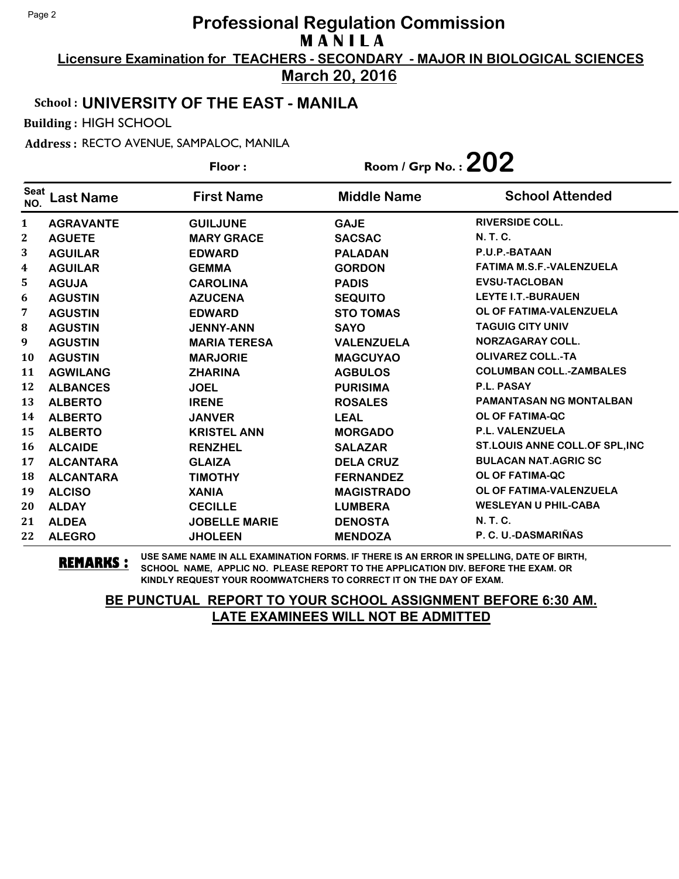# Professional Regulation Commission
## MANILA

**Licensure Examination for TEACHERS - SECONDARY - MAJOR IN BIOLOGICAL SCIENCES**

**March 20, 2016**

**School : UNIVERSITY OF THE EAST - MANILA**

**Building :** HIGH SCHOOL

**Address :** RECTO AVENUE, SAMPALOC, MANILA

**Floor :** 

**Room / Grp No. : 202**

| Seat NO. | Last Name | First Name | Middle Name | School Attended |
|---|---|---|---|---|
| 1 | AGRAVANTE | GUILJUNE | GAJE | RIVERSIDE COLL. |
| 2 | AGUETE | MARY GRACE | SACSAC | N. T. C. |
| 3 | AGUILAR | EDWARD | PALADAN | P.U.P.-BATAAN |
| 4 | AGUILAR | GEMMA | GORDON | FATIMA M.S.F.-VALENZUELA |
| 5 | AGUJA | CAROLINA | PADIS | EVSU-TACLOBAN |
| 6 | AGUSTIN | AZUCENA | SEQUITO | LEYTE I.T.-BURAUEN |
| 7 | AGUSTIN | EDWARD | STO TOMAS | OL OF FATIMA-VALENZUELA |
| 8 | AGUSTIN | JENNY-ANN | SAYO | TAGUIG CITY UNIV |
| 9 | AGUSTIN | MARIA TERESA | VALENZUELA | NORZAGARAY COLL. |
| 10 | AGUSTIN | MARJORIE | MAGCUYAO | OLIVAREZ COLL.-TA |
| 11 | AGWILANG | ZHARINA | AGBULOS | COLUMBAN COLL.-ZAMBALES |
| 12 | ALBANCES | JOEL | PURISIMA | P.L. PASAY |
| 13 | ALBERTO | IRENE | ROSALES | PAMANTASAN NG MONTALBAN |
| 14 | ALBERTO | JANVER | LEAL | OL OF FATIMA-QC |
| 15 | ALBERTO | KRISTEL ANN | MORGADO | P.L. VALENZUELA |
| 16 | ALCAIDE | RENZHEL | SALAZAR | ST.LOUIS ANNE COLL.OF SPL,INC |
| 17 | ALCANTARA | GLAIZA | DELA CRUZ | BULACAN NAT.AGRIC SC |
| 18 | ALCANTARA | TIMOTHY | FERNANDEZ | OL OF FATIMA-QC |
| 19 | ALCISO | XANIA | MAGISTRADO | OL OF FATIMA-VALENZUELA |
| 20 | ALDAY | CECILLE | LUMBERA | WESLEYAN U PHIL-CABA |
| 21 | ALDEA | JOBELLE MARIE | DENOSTA | N. T. C. |
| 22 | ALEGRO | JHOLEEN | MENDOZA | P. C. U.-DASMARIÑAS |

**REMARKS :** USE SAME NAME IN ALL EXAMINATION FORMS. IF THERE IS AN ERROR IN SPELLING, DATE OF BIRTH, SCHOOL NAME, APPLIC NO. PLEASE REPORT TO THE APPLICATION DIV. BEFORE THE EXAM. OR KINDLY REQUEST YOUR ROOMWATCHERS TO CORRECT IT ON THE DAY OF EXAM.

**BE PUNCTUAL REPORT TO YOUR SCHOOL ASSIGNMENT BEFORE 6:30 AM. LATE EXAMINEES WILL NOT BE ADMITTED**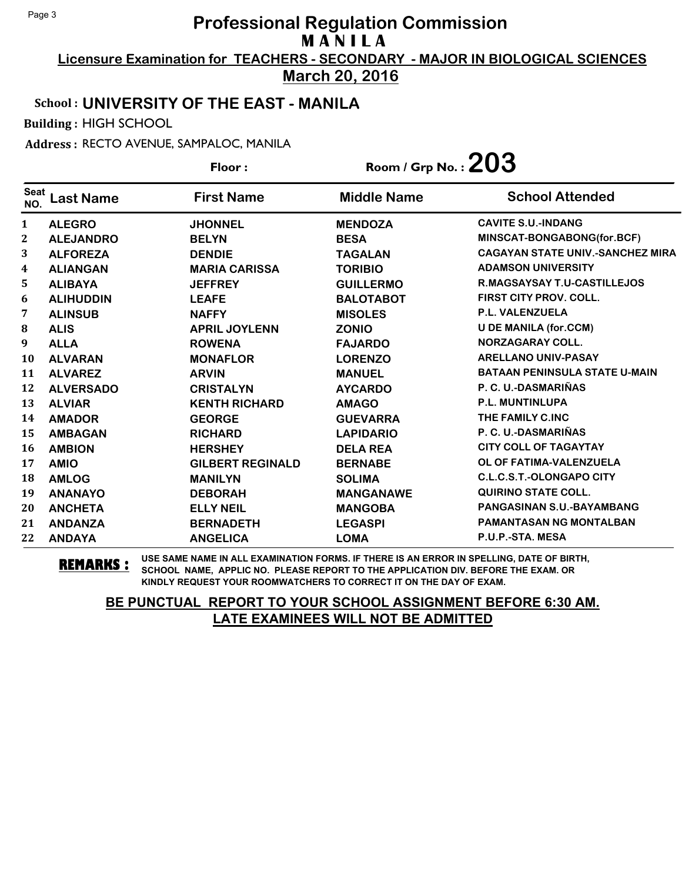# Professional Regulation Commission

## MANILA

**Licensure Examination for TEACHERS - SECONDARY - MAJOR IN BIOLOGICAL SCIENCES**

**March 20, 2016**

**School : UNIVERSITY OF THE EAST - MANILA**

**Building :** HIGH SCHOOL

**Address :** RECTO AVENUE, SAMPALOC, MANILA

**Floor :** 

**Room / Grp No. : 203**

| Seat NO. | Last Name | First Name | Middle Name | School Attended |
|---|---|---|---|---|
| 1 | ALEGRO | JHONNEL | MENDOZA | CAVITE S.U.-INDANG |
| 2 | ALEJANDRO | BELYN | BESA | MINSCAT-BONGABONG(for.BCF) |
| 3 | ALFOREZA | DENDIE | TAGALAN | CAGAYAN STATE UNIV.-SANCHEZ MIRA |
| 4 | ALIANGAN | MARIA CARISSA | TORIBIO | ADAMSON UNIVERSITY |
| 5 | ALIBAYA | JEFFREY | GUILLERMO | R.MAGSAYSAY T.U-CASTILLEJOS |
| 6 | ALIHUDDIN | LEAFE | BALOTABOT | FIRST CITY PROV. COLL. |
| 7 | ALINSUB | NAFFY | MISOLES | P.L. VALENZUELA |
| 8 | ALIS | APRIL JOYLENN | ZONIO | U DE MANILA (for.CCM) |
| 9 | ALLA | ROWENA | FAJARDO | NORZAGARAY COLL. |
| 10 | ALVARAN | MONAFLOR | LORENZO | ARELLANO UNIV-PASAY |
| 11 | ALVAREZ | ARVIN | MANUEL | BATAAN PENINSULA STATE U-MAIN |
| 12 | ALVERSADO | CRISTALYN | AYCARDO | P. C. U.-DASMARIÑAS |
| 13 | ALVIAR | KENTH RICHARD | AMAGO | P.L. MUNTINLUPA |
| 14 | AMADOR | GEORGE | GUEVARRA | THE FAMILY C.INC |
| 15 | AMBAGAN | RICHARD | LAPIDARIO | P. C. U.-DASMARIÑAS |
| 16 | AMBION | HERSHEY | DELA REA | CITY COLL OF TAGAYTAY |
| 17 | AMIO | GILBERT REGINALD | BERNABE | OL OF FATIMA-VALENZUELA |
| 18 | AMLOG | MANILYN | SOLIMA | C.L.C.S.T.-OLONGAPO CITY |
| 19 | ANANAYO | DEBORAH | MANGANAWE | QUIRINO STATE COLL. |
| 20 | ANCHETA | ELLY NEIL | MANGOBA | PANGASINAN S.U.-BAYAMBANG |
| 21 | ANDANZA | BERNADETH | LEGASPI | PAMANTASAN NG MONTALBAN |
| 22 | ANDAYA | ANGELICA | LOMA | P.U.P.-STA. MESA |

**REMARKS :** USE SAME NAME IN ALL EXAMINATION FORMS. IF THERE IS AN ERROR IN SPELLING, DATE OF BIRTH, SCHOOL NAME, APPLIC NO. PLEASE REPORT TO THE APPLICATION DIV. BEFORE THE EXAM. OR KINDLY REQUEST YOUR ROOMWATCHERS TO CORRECT IT ON THE DAY OF EXAM.

**BE PUNCTUAL REPORT TO YOUR SCHOOL ASSIGNMENT BEFORE 6:30 AM. LATE EXAMINEES WILL NOT BE ADMITTED**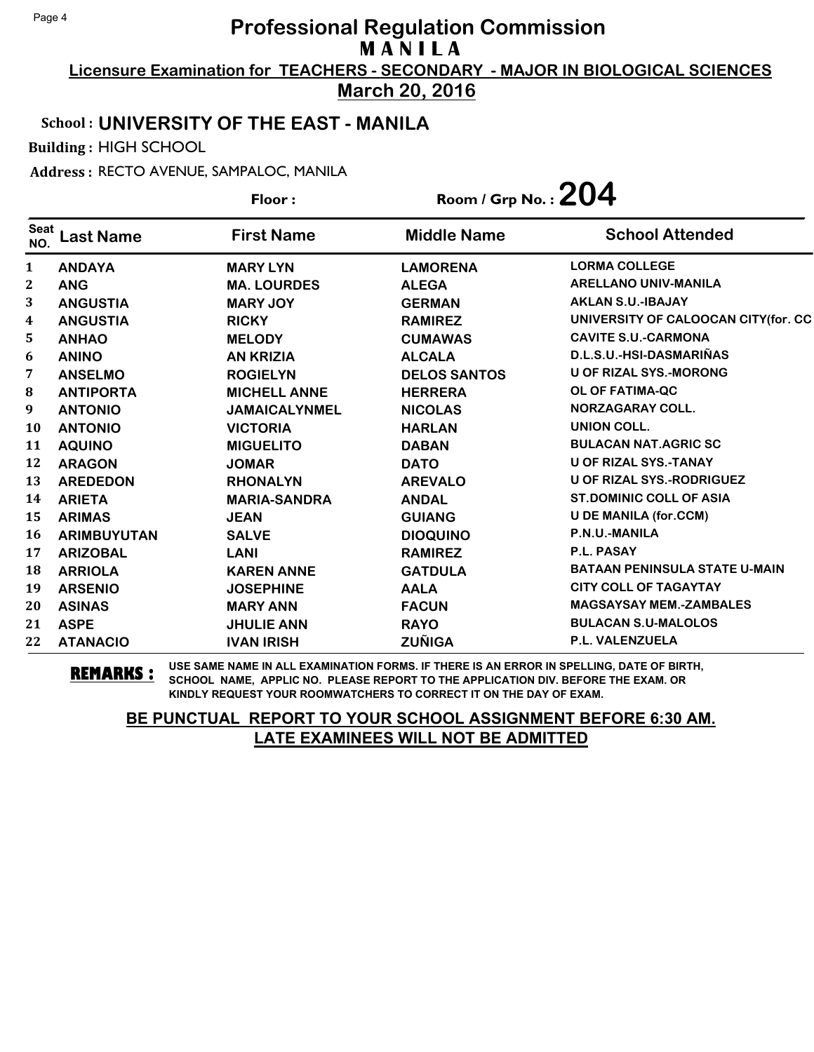# Professional Regulation Commission

## M A N I L A

**Licensure Examination for TEACHERS - SECONDARY - MAJOR IN BIOLOGICAL SCIENCES**

**March 20, 2016**

**School : UNIVERSITY OF THE EAST - MANILA**

**Building :** HIGH SCHOOL

**Address :** RECTO AVENUE, SAMPALOC, MANILA

**Floor :** **Room / Grp No. : 204**

| Seat NO. | Last Name | First Name | Middle Name | School Attended |
|---|---|---|---|---|
| 1 | ANDAYA | MARY LYN | LAMORENA | LORMA COLLEGE |
| 2 | ANG | MA. LOURDES | ALEGA | ARELLANO UNIV-MANILA |
| 3 | ANGUSTIA | MARY JOY | GERMAN | AKLAN S.U.-IBAJAY |
| 4 | ANGUSTIA | RICKY | RAMIREZ | UNIVERSITY OF CALOOCAN CITY(for. CC |
| 5 | ANHAO | MELODY | CUMAWAS | CAVITE S.U.-CARMONA |
| 6 | ANINO | AN KRIZIA | ALCALA | D.L.S.U.-HSI-DASMARIÑAS |
| 7 | ANSELMO | ROGIELYN | DELOS SANTOS | U OF RIZAL SYS.-MORONG |
| 8 | ANTIPORTA | MICHELL ANNE | HERRERA | OL OF FATIMA-QC |
| 9 | ANTONIO | JAMAICALYNMEL | NICOLAS | NORZAGARAY COLL. |
| 10 | ANTONIO | VICTORIA | HARLAN | UNION COLL. |
| 11 | AQUINO | MIGUELITO | DABAN | BULACAN NAT.AGRIC SC |
| 12 | ARAGON | JOMAR | DATO | U OF RIZAL SYS.-TANAY |
| 13 | AREDEDON | RHONALYN | AREVALO | U OF RIZAL SYS.-RODRIGUEZ |
| 14 | ARIETA | MARIA-SANDRA | ANDAL | ST.DOMINIC COLL OF ASIA |
| 15 | ARIMAS | JEAN | GUIANG | U DE MANILA (for.CCM) |
| 16 | ARIMBUYUTAN | SALVE | DIOQUINO | P.N.U.-MANILA |
| 17 | ARIZOBAL | LANI | RAMIREZ | P.L. PASAY |
| 18 | ARRIOLA | KAREN ANNE | GATDULA | BATAAN PENINSULA STATE U-MAIN |
| 19 | ARSENIO | JOSEPHINE | AALA | CITY COLL OF TAGAYTAY |
| 20 | ASINAS | MARY ANN | FACUN | MAGSAYSAY MEM.-ZAMBALES |
| 21 | ASPE | JHULIE ANN | RAYO | BULACAN S.U-MALOLOS |
| 22 | ATANACIO | IVAN IRISH | ZUÑIGA | P.L. VALENZUELA |

**REMARKS :** USE SAME NAME IN ALL EXAMINATION FORMS. IF THERE IS AN ERROR IN SPELLING, DATE OF BIRTH, SCHOOL NAME, APPLIC NO. PLEASE REPORT TO THE APPLICATION DIV. BEFORE THE EXAM. OR KINDLY REQUEST YOUR ROOMWATCHERS TO CORRECT IT ON THE DAY OF EXAM.

**BE PUNCTUAL REPORT TO YOUR SCHOOL ASSIGNMENT BEFORE 6:30 AM. LATE EXAMINEES WILL NOT BE ADMITTED**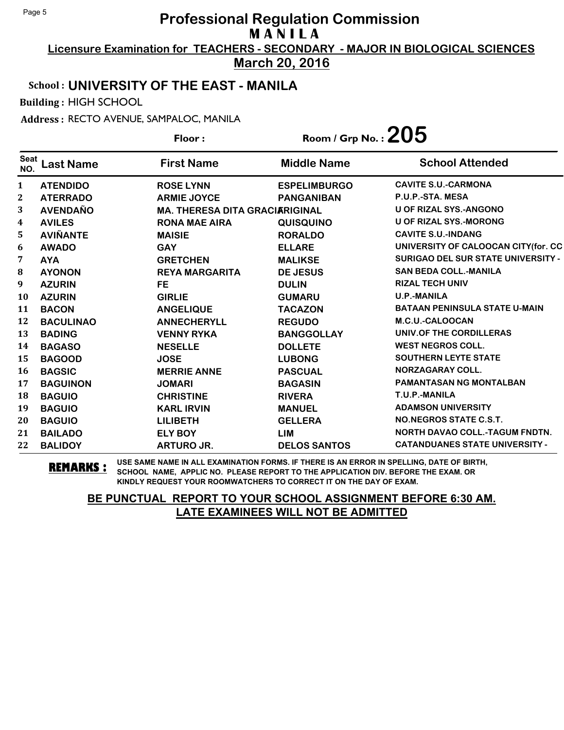# Professional Regulation Commission

**M A N I L A**

**Licensure Examination for TEACHERS - SECONDARY - MAJOR IN BIOLOGICAL SCIENCES**

**March 20, 2016**

**School : UNIVERSITY OF THE EAST - MANILA**

**Building :** HIGH SCHOOL

**Address :** RECTO AVENUE, SAMPALOC, MANILA

**Floor :** 

**Room / Grp No. : 205**

| Seat NO. | Last Name | First Name | Middle Name | School Attended |
|---|---|---|---|---|
| 1 | ATENDIDO | ROSE LYNN | ESPELIMBURGO | CAVITE S.U.-CARMONA |
| 2 | ATERRADO | ARMIE JOYCE | PANGANIBAN | P.U.P.-STA. MESA |
| 3 | AVENDAÑO | MA. THERESA DITA GRACIA | ORIGINAL | U OF RIZAL SYS.-ANGONO |
| 4 | AVILES | RONA MAE AIRA | QUISQUINO | U OF RIZAL SYS.-MORONG |
| 5 | AVIÑANTE | MAISIE | RORALDO | CAVITE S.U.-INDANG |
| 6 | AWADO | GAY | ELLARE | UNIVERSITY OF CALOOCAN CITY(for. CC |
| 7 | AYA | GRETCHEN | MALIKSE | SURIGAO DEL SUR STATE UNIVERSITY - |
| 8 | AYONON | REYA MARGARITA | DE JESUS | SAN BEDA COLL.-MANILA |
| 9 | AZURIN | FE | DULIN | RIZAL TECH UNIV |
| 10 | AZURIN | GIRLIE | GUMARU | U.P.-MANILA |
| 11 | BACON | ANGELIQUE | TACAZON | BATAAN PENINSULA STATE U-MAIN |
| 12 | BACULINAO | ANNECHERYLL | REGUDO | M.C.U.-CALOOCAN |
| 13 | BADING | VENNY RYKA | BANGGOLLAY | UNIV.OF THE CORDILLERAS |
| 14 | BAGASO | NESELLE | DOLLETE | WEST NEGROS COLL. |
| 15 | BAGOOD | JOSE | LUBONG | SOUTHERN LEYTE STATE |
| 16 | BAGSIC | MERRIE ANNE | PASCUAL | NORZAGARAY COLL. |
| 17 | BAGUINON | JOMARI | BAGASIN | PAMANTASAN NG MONTALBAN |
| 18 | BAGUIO | CHRISTINE | RIVERA | T.U.P.-MANILA |
| 19 | BAGUIO | KARL IRVIN | MANUEL | ADAMSON UNIVERSITY |
| 20 | BAGUIO | LILIBETH | GELLERA | NO.NEGROS STATE C.S.T. |
| 21 | BAILADO | ELY BOY | LIM | NORTH DAVAO COLL.-TAGUM FNDTN. |
| 22 | BALIDOY | ARTURO JR. | DELOS SANTOS | CATANDUANES STATE UNIVERSITY - |

**REMARKS :** USE SAME NAME IN ALL EXAMINATION FORMS. IF THERE IS AN ERROR IN SPELLING, DATE OF BIRTH, SCHOOL NAME, APPLIC NO. PLEASE REPORT TO THE APPLICATION DIV. BEFORE THE EXAM. OR KINDLY REQUEST YOUR ROOMWATCHERS TO CORRECT IT ON THE DAY OF EXAM.

**BE PUNCTUAL REPORT TO YOUR SCHOOL ASSIGNMENT BEFORE 6:30 AM. LATE EXAMINEES WILL NOT BE ADMITTED**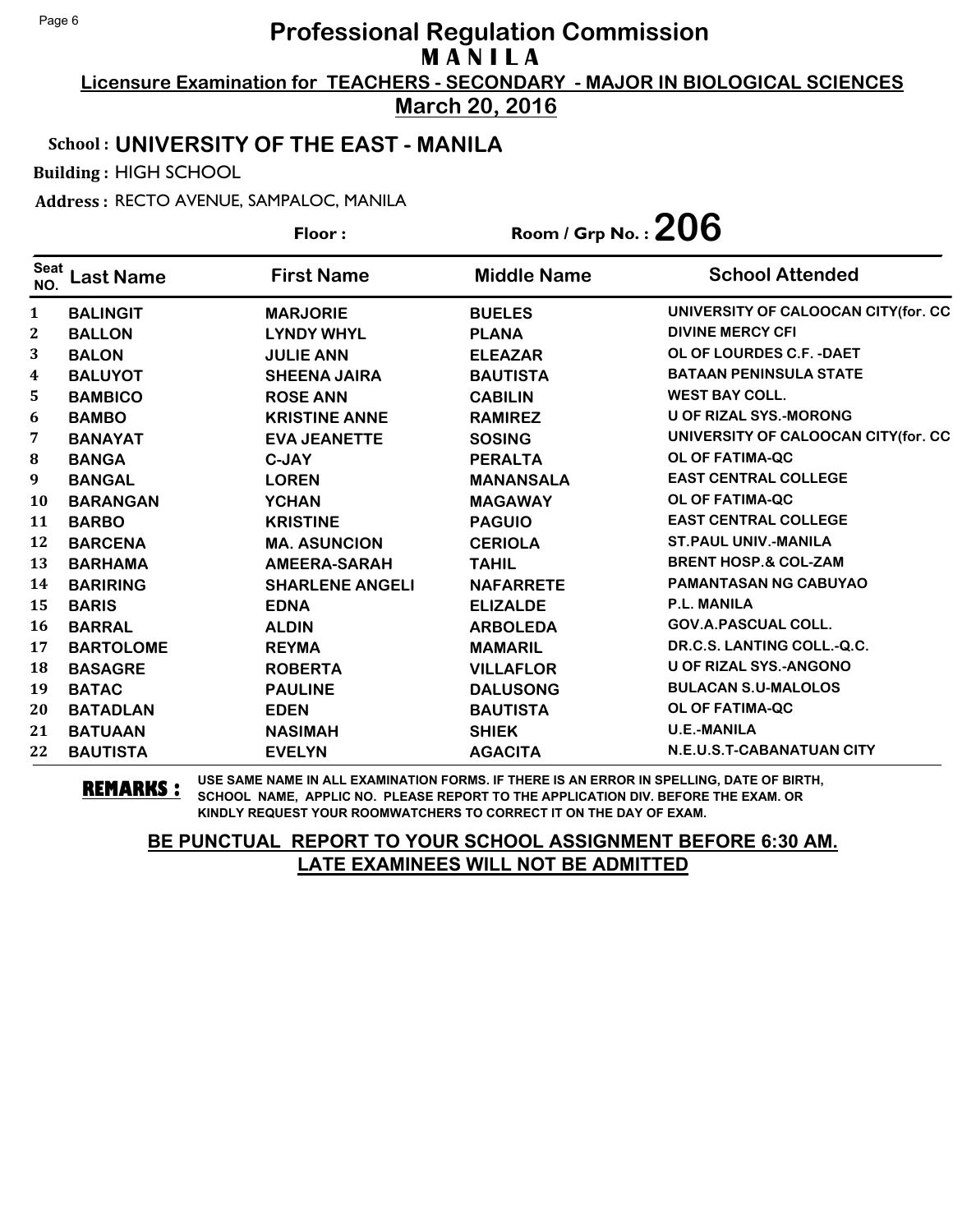# Professional Regulation Commission
## MANILA

**Licensure Examination for TEACHERS - SECONDARY - MAJOR IN BIOLOGICAL SCIENCES**

**March 20, 2016**

**School : UNIVERSITY OF THE EAST - MANILA**

**Building :** HIGH SCHOOL

**Address :** RECTO AVENUE, SAMPALOC, MANILA

**Floor :** 

**Room / Grp No. : 206**

| Seat NO. | Last Name | First Name | Middle Name | School Attended |
|---|---|---|---|---|
| 1 | BALINGIT | MARJORIE | BUELES | UNIVERSITY OF CALOOCAN CITY(for. CC |
| 2 | BALLON | LYNDY WHYL | PLANA | DIVINE MERCY CFI |
| 3 | BALON | JULIE ANN | ELEAZAR | OL OF LOURDES C.F. -DAET |
| 4 | BALUYOT | SHEENA JAIRA | BAUTISTA | BATAAN PENINSULA STATE |
| 5 | BAMBICO | ROSE ANN | CABILIN | WEST BAY COLL. |
| 6 | BAMBO | KRISTINE ANNE | RAMIREZ | U OF RIZAL SYS.-MORONG |
| 7 | BANAYAT | EVA JEANETTE | SOSING | UNIVERSITY OF CALOOCAN CITY(for. CC |
| 8 | BANGA | C-JAY | PERALTA | OL OF FATIMA-QC |
| 9 | BANGAL | LOREN | MANANSALA | EAST CENTRAL COLLEGE |
| 10 | BARANGAN | YCHAN | MAGAWAY | OL OF FATIMA-QC |
| 11 | BARBO | KRISTINE | PAGUIO | EAST CENTRAL COLLEGE |
| 12 | BARCENA | MA. ASUNCION | CERIOLA | ST.PAUL UNIV.-MANILA |
| 13 | BARHAMA | AMEERA-SARAH | TAHIL | BRENT HOSP.& COL-ZAM |
| 14 | BARIRING | SHARLENE ANGELI | NAFARRETE | PAMANTASAN NG CABUYAO |
| 15 | BARIS | EDNA | ELIZALDE | P.L. MANILA |
| 16 | BARRAL | ALDIN | ARBOLEDA | GOV.A.PASCUAL COLL. |
| 17 | BARTOLOME | REYMA | MAMARIL | DR.C.S. LANTING COLL.-Q.C. |
| 18 | BASAGRE | ROBERTA | VILLAFLOR | U OF RIZAL SYS.-ANGONO |
| 19 | BATAC | PAULINE | DALUSONG | BULACAN S.U-MALOLOS |
| 20 | BATADLAN | EDEN | BAUTISTA | OL OF FATIMA-QC |
| 21 | BATUAAN | NASIMAH | SHIEK | U.E.-MANILA |
| 22 | BAUTISTA | EVELYN | AGACITA | N.E.U.S.T-CABANATUAN CITY |

**REMARKS :** USE SAME NAME IN ALL EXAMINATION FORMS. IF THERE IS AN ERROR IN SPELLING, DATE OF BIRTH, SCHOOL NAME, APPLIC NO. PLEASE REPORT TO THE APPLICATION DIV. BEFORE THE EXAM. OR KINDLY REQUEST YOUR ROOMWATCHERS TO CORRECT IT ON THE DAY OF EXAM.

**BE PUNCTUAL REPORT TO YOUR SCHOOL ASSIGNMENT BEFORE 6:30 AM.**
**LATE EXAMINEES WILL NOT BE ADMITTED**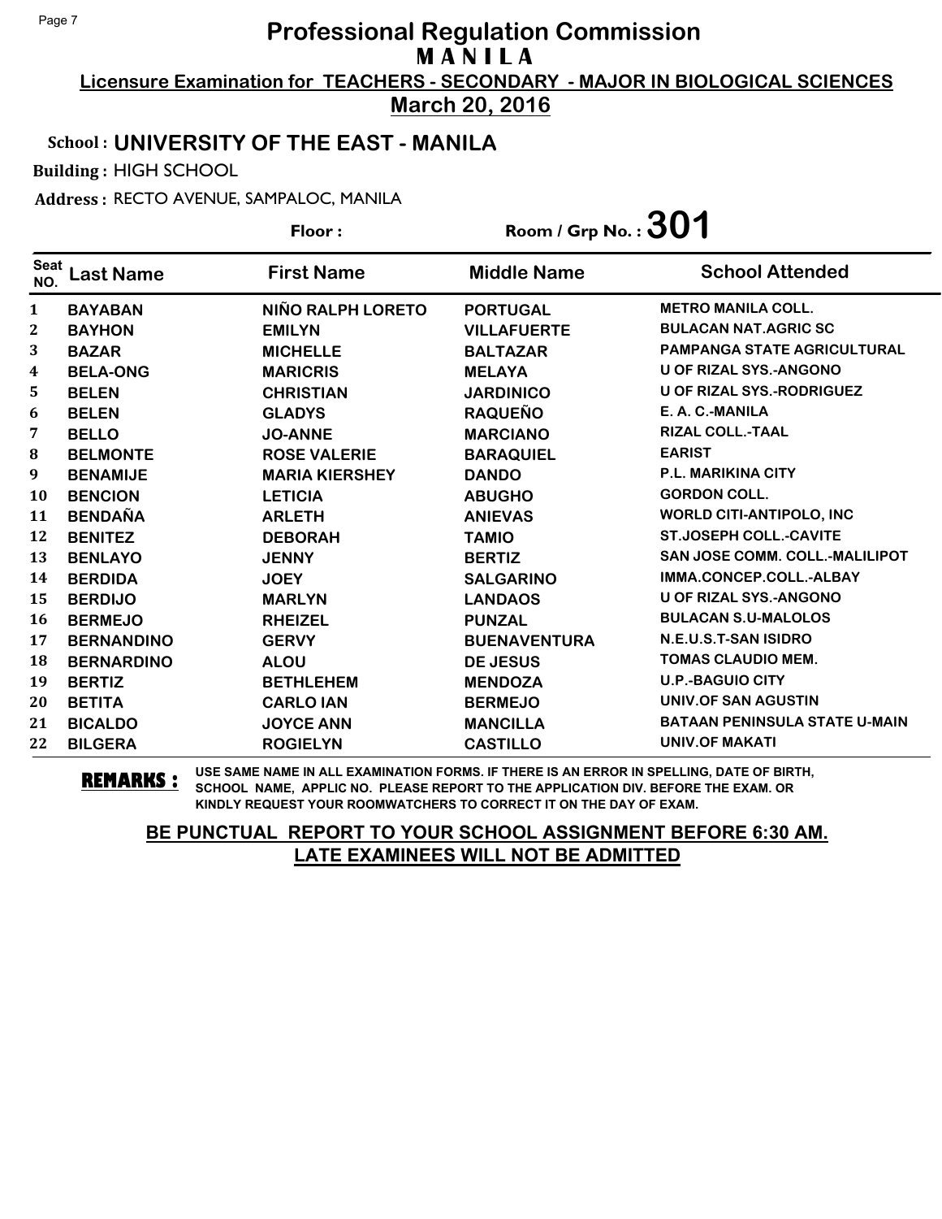# Professional Regulation Commission
## M A N I L A

**Licensure Examination for TEACHERS - SECONDARY - MAJOR IN BIOLOGICAL SCIENCES**

**March 20, 2016**

**School : UNIVERSITY OF THE EAST - MANILA**

**Building :** HIGH SCHOOL

**Address :** RECTO AVENUE, SAMPALOC, MANILA

**Floor :** 

**Room / Grp No. : 301**

| Seat NO. | Last Name | First Name | Middle Name | School Attended |
|---|---|---|---|---|
| 1 | BAYABAN | NIÑO RALPH LORETO | PORTUGAL | METRO MANILA COLL. |
| 2 | BAYHON | EMILYN | VILLAFUERTE | BULACAN NAT.AGRIC SC |
| 3 | BAZAR | MICHELLE | BALTAZAR | PAMPANGA STATE AGRICULTURAL |
| 4 | BELA-ONG | MARICRIS | MELAYA | U OF RIZAL SYS.-ANGONO |
| 5 | BELEN | CHRISTIAN | JARDINICO | U OF RIZAL SYS.-RODRIGUEZ |
| 6 | BELEN | GLADYS | RAQUEÑO | E. A. C.-MANILA |
| 7 | BELLO | JO-ANNE | MARCIANO | RIZAL COLL.-TAAL |
| 8 | BELMONTE | ROSE VALERIE | BARAQUIEL | EARIST |
| 9 | BENAMIJE | MARIA KIERSHEY | DANDO | P.L. MARIKINA CITY |
| 10 | BENCION | LETICIA | ABUGHO | GORDON COLL. |
| 11 | BENDAÑA | ARLETH | ANIEVAS | WORLD CITI-ANTIPOLO, INC |
| 12 | BENITEZ | DEBORAH | TAMIO | ST.JOSEPH COLL.-CAVITE |
| 13 | BENLAYO | JENNY | BERTIZ | SAN JOSE COMM. COLL.-MALILIPOT |
| 14 | BERDIDA | JOEY | SALGARINO | IMMA.CONCEP.COLL.-ALBAY |
| 15 | BERDIJO | MARLYN | LANDAOS | U OF RIZAL SYS.-ANGONO |
| 16 | BERMEJO | RHEIZEL | PUNZAL | BULACAN S.U-MALOLOS |
| 17 | BERNANDINO | GERVY | BUENAVENTURA | N.E.U.S.T-SAN ISIDRO |
| 18 | BERNARDINO | ALOU | DE JESUS | TOMAS CLAUDIO MEM. |
| 19 | BERTIZ | BETHLEHEM | MENDOZA | U.P.-BAGUIO CITY |
| 20 | BETITA | CARLO IAN | BERMEJO | UNIV.OF SAN AGUSTIN |
| 21 | BICALDO | JOYCE ANN | MANCILLA | BATAAN PENINSULA STATE U-MAIN |
| 22 | BILGERA | ROGIELYN | CASTILLO | UNIV.OF MAKATI |

**REMARKS :** USE SAME NAME IN ALL EXAMINATION FORMS. IF THERE IS AN ERROR IN SPELLING, DATE OF BIRTH, SCHOOL NAME, APPLIC NO. PLEASE REPORT TO THE APPLICATION DIV. BEFORE THE EXAM. OR KINDLY REQUEST YOUR ROOMWATCHERS TO CORRECT IT ON THE DAY OF EXAM.

**BE PUNCTUAL REPORT TO YOUR SCHOOL ASSIGNMENT BEFORE 6:30 AM.**
**LATE EXAMINEES WILL NOT BE ADMITTED**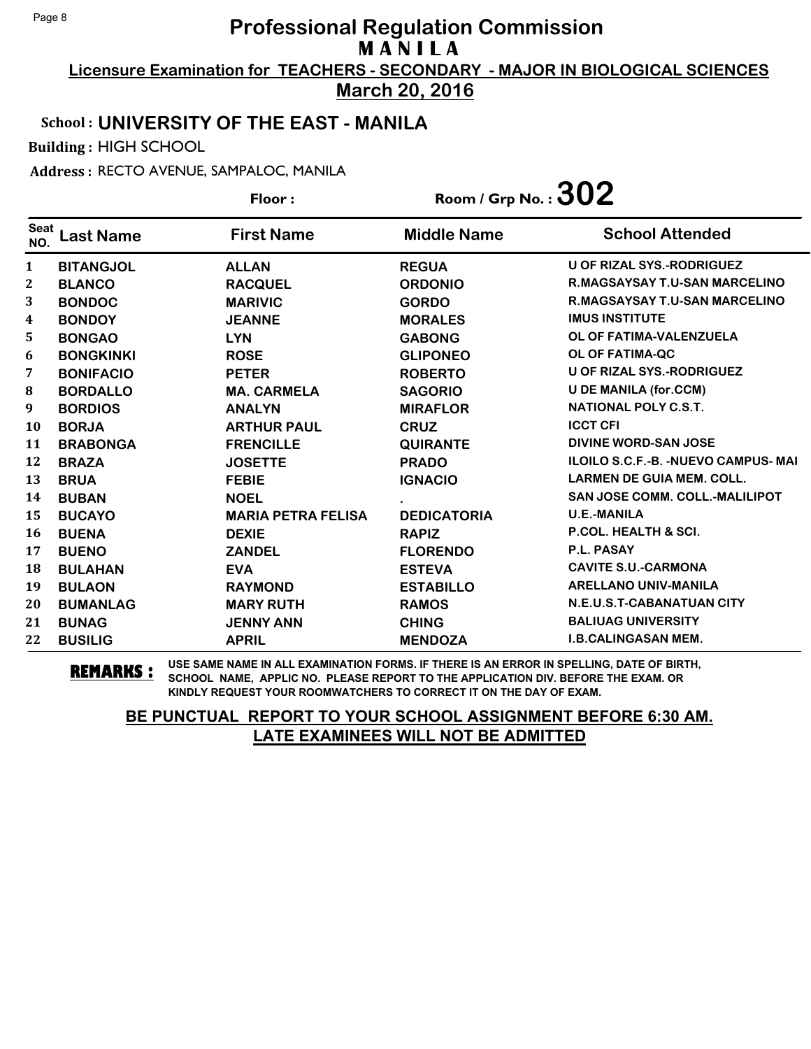# Professional Regulation Commission
## MANILA

**Licensure Examination for TEACHERS - SECONDARY - MAJOR IN BIOLOGICAL SCIENCES**

**March 20, 2016**

**School : UNIVERSITY OF THE EAST - MANILA**

**Building :** HIGH SCHOOL

**Address :** RECTO AVENUE, SAMPALOC, MANILA

**Floor :** 

**Room / Grp No. : 302**

| Seat NO. | Last Name | First Name | Middle Name | School Attended |
|---|---|---|---|---|
| 1 | BITANGJOL | ALLAN | REGUA | U OF RIZAL SYS.-RODRIGUEZ |
| 2 | BLANCO | RACQUEL | ORDONIO | R.MAGSAYSAY T.U-SAN MARCELINO |
| 3 | BONDOC | MARIVIC | GORDO | R.MAGSAYSAY T.U-SAN MARCELINO |
| 4 | BONDOY | JEANNE | MORALES | IMUS INSTITUTE |
| 5 | BONGAO | LYN | GABONG | OL OF FATIMA-VALENZUELA |
| 6 | BONGKINKI | ROSE | GLIPONEO | OL OF FATIMA-QC |
| 7 | BONIFACIO | PETER | ROBERTO | U OF RIZAL SYS.-RODRIGUEZ |
| 8 | BORDALLO | MA. CARMELA | SAGORIO | U DE MANILA (for.CCM) |
| 9 | BORDIOS | ANALYN | MIRAFLOR | NATIONAL POLY C.S.T. |
| 10 | BORJA | ARTHUR PAUL | CRUZ | ICCT CFI |
| 11 | BRABONGA | FRENCILLE | QUIRANTE | DIVINE WORD-SAN JOSE |
| 12 | BRAZA | JOSETTE | PRADO | ILOILO S.C.F.-B. -NUEVO CAMPUS- MAI |
| 13 | BRUA | FEBIE | IGNACIO | LARMEN DE GUIA MEM. COLL. |
| 14 | BUBAN | NOEL | . | SAN JOSE COMM. COLL.-MALILIPOT |
| 15 | BUCAYO | MARIA PETRA FELISA | DEDICATORIA | U.E.-MANILA |
| 16 | BUENA | DEXIE | RAPIZ | P.COL. HEALTH & SCI. |
| 17 | BUENO | ZANDEL | FLORENDO | P.L. PASAY |
| 18 | BULAHAN | EVA | ESTEVA | CAVITE S.U.-CARMONA |
| 19 | BULAON | RAYMOND | ESTABILLO | ARELLANO UNIV-MANILA |
| 20 | BUMANLAG | MARY RUTH | RAMOS | N.E.U.S.T-CABANATUAN CITY |
| 21 | BUNAG | JENNY ANN | CHING | BALIUAG UNIVERSITY |
| 22 | BUSILIG | APRIL | MENDOZA | I.B.CALINGASAN MEM. |

**REMARKS :** USE SAME NAME IN ALL EXAMINATION FORMS. IF THERE IS AN ERROR IN SPELLING, DATE OF BIRTH, SCHOOL NAME, APPLIC NO. PLEASE REPORT TO THE APPLICATION DIV. BEFORE THE EXAM. OR KINDLY REQUEST YOUR ROOMWATCHERS TO CORRECT IT ON THE DAY OF EXAM.

**BE PUNCTUAL REPORT TO YOUR SCHOOL ASSIGNMENT BEFORE 6:30 AM.**
**LATE EXAMINEES WILL NOT BE ADMITTED**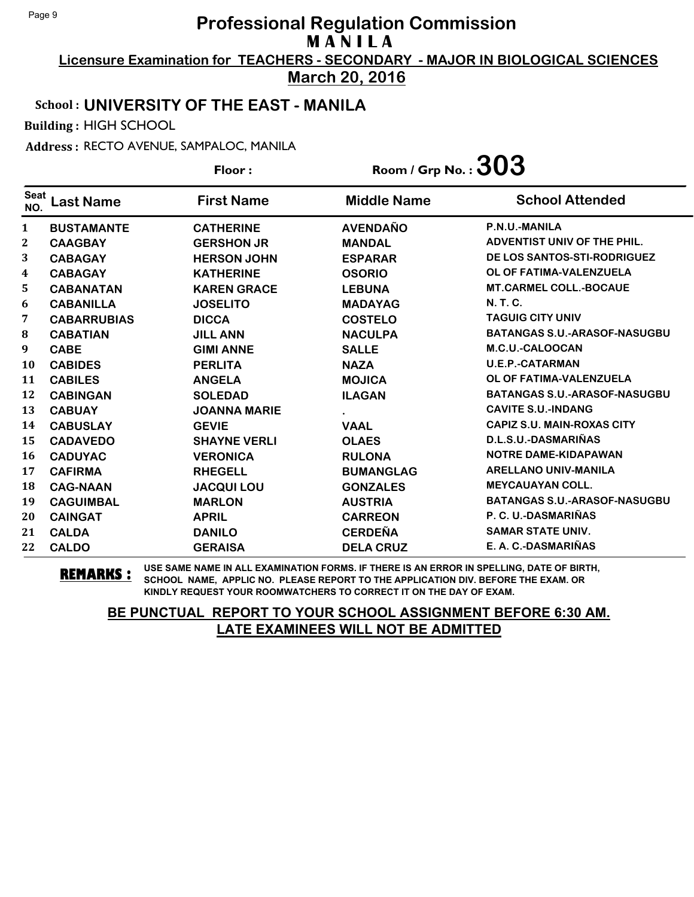# Professional Regulation Commission
## M A N I L A

**Licensure Examination for TEACHERS - SECONDARY - MAJOR IN BIOLOGICAL SCIENCES**

**March 20, 2016**

**School : UNIVERSITY OF THE EAST - MANILA**

**Building :** HIGH SCHOOL

**Address :** RECTO AVENUE, SAMPALOC, MANILA

**Floor :** 

**Room / Grp No. : 303**

| Seat NO. | Last Name | First Name | Middle Name | School Attended |
|---|---|---|---|---|
| 1 | BUSTAMANTE | CATHERINE | AVENDAÑO | P.N.U.-MANILA |
| 2 | CAAGBAY | GERSHON JR | MANDAL | ADVENTIST UNIV OF THE PHIL. |
| 3 | CABAGAY | HERSON JOHN | ESPARAR | DE LOS SANTOS-STI-RODRIGUEZ |
| 4 | CABAGAY | KATHERINE | OSORIO | OL OF FATIMA-VALENZUELA |
| 5 | CABANATAN | KAREN GRACE | LEBUNA | MT.CARMEL COLL.-BOCAUE |
| 6 | CABANILLA | JOSELITO | MADAYAG | N. T. C. |
| 7 | CABARRUBIAS | DICCA | COSTELO | TAGUIG CITY UNIV |
| 8 | CABATIAN | JILL ANN | NACULPA | BATANGAS S.U.-ARASOF-NASUGBU |
| 9 | CABE | GIMI ANNE | SALLE | M.C.U.-CALOOCAN |
| 10 | CABIDES | PERLITA | NAZA | U.E.P.-CATARMAN |
| 11 | CABILES | ANGELA | MOJICA | OL OF FATIMA-VALENZUELA |
| 12 | CABINGAN | SOLEDAD | ILAGAN | BATANGAS S.U.-ARASOF-NASUGBU |
| 13 | CABUAY | JOANNA MARIE | . | CAVITE S.U.-INDANG |
| 14 | CABUSLAY | GEVIE | VAAL | CAPIZ S.U. MAIN-ROXAS CITY |
| 15 | CADAVEDO | SHAYNE VERLI | OLAES | D.L.S.U.-DASMARIÑAS |
| 16 | CADUYAC | VERONICA | RULONA | NOTRE DAME-KIDAPAWAN |
| 17 | CAFIRMA | RHEGELL | BUMANGLAG | ARELLANO UNIV-MANILA |
| 18 | CAG-NAAN | JACQUI LOU | GONZALES | MEYCAUAYAN COLL. |
| 19 | CAGUIMBAL | MARLON | AUSTRIA | BATANGAS S.U.-ARASOF-NASUGBU |
| 20 | CAINGAT | APRIL | CARREON | P. C. U.-DASMARIÑAS |
| 21 | CALDA | DANILO | CERDEÑA | SAMAR STATE UNIV. |
| 22 | CALDO | GERAISA | DELA CRUZ | E. A. C.-DASMARIÑAS |

**REMARKS :** USE SAME NAME IN ALL EXAMINATION FORMS. IF THERE IS AN ERROR IN SPELLING, DATE OF BIRTH, SCHOOL NAME, APPLIC NO. PLEASE REPORT TO THE APPLICATION DIV. BEFORE THE EXAM. OR KINDLY REQUEST YOUR ROOMWATCHERS TO CORRECT IT ON THE DAY OF EXAM.

**BE PUNCTUAL REPORT TO YOUR SCHOOL ASSIGNMENT BEFORE 6:30 AM. LATE EXAMINEES WILL NOT BE ADMITTED**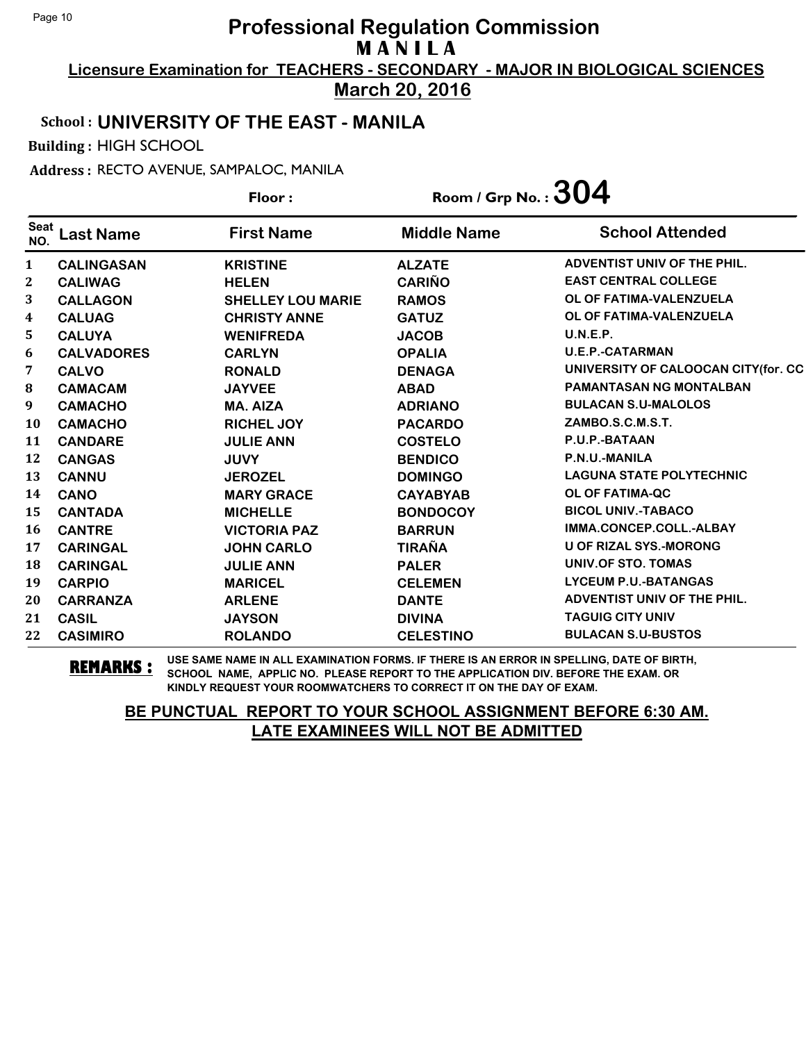# Professional Regulation Commission

## MANILA

**Licensure Examination for TEACHERS - SECONDARY - MAJOR IN BIOLOGICAL SCIENCES**

**March 20, 2016**

**School : UNIVERSITY OF THE EAST - MANILA**

**Building :** HIGH SCHOOL

**Address :** RECTO AVENUE, SAMPALOC, MANILA

**Floor :** 

**Room / Grp No. : 304**

| Seat NO. | Last Name | First Name | Middle Name | School Attended |
|---|---|---|---|---|
| 1 | CALINGASAN | KRISTINE | ALZATE | ADVENTIST UNIV OF THE PHIL. |
| 2 | CALIWAG | HELEN | CARIÑO | EAST CENTRAL COLLEGE |
| 3 | CALLAGON | SHELLEY LOU MARIE | RAMOS | OL OF FATIMA-VALENZUELA |
| 4 | CALUAG | CHRISTY ANNE | GATUZ | OL OF FATIMA-VALENZUELA |
| 5 | CALUYA | WENIFREDA | JACOB | U.N.E.P. |
| 6 | CALVADORES | CARLYN | OPALIA | U.E.P.-CATARMAN |
| 7 | CALVO | RONALD | DENAGA | UNIVERSITY OF CALOOCAN CITY(for. CC |
| 8 | CAMACAM | JAYVEE | ABAD | PAMANTASAN NG MONTALBAN |
| 9 | CAMACHO | MA. AIZA | ADRIANO | BULACAN S.U-MALOLOS |
| 10 | CAMACHO | RICHEL JOY | PACARDO | ZAMBO.S.C.M.S.T. |
| 11 | CANDARE | JULIE ANN | COSTELO | P.U.P.-BATAAN |
| 12 | CANGAS | JUVY | BENDICO | P.N.U.-MANILA |
| 13 | CANNU | JEROZEL | DOMINGO | LAGUNA STATE POLYTECHNIC |
| 14 | CANO | MARY GRACE | CAYABYAB | OL OF FATIMA-QC |
| 15 | CANTADA | MICHELLE | BONDOCOY | BICOL UNIV.-TABACO |
| 16 | CANTRE | VICTORIA PAZ | BARRUN | IMMA.CONCEP.COLL.-ALBAY |
| 17 | CARINGAL | JOHN CARLO | TIRAÑA | U OF RIZAL SYS.-MORONG |
| 18 | CARINGAL | JULIE ANN | PALER | UNIV.OF STO. TOMAS |
| 19 | CARPIO | MARICEL | CELEMEN | LYCEUM P.U.-BATANGAS |
| 20 | CARRANZA | ARLENE | DANTE | ADVENTIST UNIV OF THE PHIL. |
| 21 | CASIL | JAYSON | DIVINA | TAGUIG CITY UNIV |
| 22 | CASIMIRO | ROLANDO | CELESTINO | BULACAN S.U-BUSTOS |

**REMARKS :** USE SAME NAME IN ALL EXAMINATION FORMS. IF THERE IS AN ERROR IN SPELLING, DATE OF BIRTH, SCHOOL NAME, APPLIC NO. PLEASE REPORT TO THE APPLICATION DIV. BEFORE THE EXAM. OR KINDLY REQUEST YOUR ROOMWATCHERS TO CORRECT IT ON THE DAY OF EXAM.

**BE PUNCTUAL REPORT TO YOUR SCHOOL ASSIGNMENT BEFORE 6:30 AM.**
**LATE EXAMINEES WILL NOT BE ADMITTED**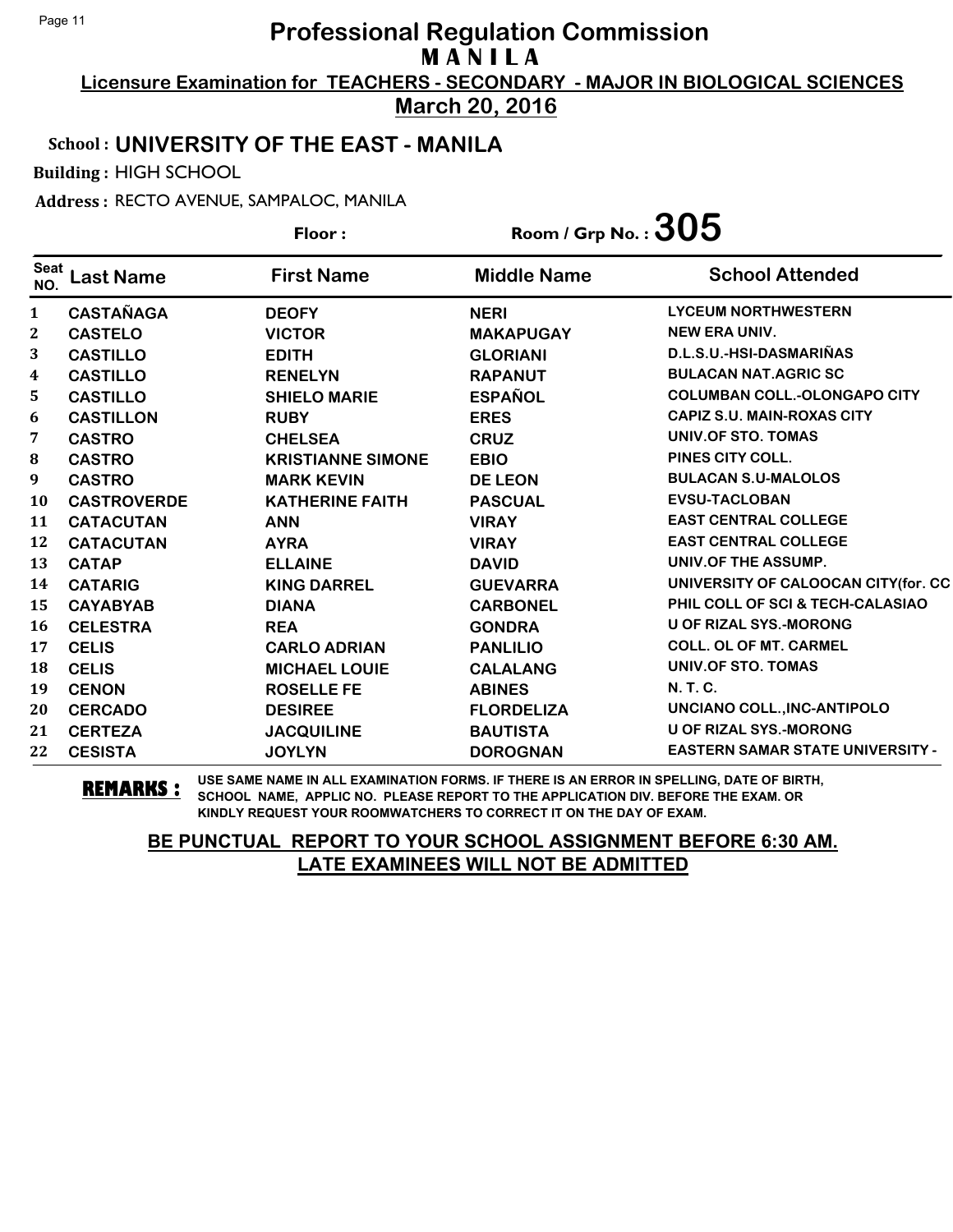# Professional Regulation Commission

## M A N I L A

**Licensure Examination for TEACHERS - SECONDARY - MAJOR IN BIOLOGICAL SCIENCES**

**March 20, 2016**

**School : UNIVERSITY OF THE EAST - MANILA**

**Building :** HIGH SCHOOL

**Address :** RECTO AVENUE, SAMPALOC, MANILA

**Floor :**

**Room / Grp No. : 305**

| Seat NO. | Last Name | First Name | Middle Name | School Attended |
|---|---|---|---|---|
| 1 | CASTAÑAGA | DEOFY | NERI | LYCEUM NORTHWESTERN |
| 2 | CASTELO | VICTOR | MAKAPUGAY | NEW ERA UNIV. |
| 3 | CASTILLO | EDITH | GLORIANI | D.L.S.U.-HSI-DASMARIÑAS |
| 4 | CASTILLO | RENELYN | RAPANUT | BULACAN NAT.AGRIC SC |
| 5 | CASTILLO | SHIELO MARIE | ESPAÑOL | COLUMBAN COLL.-OLONGAPO CITY |
| 6 | CASTILLON | RUBY | ERES | CAPIZ S.U. MAIN-ROXAS CITY |
| 7 | CASTRO | CHELSEA | CRUZ | UNIV.OF STO. TOMAS |
| 8 | CASTRO | KRISTIANNE SIMONE | EBIO | PINES CITY COLL. |
| 9 | CASTRO | MARK KEVIN | DE LEON | BULACAN S.U-MALOLOS |
| 10 | CASTROVERDE | KATHERINE FAITH | PASCUAL | EVSU-TACLOBAN |
| 11 | CATACUTAN | ANN | VIRAY | EAST CENTRAL COLLEGE |
| 12 | CATACUTAN | AYRA | VIRAY | EAST CENTRAL COLLEGE |
| 13 | CATAP | ELLAINE | DAVID | UNIV.OF THE ASSUMP. |
| 14 | CATARIG | KING DARREL | GUEVARRA | UNIVERSITY OF CALOOCAN CITY(for. CC |
| 15 | CAYABYAB | DIANA | CARBONEL | PHIL COLL OF SCI & TECH-CALASIAO |
| 16 | CELESTRA | REA | GONDRA | U OF RIZAL SYS.-MORONG |
| 17 | CELIS | CARLO ADRIAN | PANLILIO | COLL. OL OF MT. CARMEL |
| 18 | CELIS | MICHAEL LOUIE | CALALANG | UNIV.OF STO. TOMAS |
| 19 | CENON | ROSELLE FE | ABINES | N. T. C. |
| 20 | CERCADO | DESIREE | FLORDELIZA | UNCIANO COLL.,INC-ANTIPOLO |
| 21 | CERTEZA | JACQUILINE | BAUTISTA | U OF RIZAL SYS.-MORONG |
| 22 | CESISTA | JOYLYN | DOROGNAN | EASTERN SAMAR STATE UNIVERSITY - |

**REMARKS :** USE SAME NAME IN ALL EXAMINATION FORMS. IF THERE IS AN ERROR IN SPELLING, DATE OF BIRTH, SCHOOL NAME, APPLIC NO. PLEASE REPORT TO THE APPLICATION DIV. BEFORE THE EXAM. OR KINDLY REQUEST YOUR ROOMWATCHERS TO CORRECT IT ON THE DAY OF EXAM.

**BE PUNCTUAL REPORT TO YOUR SCHOOL ASSIGNMENT BEFORE 6:30 AM.**
**LATE EXAMINEES WILL NOT BE ADMITTED**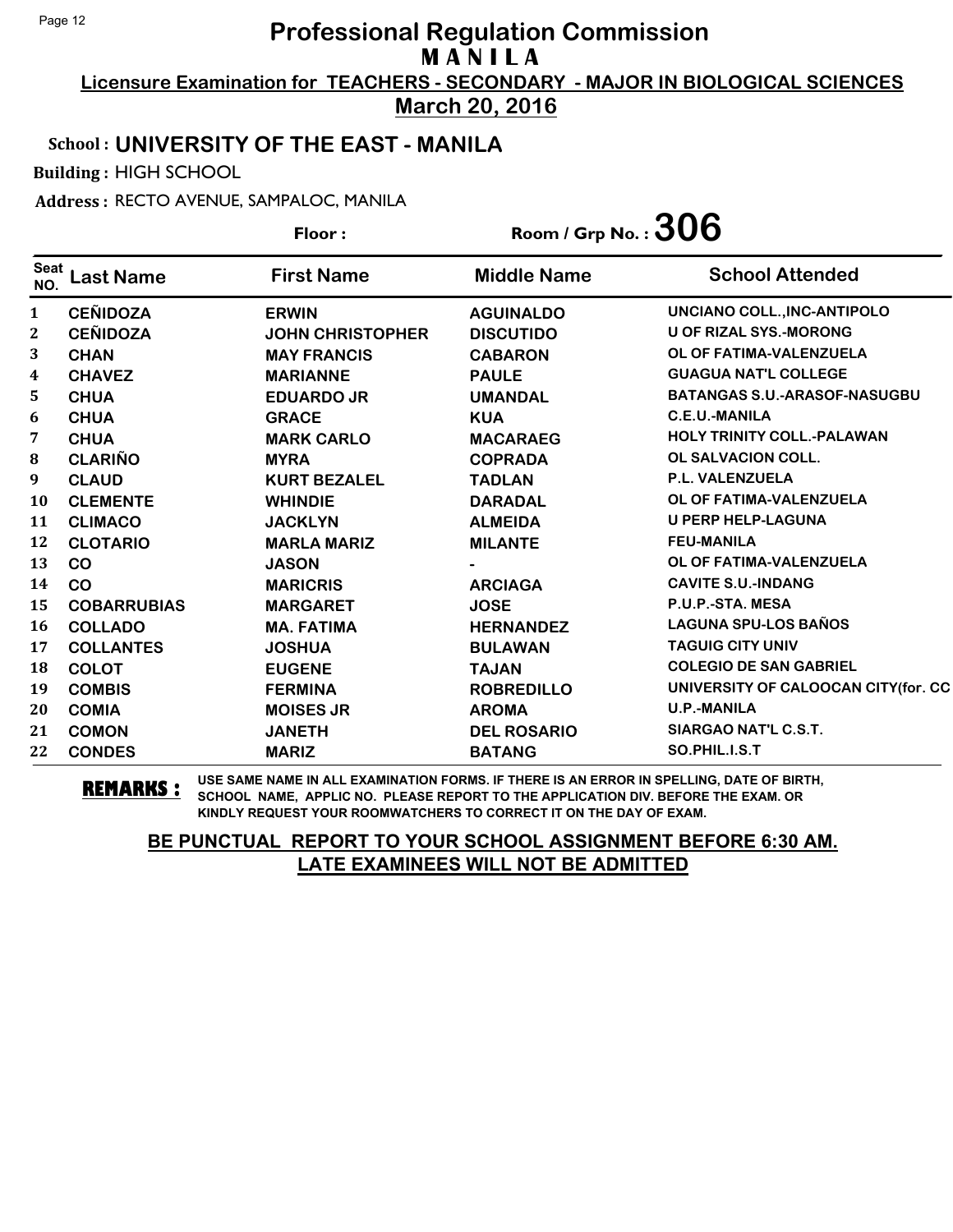# Professional Regulation Commission
## MANILA

**Licensure Examination for TEACHERS - SECONDARY - MAJOR IN BIOLOGICAL SCIENCES**

**March 20, 2016**

**School : UNIVERSITY OF THE EAST - MANILA**

**Building :** HIGH SCHOOL

**Address :** RECTO AVENUE, SAMPALOC, MANILA

**Floor :** **Room / Grp No. : 306**

| Seat NO. | Last Name | First Name | Middle Name | School Attended |
|---|---|---|---|---|
| 1 | CEÑIDOZA | ERWIN | AGUINALDO | UNCIANO COLL.,INC-ANTIPOLO |
| 2 | CEÑIDOZA | JOHN CHRISTOPHER | DISCUTIDO | U OF RIZAL SYS.-MORONG |
| 3 | CHAN | MAY FRANCIS | CABARON | OL OF FATIMA-VALENZUELA |
| 4 | CHAVEZ | MARIANNE | PAULE | GUAGUA NAT'L COLLEGE |
| 5 | CHUA | EDUARDO JR | UMANDAL | BATANGAS S.U.-ARASOF-NASUGBU |
| 6 | CHUA | GRACE | KUA | C.E.U.-MANILA |
| 7 | CHUA | MARK CARLO | MACARAEG | HOLY TRINITY COLL.-PALAWAN |
| 8 | CLARIÑO | MYRA | COPRADA | OL SALVACION COLL. |
| 9 | CLAUD | KURT BEZALEL | TADLAN | P.L. VALENZUELA |
| 10 | CLEMENTE | WHINDIE | DARADAL | OL OF FATIMA-VALENZUELA |
| 11 | CLIMACO | JACKLYN | ALMEIDA | U PERP HELP-LAGUNA |
| 12 | CLOTARIO | MARLA MARIZ | MILANTE | FEU-MANILA |
| 13 | CO | JASON | - | OL OF FATIMA-VALENZUELA |
| 14 | CO | MARICRIS | ARCIAGA | CAVITE S.U.-INDANG |
| 15 | COBARRUBIAS | MARGARET | JOSE | P.U.P.-STA. MESA |
| 16 | COLLADO | MA. FATIMA | HERNANDEZ | LAGUNA SPU-LOS BAÑOS |
| 17 | COLLANTES | JOSHUA | BULAWAN | TAGUIG CITY UNIV |
| 18 | COLOT | EUGENE | TAJAN | COLEGIO DE SAN GABRIEL |
| 19 | COMBIS | FERMINA | ROBREDILLO | UNIVERSITY OF CALOOCAN CITY(for. CC |
| 20 | COMIA | MOISES JR | AROMA | U.P.-MANILA |
| 21 | COMON | JANETH | DEL ROSARIO | SIARGAO NAT'L C.S.T. |
| 22 | CONDES | MARIZ | BATANG | SO.PHIL.I.S.T |

**REMARKS :** USE SAME NAME IN ALL EXAMINATION FORMS. IF THERE IS AN ERROR IN SPELLING, DATE OF BIRTH, SCHOOL NAME, APPLIC NO. PLEASE REPORT TO THE APPLICATION DIV. BEFORE THE EXAM. OR KINDLY REQUEST YOUR ROOMWATCHERS TO CORRECT IT ON THE DAY OF EXAM.

**BE PUNCTUAL REPORT TO YOUR SCHOOL ASSIGNMENT BEFORE 6:30 AM.**
**LATE EXAMINEES WILL NOT BE ADMITTED**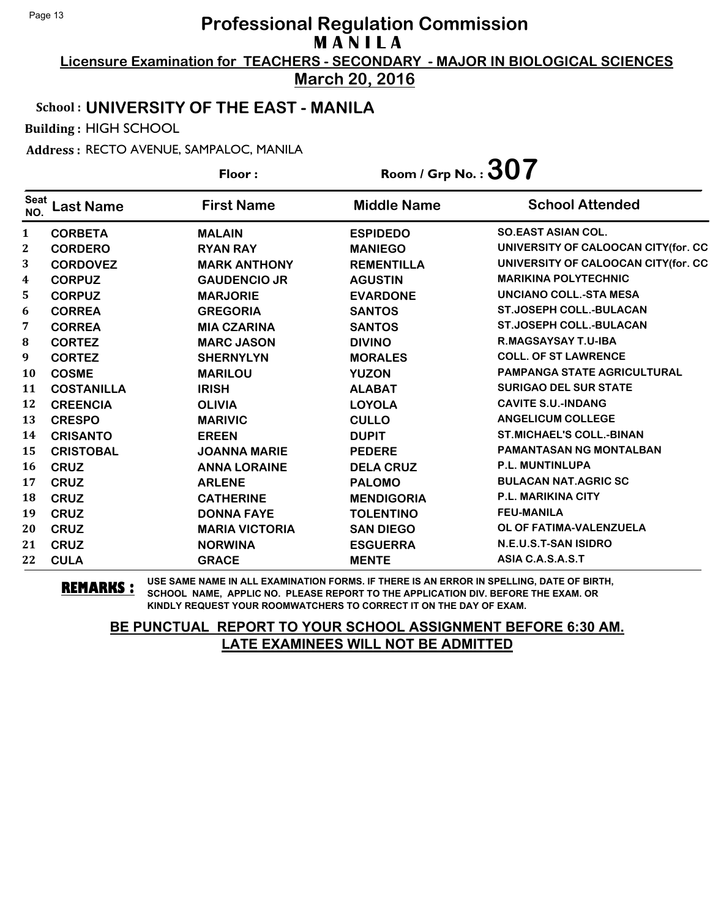# Professional Regulation Commission
## M A N I L A

**Licensure Examination for TEACHERS - SECONDARY - MAJOR IN BIOLOGICAL SCIENCES**

**March 20, 2016**

**School : UNIVERSITY OF THE EAST - MANILA**

**Building :** HIGH SCHOOL

**Address :** RECTO AVENUE, SAMPALOC, MANILA

**Floor :** 

**Room / Grp No. : 307**

| Seat NO. | Last Name | First Name | Middle Name | School Attended |
|---|---|---|---|---|
| 1 | CORBETA | MALAIN | ESPIDEDO | SO.EAST ASIAN COL. |
| 2 | CORDERO | RYAN RAY | MANIEGO | UNIVERSITY OF CALOOCAN CITY(for. CC |
| 3 | CORDOVEZ | MARK ANTHONY | REMENTILLA | UNIVERSITY OF CALOOCAN CITY(for. CC |
| 4 | CORPUZ | GAUDENCIO JR | AGUSTIN | MARIKINA POLYTECHNIC |
| 5 | CORPUZ | MARJORIE | EVARDONE | UNCIANO COLL.-STA MESA |
| 6 | CORREA | GREGORIA | SANTOS | ST.JOSEPH COLL.-BULACAN |
| 7 | CORREA | MIA CZARINA | SANTOS | ST.JOSEPH COLL.-BULACAN |
| 8 | CORTEZ | MARC JASON | DIVINO | R.MAGSAYSAY T.U-IBA |
| 9 | CORTEZ | SHERNYLYN | MORALES | COLL. OF ST LAWRENCE |
| 10 | COSME | MARILOU | YUZON | PAMPANGA STATE AGRICULTURAL |
| 11 | COSTANILLA | IRISH | ALABAT | SURIGAO DEL SUR STATE |
| 12 | CREENCIA | OLIVIA | LOYOLA | CAVITE S.U.-INDANG |
| 13 | CRESPO | MARIVIC | CULLO | ANGELICUM COLLEGE |
| 14 | CRISANTO | EREEN | DUPIT | ST.MICHAEL'S COLL.-BINAN |
| 15 | CRISTOBAL | JOANNA MARIE | PEDERE | PAMANTASAN NG MONTALBAN |
| 16 | CRUZ | ANNA LORAINE | DELA CRUZ | P.L. MUNTINLUPA |
| 17 | CRUZ | ARLENE | PALOMO | BULACAN NAT.AGRIC SC |
| 18 | CRUZ | CATHERINE | MENDIGORIA | P.L. MARIKINA CITY |
| 19 | CRUZ | DONNA FAYE | TOLENTINO | FEU-MANILA |
| 20 | CRUZ | MARIA VICTORIA | SAN DIEGO | OL OF FATIMA-VALENZUELA |
| 21 | CRUZ | NORWINA | ESGUERRA | N.E.U.S.T-SAN ISIDRO |
| 22 | CULA | GRACE | MENTE | ASIA C.A.S.A.S.T |

**REMARKS :** USE SAME NAME IN ALL EXAMINATION FORMS. IF THERE IS AN ERROR IN SPELLING, DATE OF BIRTH, SCHOOL NAME, APPLIC NO. PLEASE REPORT TO THE APPLICATION DIV. BEFORE THE EXAM. OR KINDLY REQUEST YOUR ROOMWATCHERS TO CORRECT IT ON THE DAY OF EXAM.

**BE PUNCTUAL REPORT TO YOUR SCHOOL ASSIGNMENT BEFORE 6:30 AM.**
**LATE EXAMINEES WILL NOT BE ADMITTED**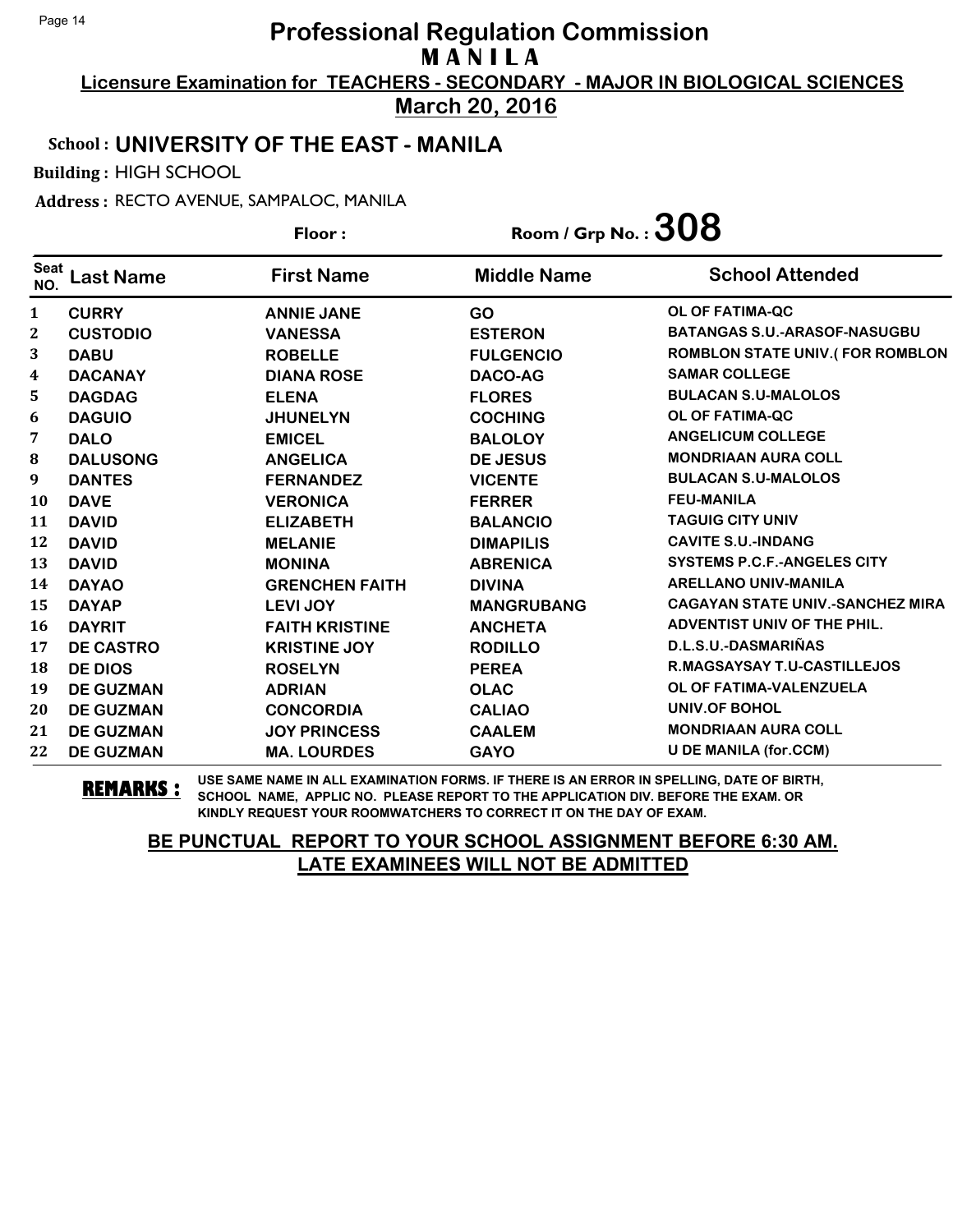# Professional Regulation Commission
## MANILA
### Licensure Examination for TEACHERS - SECONDARY - MAJOR IN BIOLOGICAL SCIENCES
### March 20, 2016

**School :** UNIVERSITY OF THE EAST - MANILA

**Building :** HIGH SCHOOL

**Address :** RECTO AVENUE, SAMPALOC, MANILA

**Floor :**

**Room / Grp No. :** 308

| Seat NO. | Last Name | First Name | Middle Name | School Attended |
|---|---|---|---|---|
| 1 | CURRY | ANNIE JANE | GO | OL OF FATIMA-QC |
| 2 | CUSTODIO | VANESSA | ESTERON | BATANGAS S.U.-ARASOF-NASUGBU |
| 3 | DABU | ROBELLE | FULGENCIO | ROMBLON STATE UNIV.( FOR ROMBLON |
| 4 | DACANAY | DIANA ROSE | DACO-AG | SAMAR COLLEGE |
| 5 | DAGDAG | ELENA | FLORES | BULACAN S.U-MALOLOS |
| 6 | DAGUIO | JHUNELYN | COCHING | OL OF FATIMA-QC |
| 7 | DALO | EMICEL | BALOLOY | ANGELICUM COLLEGE |
| 8 | DALUSONG | ANGELICA | DE JESUS | MONDRIAAN AURA COLL |
| 9 | DANTES | FERNANDEZ | VICENTE | BULACAN S.U-MALOLOS |
| 10 | DAVE | VERONICA | FERRER | FEU-MANILA |
| 11 | DAVID | ELIZABETH | BALANCIO | TAGUIG CITY UNIV |
| 12 | DAVID | MELANIE | DIMAPILIS | CAVITE S.U.-INDANG |
| 13 | DAVID | MONINA | ABRENICA | SYSTEMS P.C.F.-ANGELES CITY |
| 14 | DAYAO | GRENCHEN FAITH | DIVINA | ARELLANO UNIV-MANILA |
| 15 | DAYAP | LEVI JOY | MANGRUBANG | CAGAYAN STATE UNIV.-SANCHEZ MIRA |
| 16 | DAYRIT | FAITH KRISTINE | ANCHETA | ADVENTIST UNIV OF THE PHIL. |
| 17 | DE CASTRO | KRISTINE JOY | RODILLO | D.L.S.U.-DASMARIÑAS |
| 18 | DE DIOS | ROSELYN | PEREA | R.MAGSAYSAY T.U-CASTILLEJOS |
| 19 | DE GUZMAN | ADRIAN | OLAC | OL OF FATIMA-VALENZUELA |
| 20 | DE GUZMAN | CONCORDIA | CALIAO | UNIV.OF BOHOL |
| 21 | DE GUZMAN | JOY PRINCESS | CAALEM | MONDRIAAN AURA COLL |
| 22 | DE GUZMAN | MA. LOURDES | GAYO | U DE MANILA (for.CCM) |

**REMARKS :** USE SAME NAME IN ALL EXAMINATION FORMS. IF THERE IS AN ERROR IN SPELLING, DATE OF BIRTH, SCHOOL NAME, APPLIC NO. PLEASE REPORT TO THE APPLICATION DIV. BEFORE THE EXAM. OR KINDLY REQUEST YOUR ROOMWATCHERS TO CORRECT IT ON THE DAY OF EXAM.

**BE PUNCTUAL REPORT TO YOUR SCHOOL ASSIGNMENT BEFORE 6:30 AM. LATE EXAMINEES WILL NOT BE ADMITTED**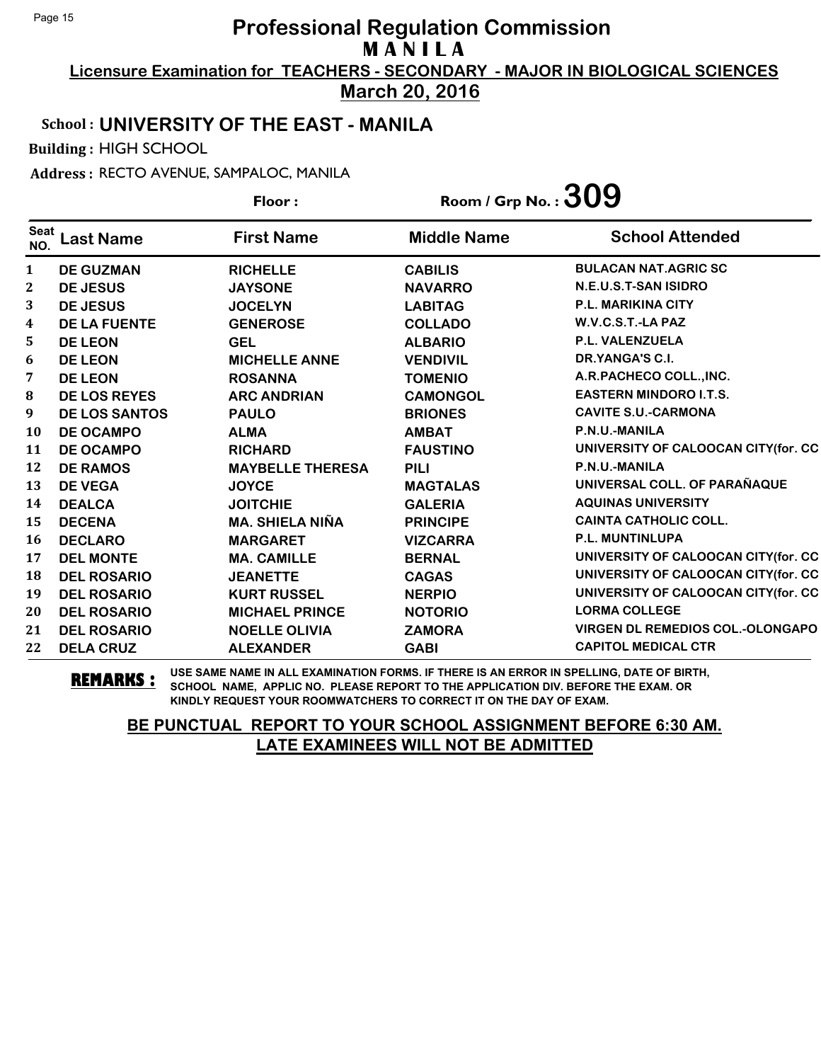# Professional Regulation Commission
## MANILA

**Licensure Examination for TEACHERS - SECONDARY - MAJOR IN BIOLOGICAL SCIENCES**

**March 20, 2016**

**School : UNIVERSITY OF THE EAST - MANILA**

**Building :** HIGH SCHOOL

**Address :** RECTO AVENUE, SAMPALOC, MANILA

**Floor :** 

**Room / Grp No. : 309**

| Seat NO. | Last Name | First Name | Middle Name | School Attended |
|---|---|---|---|---|
| 1 | DE GUZMAN | RICHELLE | CABILIS | BULACAN NAT.AGRIC SC |
| 2 | DE JESUS | JAYSONE | NAVARRO | N.E.U.S.T-SAN ISIDRO |
| 3 | DE JESUS | JOCELYN | LABITAG | P.L. MARIKINA CITY |
| 4 | DE LA FUENTE | GENEROSE | COLLADO | W.V.C.S.T.-LA PAZ |
| 5 | DE LEON | GEL | ALBARIO | P.L. VALENZUELA |
| 6 | DE LEON | MICHELLE ANNE | VENDIVIL | DR.YANGA'S C.I. |
| 7 | DE LEON | ROSANNA | TOMENIO | A.R.PACHECO COLL.,INC. |
| 8 | DE LOS REYES | ARC ANDRIAN | CAMONGOL | EASTERN MINDORO I.T.S. |
| 9 | DE LOS SANTOS | PAULO | BRIONES | CAVITE S.U.-CARMONA |
| 10 | DE OCAMPO | ALMA | AMBAT | P.N.U.-MANILA |
| 11 | DE OCAMPO | RICHARD | FAUSTINO | UNIVERSITY OF CALOOCAN CITY(for. CC |
| 12 | DE RAMOS | MAYBELLE THERESA | PILI | P.N.U.-MANILA |
| 13 | DE VEGA | JOYCE | MAGTALAS | UNIVERSAL COLL. OF PARAÑAQUE |
| 14 | DEALCA | JOITCHIE | GALERIA | AQUINAS UNIVERSITY |
| 15 | DECENA | MA. SHIELA NIÑA | PRINCIPE | CAINTA CATHOLIC COLL. |
| 16 | DECLARO | MARGARET | VIZCARRA | P.L. MUNTINLUPA |
| 17 | DEL MONTE | MA. CAMILLE | BERNAL | UNIVERSITY OF CALOOCAN CITY(for. CC |
| 18 | DEL ROSARIO | JEANETTE | CAGAS | UNIVERSITY OF CALOOCAN CITY(for. CC |
| 19 | DEL ROSARIO | KURT RUSSEL | NERPIO | UNIVERSITY OF CALOOCAN CITY(for. CC |
| 20 | DEL ROSARIO | MICHAEL PRINCE | NOTORIO | LORMA COLLEGE |
| 21 | DEL ROSARIO | NOELLE OLIVIA | ZAMORA | VIRGEN DL REMEDIOS COL.-OLONGAPO |
| 22 | DELA CRUZ | ALEXANDER | GABI | CAPITOL MEDICAL CTR |

**REMARKS :** USE SAME NAME IN ALL EXAMINATION FORMS. IF THERE IS AN ERROR IN SPELLING, DATE OF BIRTH, SCHOOL NAME, APPLIC NO. PLEASE REPORT TO THE APPLICATION DIV. BEFORE THE EXAM. OR KINDLY REQUEST YOUR ROOMWATCHERS TO CORRECT IT ON THE DAY OF EXAM.

**BE PUNCTUAL REPORT TO YOUR SCHOOL ASSIGNMENT BEFORE 6:30 AM. LATE EXAMINEES WILL NOT BE ADMITTED**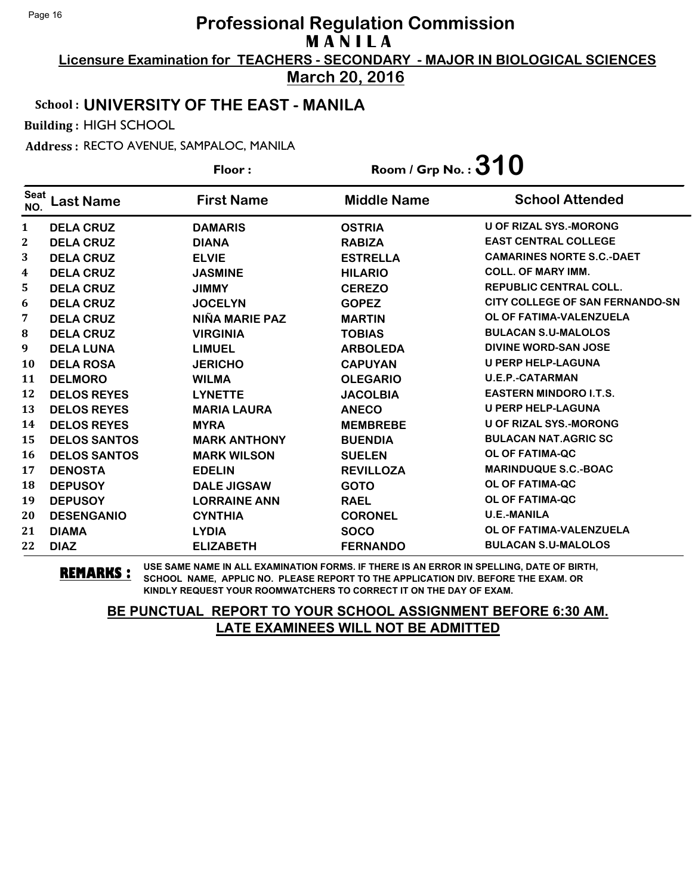# Professional Regulation Commission

**MANILA**

**Licensure Examination for TEACHERS - SECONDARY - MAJOR IN BIOLOGICAL SCIENCES**

**March 20, 2016**

**School : UNIVERSITY OF THE EAST - MANILA**

**Building :** HIGH SCHOOL

**Address :** RECTO AVENUE, SAMPALOC, MANILA

**Floor :** **Room / Grp No. : 310**

| Seat NO. | Last Name | First Name | Middle Name | School Attended |
|---|---|---|---|---|
| 1 | DELA CRUZ | DAMARIS | OSTRIA | U OF RIZAL SYS.-MORONG |
| 2 | DELA CRUZ | DIANA | RABIZA | EAST CENTRAL COLLEGE |
| 3 | DELA CRUZ | ELVIE | ESTRELLA | CAMARINES NORTE S.C.-DAET |
| 4 | DELA CRUZ | JASMINE | HILARIO | COLL. OF MARY IMM. |
| 5 | DELA CRUZ | JIMMY | CEREZO | REPUBLIC CENTRAL COLL. |
| 6 | DELA CRUZ | JOCELYN | GOPEZ | CITY COLLEGE OF SAN FERNANDO-SN |
| 7 | DELA CRUZ | NIÑA MARIE PAZ | MARTIN | OL OF FATIMA-VALENZUELA |
| 8 | DELA CRUZ | VIRGINIA | TOBIAS | BULACAN S.U-MALOLOS |
| 9 | DELA LUNA | LIMUEL | ARBOLEDA | DIVINE WORD-SAN JOSE |
| 10 | DELA ROSA | JERICHO | CAPUYAN | U PERP HELP-LAGUNA |
| 11 | DELMORO | WILMA | OLEGARIO | U.E.P.-CATARMAN |
| 12 | DELOS REYES | LYNETTE | JACOLBIA | EASTERN MINDORO I.T.S. |
| 13 | DELOS REYES | MARIA LAURA | ANECO | U PERP HELP-LAGUNA |
| 14 | DELOS REYES | MYRA | MEMBREBE | U OF RIZAL SYS.-MORONG |
| 15 | DELOS SANTOS | MARK ANTHONY | BUENDIA | BULACAN NAT.AGRIC SC |
| 16 | DELOS SANTOS | MARK WILSON | SUELEN | OL OF FATIMA-QC |
| 17 | DENOSTA | EDELIN | REVILLOZA | MARINDUQUE S.C.-BOAC |
| 18 | DEPUSOY | DALE JIGSAW | GOTO | OL OF FATIMA-QC |
| 19 | DEPUSOY | LORRAINE ANN | RAEL | OL OF FATIMA-QC |
| 20 | DESENGANIO | CYNTHIA | CORONEL | U.E.-MANILA |
| 21 | DIAMA | LYDIA | SOCO | OL OF FATIMA-VALENZUELA |
| 22 | DIAZ | ELIZABETH | FERNANDO | BULACAN S.U-MALOLOS |

**REMARKS :** USE SAME NAME IN ALL EXAMINATION FORMS. IF THERE IS AN ERROR IN SPELLING, DATE OF BIRTH, SCHOOL NAME, APPLIC NO. PLEASE REPORT TO THE APPLICATION DIV. BEFORE THE EXAM. OR KINDLY REQUEST YOUR ROOMWATCHERS TO CORRECT IT ON THE DAY OF EXAM.

**BE PUNCTUAL REPORT TO YOUR SCHOOL ASSIGNMENT BEFORE 6:30 AM. LATE EXAMINEES WILL NOT BE ADMITTED**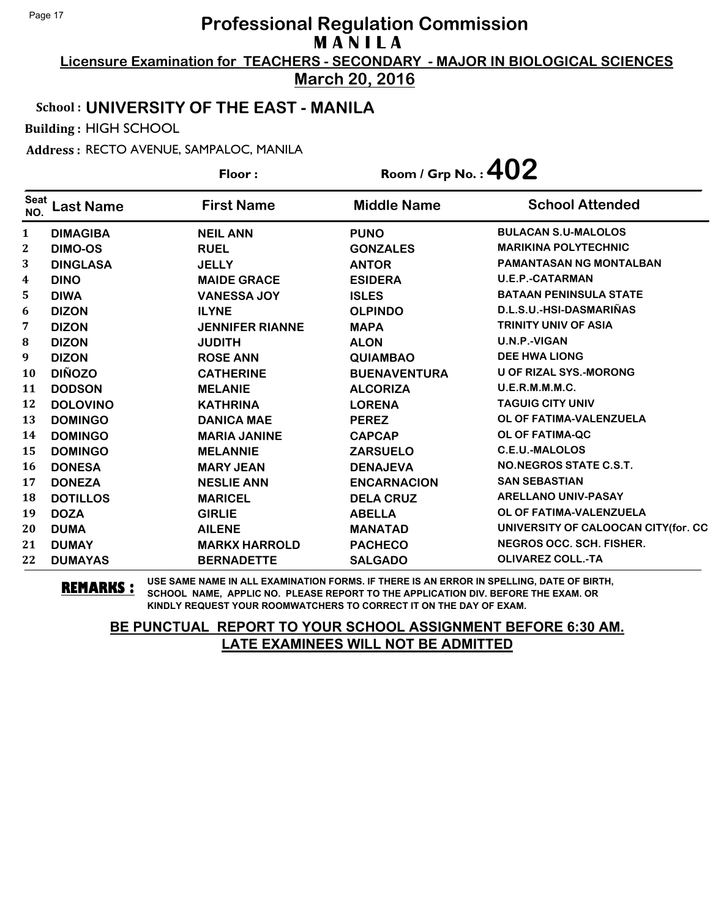# Professional Regulation Commission

## M A N I L A

**Licensure Examination for TEACHERS - SECONDARY - MAJOR IN BIOLOGICAL SCIENCES**

**March 20, 2016**

**School : UNIVERSITY OF THE EAST - MANILA**

**Building :** HIGH SCHOOL

**Address :** RECTO AVENUE, SAMPALOC, MANILA

**Floor :** 

**Room / Grp No. : 402**

| Seat NO. | Last Name | First Name | Middle Name | School Attended |
|---|---|---|---|---|
| 1 | DIMAGIBA | NEIL ANN | PUNO | BULACAN S.U-MALOLOS |
| 2 | DIMO-OS | RUEL | GONZALES | MARIKINA POLYTECHNIC |
| 3 | DINGLASA | JELLY | ANTOR | PAMANTASAN NG MONTALBAN |
| 4 | DINO | MAIDE GRACE | ESIDERA | U.E.P.-CATARMAN |
| 5 | DIWA | VANESSA JOY | ISLES | BATAAN PENINSULA STATE |
| 6 | DIZON | ILYNE | OLPINDO | D.L.S.U.-HSI-DASMARIÑAS |
| 7 | DIZON | JENNIFER RIANNE | MAPA | TRINITY UNIV OF ASIA |
| 8 | DIZON | JUDITH | ALON | U.N.P.-VIGAN |
| 9 | DIZON | ROSE ANN | QUIAMBAO | DEE HWA LIONG |
| 10 | DIÑOZO | CATHERINE | BUENAVENTURA | U OF RIZAL SYS.-MORONG |
| 11 | DODSON | MELANIE | ALCORIZA | U.E.R.M.M.M.C. |
| 12 | DOLOVINO | KATHRINA | LORENA | TAGUIG CITY UNIV |
| 13 | DOMINGO | DANICA MAE | PEREZ | OL OF FATIMA-VALENZUELA |
| 14 | DOMINGO | MARIA JANINE | CAPCAP | OL OF FATIMA-QC |
| 15 | DOMINGO | MELANNIE | ZARSUELO | C.E.U.-MALOLOS |
| 16 | DONESA | MARY JEAN | DENAJEVA | NO.NEGROS STATE C.S.T. |
| 17 | DONEZA | NESLIE ANN | ENCARNACION | SAN SEBASTIAN |
| 18 | DOTILLOS | MARICEL | DELA CRUZ | ARELLANO UNIV-PASAY |
| 19 | DOZA | GIRLIE | ABELLA | OL OF FATIMA-VALENZUELA |
| 20 | DUMA | AILENE | MANATAD | UNIVERSITY OF CALOOCAN CITY(for. CC |
| 21 | DUMAY | MARKX HARROLD | PACHECO | NEGROS OCC. SCH. FISHER. |
| 22 | DUMAYAS | BERNADETTE | SALGADO | OLIVAREZ COLL.-TA |

**REMARKS :** USE SAME NAME IN ALL EXAMINATION FORMS. IF THERE IS AN ERROR IN SPELLING, DATE OF BIRTH, SCHOOL NAME, APPLIC NO. PLEASE REPORT TO THE APPLICATION DIV. BEFORE THE EXAM. OR KINDLY REQUEST YOUR ROOMWATCHERS TO CORRECT IT ON THE DAY OF EXAM.

**BE PUNCTUAL REPORT TO YOUR SCHOOL ASSIGNMENT BEFORE 6:30 AM.**
**LATE EXAMINEES WILL NOT BE ADMITTED**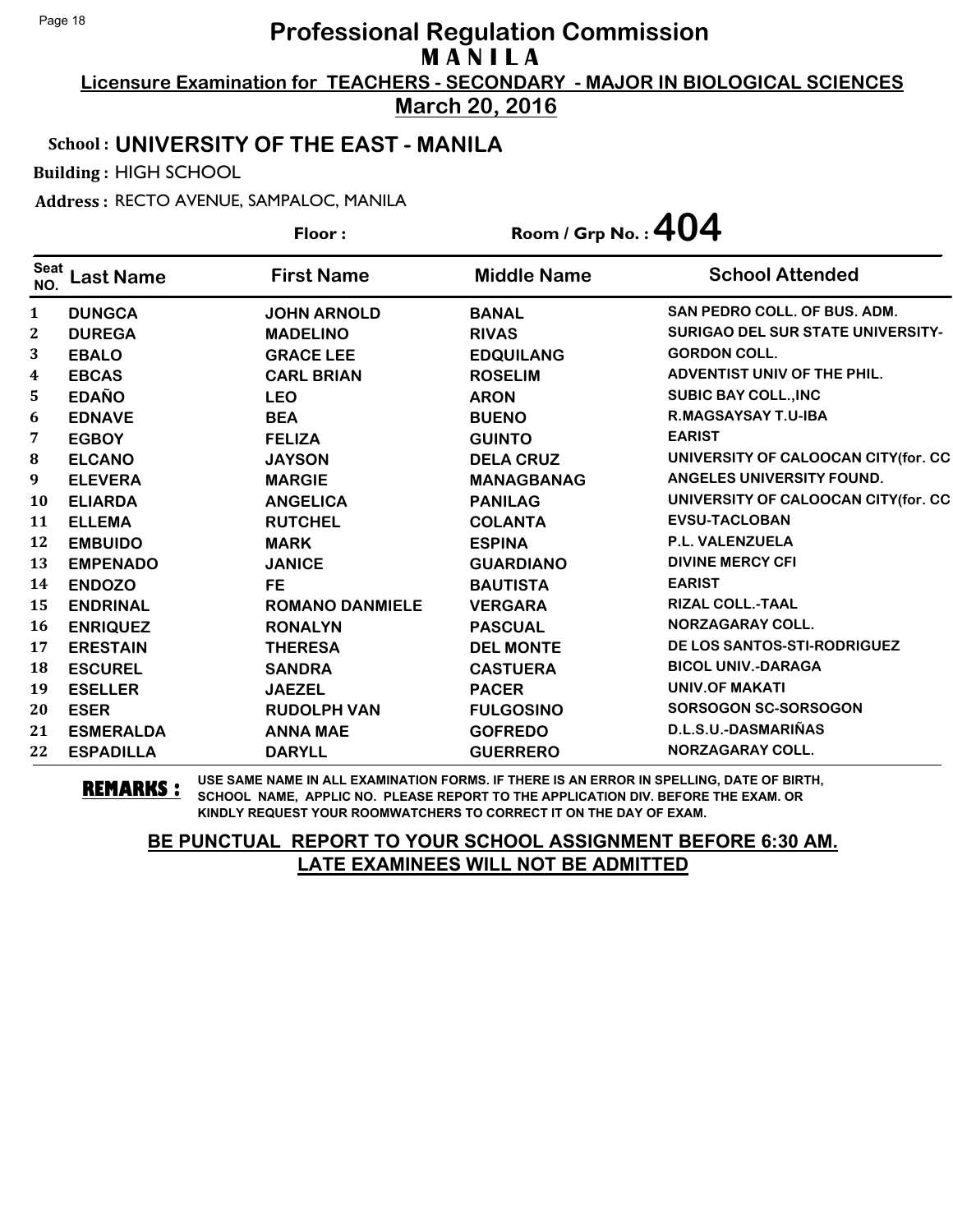# Professional Regulation Commission
## M A N I L A

**Licensure Examination for TEACHERS - SECONDARY - MAJOR IN BIOLOGICAL SCIENCES**

**March 20, 2016**

**School : UNIVERSITY OF THE EAST - MANILA**

**Building :** HIGH SCHOOL

**Address :** RECTO AVENUE, SAMPALOC, MANILA

**Floor :** 

**Room / Grp No. : 404**

| Seat NO. | Last Name | First Name | Middle Name | School Attended |
|---|---|---|---|---|
| 1 | DUNGCA | JOHN ARNOLD | BANAL | SAN PEDRO COLL. OF BUS. ADM. |
| 2 | DUREGA | MADELINO | RIVAS | SURIGAO DEL SUR STATE UNIVERSITY- |
| 3 | EBALO | GRACE LEE | EDQUILANG | GORDON COLL. |
| 4 | EBCAS | CARL BRIAN | ROSELIM | ADVENTIST UNIV OF THE PHIL. |
| 5 | EDAÑO | LEO | ARON | SUBIC BAY COLL.,INC |
| 6 | EDNAVE | BEA | BUENO | R.MAGSAYSAY T.U-IBA |
| 7 | EGBOY | FELIZA | GUINTO | EARIST |
| 8 | ELCANO | JAYSON | DELA CRUZ | UNIVERSITY OF CALOOCAN CITY(for. CC |
| 9 | ELEVERA | MARGIE | MANAGBANAG | ANGELES UNIVERSITY FOUND. |
| 10 | ELIARDA | ANGELICA | PANILAG | UNIVERSITY OF CALOOCAN CITY(for. CC |
| 11 | ELLEMA | RUTCHEL | COLANTA | EVSU-TACLOBAN |
| 12 | EMBUIDO | MARK | ESPINA | P.L. VALENZUELA |
| 13 | EMPENADO | JANICE | GUARDIANO | DIVINE MERCY CFI |
| 14 | ENDOZO | FE | BAUTISTA | EARIST |
| 15 | ENDRINAL | ROMANO DANMIELE | VERGARA | RIZAL COLL.-TAAL |
| 16 | ENRIQUEZ | RONALYN | PASCUAL | NORZAGARAY COLL. |
| 17 | ERESTAIN | THERESA | DEL MONTE | DE LOS SANTOS-STI-RODRIGUEZ |
| 18 | ESCUREL | SANDRA | CASTUERA | BICOL UNIV.-DARAGA |
| 19 | ESELLER | JAEZEL | PACER | UNIV.OF MAKATI |
| 20 | ESER | RUDOLPH VAN | FULGOSINO | SORSOGON SC-SORSOGON |
| 21 | ESMERALDA | ANNA MAE | GOFREDO | D.L.S.U.-DASMARIÑAS |
| 22 | ESPADILLA | DARYLL | GUERRERO | NORZAGARAY COLL. |

**REMARKS :** USE SAME NAME IN ALL EXAMINATION FORMS. IF THERE IS AN ERROR IN SPELLING, DATE OF BIRTH, SCHOOL NAME, APPLIC NO. PLEASE REPORT TO THE APPLICATION DIV. BEFORE THE EXAM. OR KINDLY REQUEST YOUR ROOMWATCHERS TO CORRECT IT ON THE DAY OF EXAM.

**BE PUNCTUAL REPORT TO YOUR SCHOOL ASSIGNMENT BEFORE 6:30 AM.**
**LATE EXAMINEES WILL NOT BE ADMITTED**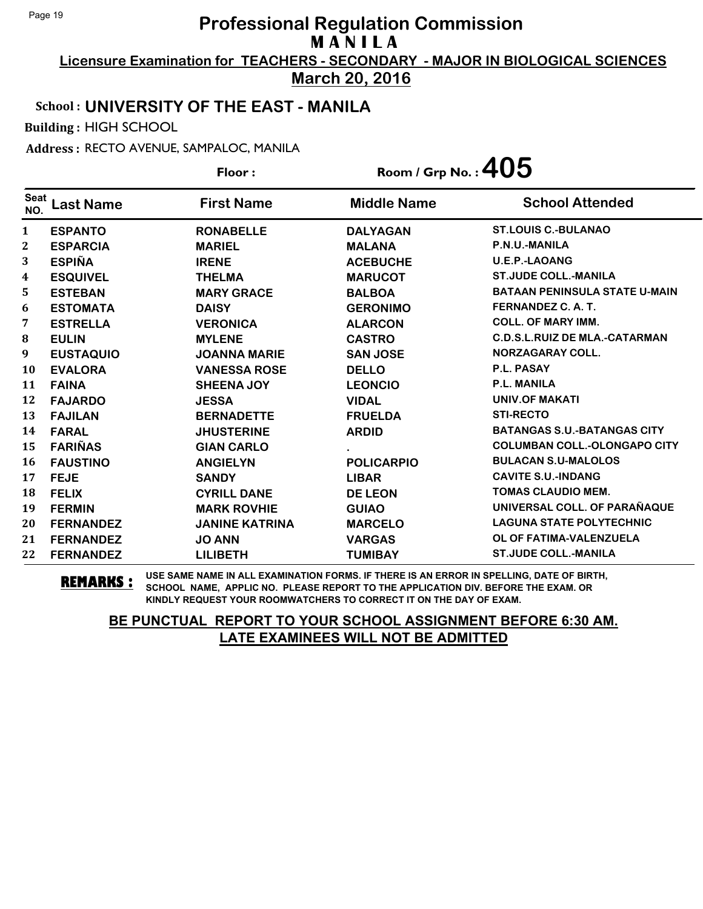# Professional Regulation Commission
## MANILA

**Licensure Examination for TEACHERS - SECONDARY - MAJOR IN BIOLOGICAL SCIENCES**

**March 20, 2016**

**School : UNIVERSITY OF THE EAST - MANILA**

**Building :** HIGH SCHOOL

**Address :** RECTO AVENUE, SAMPALOC, MANILA

**Floor :**

**Room / Grp No. : 405**

| Seat NO. | Last Name | First Name | Middle Name | School Attended |
|---|---|---|---|---|
| 1 | ESPANTO | RONABELLE | DALYAGAN | ST.LOUIS C.-BULANAO |
| 2 | ESPARCIA | MARIEL | MALANA | P.N.U.-MANILA |
| 3 | ESPIÑA | IRENE | ACEBUCHE | U.E.P.-LAOANG |
| 4 | ESQUIVEL | THELMA | MARUCOT | ST.JUDE COLL.-MANILA |
| 5 | ESTEBAN | MARY GRACE | BALBOA | BATAAN PENINSULA STATE U-MAIN |
| 6 | ESTOMATA | DAISY | GERONIMO | FERNANDEZ C. A. T. |
| 7 | ESTRELLA | VERONICA | ALARCON | COLL. OF MARY IMM. |
| 8 | EULIN | MYLENE | CASTRO | C.D.S.L.RUIZ DE MLA.-CATARMAN |
| 9 | EUSTAQUIO | JOANNA MARIE | SAN JOSE | NORZAGARAY COLL. |
| 10 | EVALORA | VANESSA ROSE | DELLO | P.L. PASAY |
| 11 | FAINA | SHEENA JOY | LEONCIO | P.L. MANILA |
| 12 | FAJARDO | JESSA | VIDAL | UNIV.OF MAKATI |
| 13 | FAJILAN | BERNADETTE | FRUELDA | STI-RECTO |
| 14 | FARAL | JHUSTERINE | ARDID | BATANGAS S.U.-BATANGAS CITY |
| 15 | FARIÑAS | GIAN CARLO | . | COLUMBAN COLL.-OLONGAPO CITY |
| 16 | FAUSTINO | ANGIELYN | POLICARPIO | BULACAN S.U-MALOLOS |
| 17 | FEJE | SANDY | LIBAR | CAVITE S.U.-INDANG |
| 18 | FELIX | CYRILL DANE | DE LEON | TOMAS CLAUDIO MEM. |
| 19 | FERMIN | MARK ROVHIE | GUIAO | UNIVERSAL COLL. OF PARAÑAQUE |
| 20 | FERNANDEZ | JANINE KATRINA | MARCELO | LAGUNA STATE POLYTECHNIC |
| 21 | FERNANDEZ | JO ANN | VARGAS | OL OF FATIMA-VALENZUELA |
| 22 | FERNANDEZ | LILIBETH | TUMIBAY | ST.JUDE COLL.-MANILA |

**REMARKS :** USE SAME NAME IN ALL EXAMINATION FORMS. IF THERE IS AN ERROR IN SPELLING, DATE OF BIRTH, SCHOOL NAME, APPLIC NO. PLEASE REPORT TO THE APPLICATION DIV. BEFORE THE EXAM. OR KINDLY REQUEST YOUR ROOMWATCHERS TO CORRECT IT ON THE DAY OF EXAM.

**BE PUNCTUAL REPORT TO YOUR SCHOOL ASSIGNMENT BEFORE 6:30 AM. LATE EXAMINEES WILL NOT BE ADMITTED**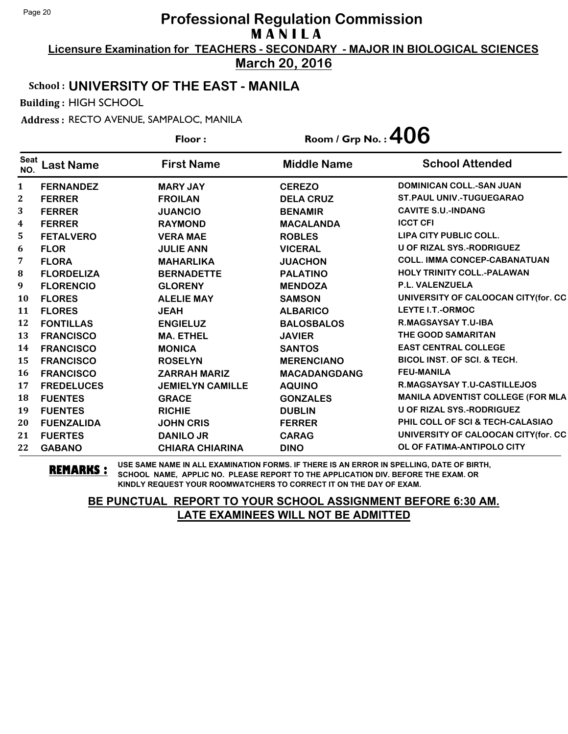# Professional Regulation Commission

## MANILA

**Licensure Examination for TEACHERS - SECONDARY - MAJOR IN BIOLOGICAL SCIENCES**

**March 20, 2016**

**School : UNIVERSITY OF THE EAST - MANILA**

**Building :** HIGH SCHOOL

**Address :** RECTO AVENUE, SAMPALOC, MANILA

**Floor :** 

**Room / Grp No. : 406**

| Seat NO. | Last Name | First Name | Middle Name | School Attended |
|---|---|---|---|---|
| 1 | FERNANDEZ | MARY JAY | CEREZO | DOMINICAN COLL.-SAN JUAN |
| 2 | FERRER | FROILAN | DELA CRUZ | ST.PAUL UNIV.-TUGUEGARAO |
| 3 | FERRER | JUANCIO | BENAMIR | CAVITE S.U.-INDANG |
| 4 | FERRER | RAYMOND | MACALANDA | ICCT CFI |
| 5 | FETALVERO | VERA MAE | ROBLES | LIPA CITY PUBLIC COLL. |
| 6 | FLOR | JULIE ANN | VICERAL | U OF RIZAL SYS.-RODRIGUEZ |
| 7 | FLORA | MAHARLIKA | JUACHON | COLL. IMMA CONCEP-CABANATUAN |
| 8 | FLORDELIZA | BERNADETTE | PALATINO | HOLY TRINITY COLL.-PALAWAN |
| 9 | FLORENCIO | GLORENY | MENDOZA | P.L. VALENZUELA |
| 10 | FLORES | ALELIE MAY | SAMSON | UNIVERSITY OF CALOOCAN CITY(for. CC |
| 11 | FLORES | JEAH | ALBARICO | LEYTE I.T.-ORMOC |
| 12 | FONTILLAS | ENGIELUZ | BALOSBALOS | R.MAGSAYSAY T.U-IBA |
| 13 | FRANCISCO | MA. ETHEL | JAVIER | THE GOOD SAMARITAN |
| 14 | FRANCISCO | MONICA | SANTOS | EAST CENTRAL COLLEGE |
| 15 | FRANCISCO | ROSELYN | MERENCIANO | BICOL INST. OF SCI. & TECH. |
| 16 | FRANCISCO | ZARRAH MARIZ | MACADANGDANG | FEU-MANILA |
| 17 | FREDELUCES | JEMIELYN CAMILLE | AQUINO | R.MAGSAYSAY T.U-CASTILLEJOS |
| 18 | FUENTES | GRACE | GONZALES | MANILA ADVENTIST COLLEGE (FOR MLA |
| 19 | FUENTES | RICHIE | DUBLIN | U OF RIZAL SYS.-RODRIGUEZ |
| 20 | FUENZALIDA | JOHN CRIS | FERRER | PHIL COLL OF SCI & TECH-CALASIAO |
| 21 | FUERTES | DANILO JR | CARAG | UNIVERSITY OF CALOOCAN CITY(for. CC |
| 22 | GABANO | CHIARA CHIARINA | DINO | OL OF FATIMA-ANTIPOLO CITY |

**REMARKS :** USE SAME NAME IN ALL EXAMINATION FORMS. IF THERE IS AN ERROR IN SPELLING, DATE OF BIRTH, SCHOOL NAME, APPLIC NO. PLEASE REPORT TO THE APPLICATION DIV. BEFORE THE EXAM. OR KINDLY REQUEST YOUR ROOMWATCHERS TO CORRECT IT ON THE DAY OF EXAM.

**BE PUNCTUAL REPORT TO YOUR SCHOOL ASSIGNMENT BEFORE 6:30 AM.**
**LATE EXAMINEES WILL NOT BE ADMITTED**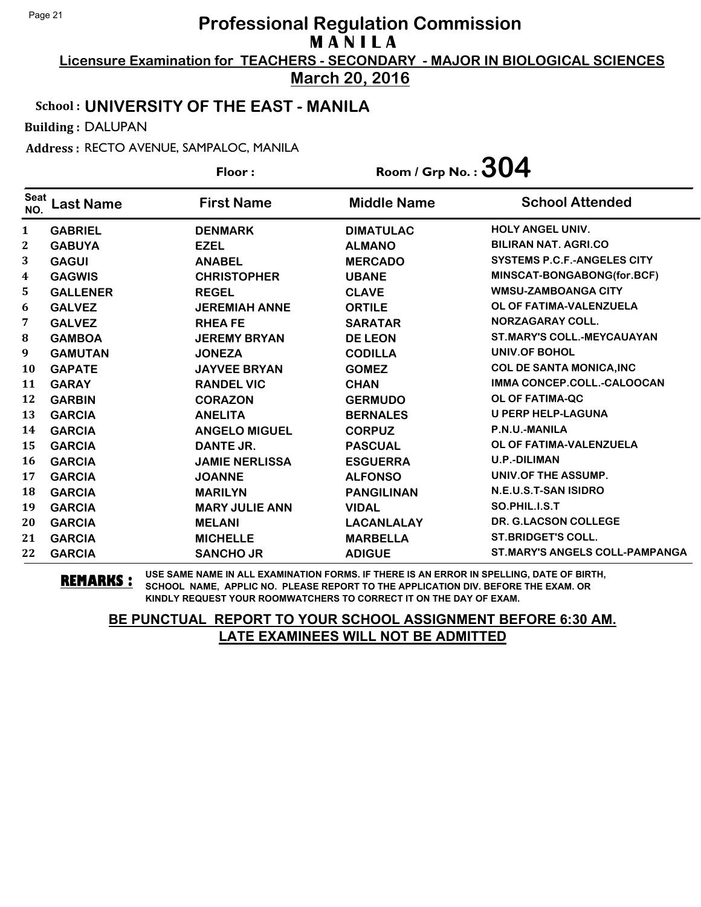# Professional Regulation Commission

## MANILA

**Licensure Examination for TEACHERS - SECONDARY - MAJOR IN BIOLOGICAL SCIENCES**

**March 20, 2016**

**School : UNIVERSITY OF THE EAST - MANILA**

**Building :** DALUPAN

**Address :** RECTO AVENUE, SAMPALOC, MANILA

**Floor :**

**Room / Grp No. : 304**

| Seat NO. | Last Name | First Name | Middle Name | School Attended |
|---|---|---|---|---|
| 1 | GABRIEL | DENMARK | DIMATULAC | HOLY ANGEL UNIV. |
| 2 | GABUYA | EZEL | ALMANO | BILIRAN NAT. AGRI.CO |
| 3 | GAGUI | ANABEL | MERCADO | SYSTEMS P.C.F.-ANGELES CITY |
| 4 | GAGWIS | CHRISTOPHER | UBANE | MINSCAT-BONGABONG(for.BCF) |
| 5 | GALLENER | REGEL | CLAVE | WMSU-ZAMBOANGA CITY |
| 6 | GALVEZ | JEREMIAH ANNE | ORTILE | OL OF FATIMA-VALENZUELA |
| 7 | GALVEZ | RHEA FE | SARATAR | NORZAGARAY COLL. |
| 8 | GAMBOA | JEREMY BRYAN | DE LEON | ST.MARY'S COLL.-MEYCAUAYAN |
| 9 | GAMUTAN | JONEZA | CODILLA | UNIV.OF BOHOL |
| 10 | GAPATE | JAYVEE BRYAN | GOMEZ | COL DE SANTA MONICA,INC |
| 11 | GARAY | RANDEL VIC | CHAN | IMMA CONCEP.COLL.-CALOOCAN |
| 12 | GARBIN | CORAZON | GERMUDO | OL OF FATIMA-QC |
| 13 | GARCIA | ANELITA | BERNALES | U PERP HELP-LAGUNA |
| 14 | GARCIA | ANGELO MIGUEL | CORPUZ | P.N.U.-MANILA |
| 15 | GARCIA | DANTE JR. | PASCUAL | OL OF FATIMA-VALENZUELA |
| 16 | GARCIA | JAMIE NERLISSA | ESGUERRA | U.P.-DILIMAN |
| 17 | GARCIA | JOANNE | ALFONSO | UNIV.OF THE ASSUMP. |
| 18 | GARCIA | MARILYN | PANGILINAN | N.E.U.S.T-SAN ISIDRO |
| 19 | GARCIA | MARY JULIE ANN | VIDAL | SO.PHIL.I.S.T |
| 20 | GARCIA | MELANI | LACANLALAY | DR. G.LACSON COLLEGE |
| 21 | GARCIA | MICHELLE | MARBELLA | ST.BRIDGET'S COLL. |
| 22 | GARCIA | SANCHO JR | ADIGUE | ST.MARY'S ANGELS COLL-PAMPANGA |

**REMARKS :** USE SAME NAME IN ALL EXAMINATION FORMS. IF THERE IS AN ERROR IN SPELLING, DATE OF BIRTH, SCHOOL NAME, APPLIC NO. PLEASE REPORT TO THE APPLICATION DIV. BEFORE THE EXAM. OR KINDLY REQUEST YOUR ROOMWATCHERS TO CORRECT IT ON THE DAY OF EXAM.

**BE PUNCTUAL REPORT TO YOUR SCHOOL ASSIGNMENT BEFORE 6:30 AM.**
**LATE EXAMINEES WILL NOT BE ADMITTED**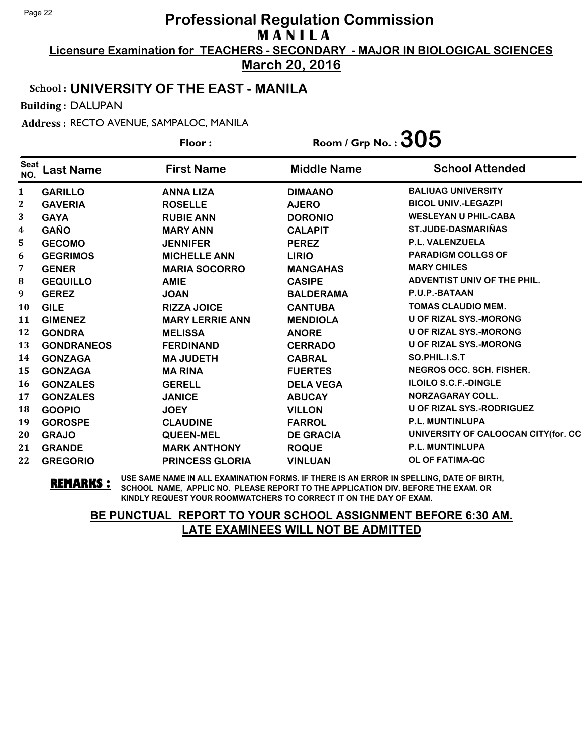# Professional Regulation Commission

## M A N I L A

**Licensure Examination for TEACHERS - SECONDARY - MAJOR IN BIOLOGICAL SCIENCES**

**March 20, 2016**

**School : UNIVERSITY OF THE EAST - MANILA**

**Building :** DALUPAN

**Address :** RECTO AVENUE, SAMPALOC, MANILA

**Floor :** 　　　　**Room / Grp No. : 305**

| Seat NO. | Last Name | First Name | Middle Name | School Attended |
|---|---|---|---|---|
| 1 | GARILLO | ANNA LIZA | DIMAANO | BALIUAG UNIVERSITY |
| 2 | GAVERIA | ROSELLE | AJERO | BICOL UNIV.-LEGAZPI |
| 3 | GAYA | RUBIE ANN | DORONIO | WESLEYAN U PHIL-CABA |
| 4 | GAÑO | MARY ANN | CALAPIT | ST.JUDE-DASMARIÑAS |
| 5 | GECOMO | JENNIFER | PEREZ | P.L. VALENZUELA |
| 6 | GEGRIMOS | MICHELLE ANN | LIRIO | PARADIGM COLLGS OF |
| 7 | GENER | MARIA SOCORRO | MANGAHAS | MARY CHILES |
| 8 | GEQUILLO | AMIE | CASIPE | ADVENTIST UNIV OF THE PHIL. |
| 9 | GEREZ | JOAN | BALDERAMA | P.U.P.-BATAAN |
| 10 | GILE | RIZZA JOICE | CANTUBA | TOMAS CLAUDIO MEM. |
| 11 | GIMENEZ | MARY LERRIE ANN | MENDIOLA | U OF RIZAL SYS.-MORONG |
| 12 | GONDRA | MELISSA | ANORE | U OF RIZAL SYS.-MORONG |
| 13 | GONDRANEOS | FERDINAND | CERRADO | U OF RIZAL SYS.-MORONG |
| 14 | GONZAGA | MA JUDETH | CABRAL | SO.PHIL.I.S.T |
| 15 | GONZAGA | MA RINA | FUERTES | NEGROS OCC. SCH. FISHER. |
| 16 | GONZALES | GERELL | DELA VEGA | ILOILO S.C.F.-DINGLE |
| 17 | GONZALES | JANICE | ABUCAY | NORZAGARAY COLL. |
| 18 | GOOPIO | JOEY | VILLON | U OF RIZAL SYS.-RODRIGUEZ |
| 19 | GOROSPE | CLAUDINE | FARROL | P.L. MUNTINLUPA |
| 20 | GRAJO | QUEEN-MEL | DE GRACIA | UNIVERSITY OF CALOOCAN CITY(for. CC |
| 21 | GRANDE | MARK ANTHONY | ROQUE | P.L. MUNTINLUPA |
| 22 | GREGORIO | PRINCESS GLORIA | VINLUAN | OL OF FATIMA-QC |

**REMARKS :** USE SAME NAME IN ALL EXAMINATION FORMS. IF THERE IS AN ERROR IN SPELLING, DATE OF BIRTH, SCHOOL NAME, APPLIC NO. PLEASE REPORT TO THE APPLICATION DIV. BEFORE THE EXAM. OR KINDLY REQUEST YOUR ROOMWATCHERS TO CORRECT IT ON THE DAY OF EXAM.

**BE PUNCTUAL REPORT TO YOUR SCHOOL ASSIGNMENT BEFORE 6:30 AM.**
**LATE EXAMINEES WILL NOT BE ADMITTED**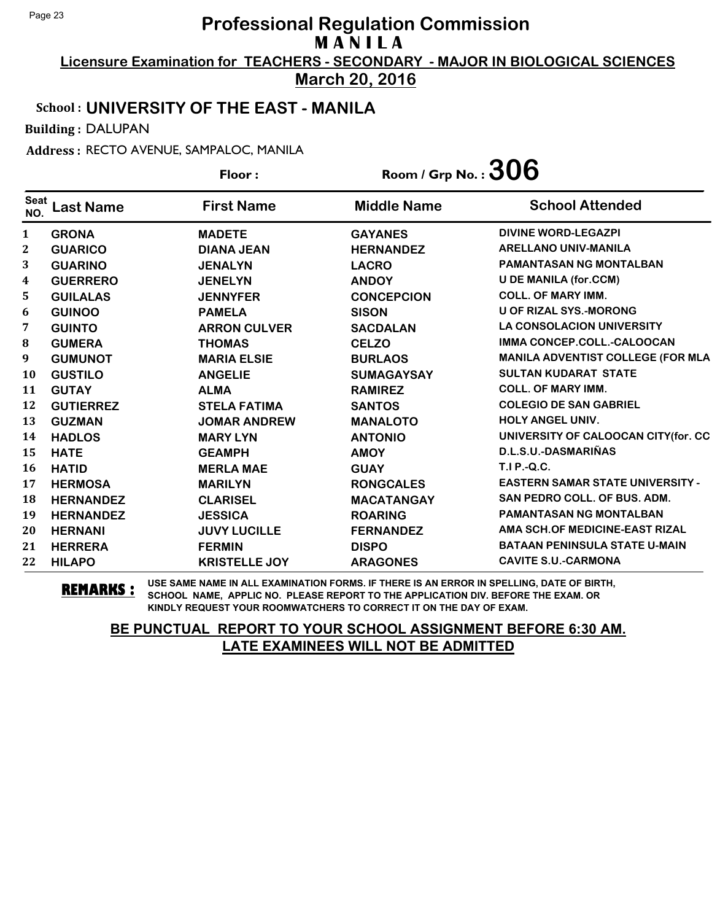# Professional Regulation Commission
## M A N I L A

**Licensure Examination for TEACHERS - SECONDARY - MAJOR IN BIOLOGICAL SCIENCES**

**March 20, 2016**

**School : UNIVERSITY OF THE EAST - MANILA**

**Building :** DALUPAN

**Address :** RECTO AVENUE, SAMPALOC, MANILA

**Floor :** 

**Room / Grp No. : 306**

| Seat NO. | Last Name | First Name | Middle Name | School Attended |
|---|---|---|---|---|
| 1 | GRONA | MADETE | GAYANES | DIVINE WORD-LEGAZPI |
| 2 | GUARICO | DIANA JEAN | HERNANDEZ | ARELLANO UNIV-MANILA |
| 3 | GUARINO | JENALYN | LACRO | PAMANTASAN NG MONTALBAN |
| 4 | GUERRERO | JENELYN | ANDOY | U DE MANILA (for.CCM) |
| 5 | GUILALAS | JENNYFER | CONCEPCION | COLL. OF MARY IMM. |
| 6 | GUINOO | PAMELA | SISON | U OF RIZAL SYS.-MORONG |
| 7 | GUINTO | ARRON CULVER | SACDALAN | LA CONSOLACION UNIVERSITY |
| 8 | GUMERA | THOMAS | CELZO | IMMA CONCEP.COLL.-CALOOCAN |
| 9 | GUMUNOT | MARIA ELSIE | BURLAOS | MANILA ADVENTIST COLLEGE (FOR MLA |
| 10 | GUSTILO | ANGELIE | SUMAGAYSAY | SULTAN KUDARAT STATE |
| 11 | GUTAY | ALMA | RAMIREZ | COLL. OF MARY IMM. |
| 12 | GUTIERREZ | STELA FATIMA | SANTOS | COLEGIO DE SAN GABRIEL |
| 13 | GUZMAN | JOMAR ANDREW | MANALOTO | HOLY ANGEL UNIV. |
| 14 | HADLOS | MARY LYN | ANTONIO | UNIVERSITY OF CALOOCAN CITY(for. CC |
| 15 | HATE | GEAMPH | AMOY | D.L.S.U.-DASMARIÑAS |
| 16 | HATID | MERLA MAE | GUAY | T.I P.-Q.C. |
| 17 | HERMOSA | MARILYN | RONGCALES | EASTERN SAMAR STATE UNIVERSITY - |
| 18 | HERNANDEZ | CLARISEL | MACATANGAY | SAN PEDRO COLL. OF BUS. ADM. |
| 19 | HERNANDEZ | JESSICA | ROARING | PAMANTASAN NG MONTALBAN |
| 20 | HERNANI | JUVY LUCILLE | FERNANDEZ | AMA SCH.OF MEDICINE-EAST RIZAL |
| 21 | HERRERA | FERMIN | DISPO | BATAAN PENINSULA STATE U-MAIN |
| 22 | HILAPO | KRISTELLE JOY | ARAGONES | CAVITE S.U.-CARMONA |

**REMARKS :** USE SAME NAME IN ALL EXAMINATION FORMS. IF THERE IS AN ERROR IN SPELLING, DATE OF BIRTH, SCHOOL NAME, APPLIC NO. PLEASE REPORT TO THE APPLICATION DIV. BEFORE THE EXAM. OR KINDLY REQUEST YOUR ROOMWATCHERS TO CORRECT IT ON THE DAY OF EXAM.

**BE PUNCTUAL REPORT TO YOUR SCHOOL ASSIGNMENT BEFORE 6:30 AM.**
**LATE EXAMINEES WILL NOT BE ADMITTED**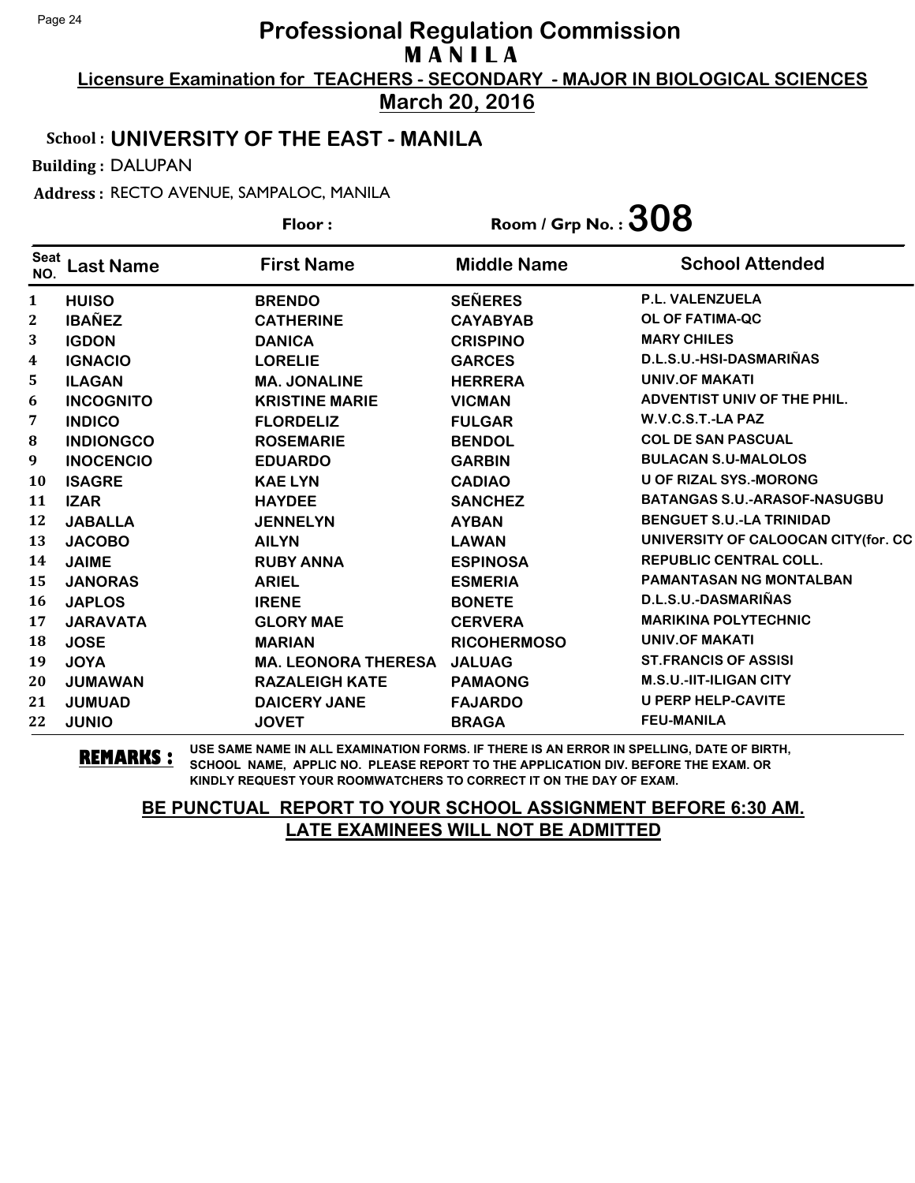# Professional Regulation Commission
## MANILA

**Licensure Examination for TEACHERS - SECONDARY - MAJOR IN BIOLOGICAL SCIENCES**

**March 20, 2016**

**School : UNIVERSITY OF THE EAST - MANILA**

**Building :** DALUPAN

**Address :** RECTO AVENUE, SAMPALOC, MANILA

**Floor :** 

**Room / Grp No. : 308**

| Seat NO. | Last Name | First Name | Middle Name | School Attended |
|---|---|---|---|---|
| 1 | HUISO | BRENDO | SEÑERES | P.L. VALENZUELA |
| 2 | IBAÑEZ | CATHERINE | CAYABYAB | OL OF FATIMA-QC |
| 3 | IGDON | DANICA | CRISPINO | MARY CHILES |
| 4 | IGNACIO | LORELIE | GARCES | D.L.S.U.-HSI-DASMARIÑAS |
| 5 | ILAGAN | MA. JONALINE | HERRERA | UNIV.OF MAKATI |
| 6 | INCOGNITO | KRISTINE MARIE | VICMAN | ADVENTIST UNIV OF THE PHIL. |
| 7 | INDICO | FLORDELIZ | FULGAR | W.V.C.S.T.-LA PAZ |
| 8 | INDIONGCO | ROSEMARIE | BENDOL | COL DE SAN PASCUAL |
| 9 | INOCENCIO | EDUARDO | GARBIN | BULACAN S.U-MALOLOS |
| 10 | ISAGRE | KAE LYN | CADIAO | U OF RIZAL SYS.-MORONG |
| 11 | IZAR | HAYDEE | SANCHEZ | BATANGAS S.U.-ARASOF-NASUGBU |
| 12 | JABALLA | JENNELYN | AYBAN | BENGUET S.U.-LA TRINIDAD |
| 13 | JACOBO | AILYN | LAWAN | UNIVERSITY OF CALOOCAN CITY(for. CC |
| 14 | JAIME | RUBY ANNA | ESPINOSA | REPUBLIC CENTRAL COLL. |
| 15 | JANORAS | ARIEL | ESMERIA | PAMANTASAN NG MONTALBAN |
| 16 | JAPLOS | IRENE | BONETE | D.L.S.U.-DASMARIÑAS |
| 17 | JARAVATA | GLORY MAE | CERVERA | MARIKINA POLYTECHNIC |
| 18 | JOSE | MARIAN | RICOHERMOSO | UNIV.OF MAKATI |
| 19 | JOYA | MA. LEONORA THERESA | JALUAG | ST.FRANCIS OF ASSISI |
| 20 | JUMAWAN | RAZALEIGH KATE | PAMAONG | M.S.U.-IIT-ILIGAN CITY |
| 21 | JUMUAD | DAICERY JANE | FAJARDO | U PERP HELP-CAVITE |
| 22 | JUNIO | JOVET | BRAGA | FEU-MANILA |

**REMARKS :** USE SAME NAME IN ALL EXAMINATION FORMS. IF THERE IS AN ERROR IN SPELLING, DATE OF BIRTH, SCHOOL NAME, APPLIC NO. PLEASE REPORT TO THE APPLICATION DIV. BEFORE THE EXAM. OR KINDLY REQUEST YOUR ROOMWATCHERS TO CORRECT IT ON THE DAY OF EXAM.

**BE PUNCTUAL REPORT TO YOUR SCHOOL ASSIGNMENT BEFORE 6:30 AM.**
**LATE EXAMINEES WILL NOT BE ADMITTED**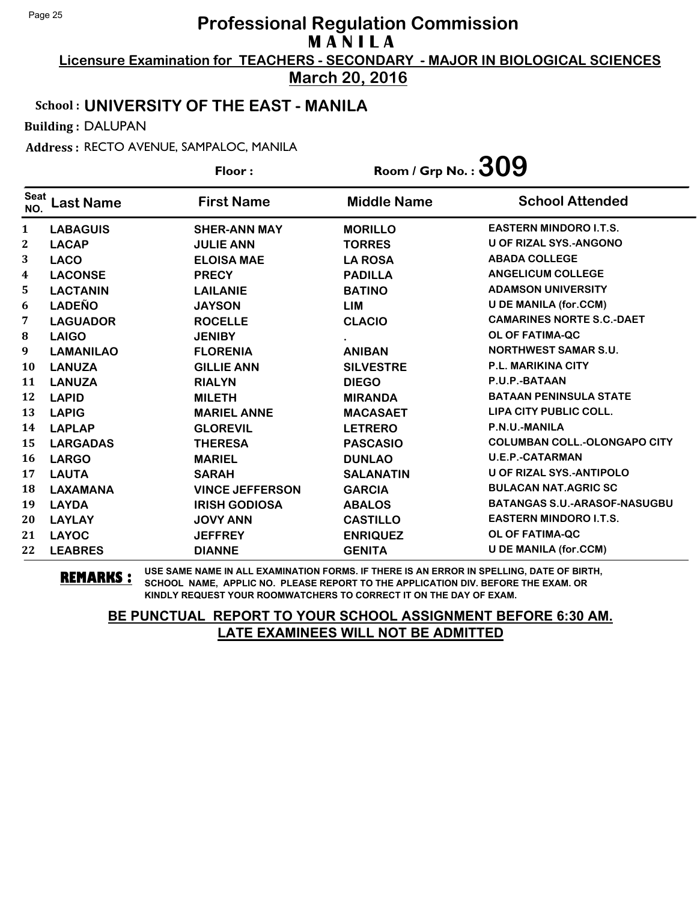# Professional Regulation Commission

## M A N I L A

**Licensure Examination for TEACHERS - SECONDARY - MAJOR IN BIOLOGICAL SCIENCES**

**March 20, 2016**

**School : UNIVERSITY OF THE EAST - MANILA**

**Building :** DALUPAN

**Address :** RECTO AVENUE, SAMPALOC, MANILA

**Floor :** **Room / Grp No. : 309**

| Seat NO. | Last Name | First Name | Middle Name | School Attended |
|---|---|---|---|---|
| 1 | LABAGUIS | SHER-ANN MAY | MORILLO | EASTERN MINDORO I.T.S. |
| 2 | LACAP | JULIE ANN | TORRES | U OF RIZAL SYS.-ANGONO |
| 3 | LACO | ELOISA MAE | LA ROSA | ABADA COLLEGE |
| 4 | LACONSE | PRECY | PADILLA | ANGELICUM COLLEGE |
| 5 | LACTANIN | LAILANIE | BATINO | ADAMSON UNIVERSITY |
| 6 | LADEÑO | JAYSON | LIM | U DE MANILA (for.CCM) |
| 7 | LAGUADOR | ROCELLE | CLACIO | CAMARINES NORTE S.C.-DAET |
| 8 | LAIGO | JENIBY | . | OL OF FATIMA-QC |
| 9 | LAMANILAO | FLORENIA | ANIBAN | NORTHWEST SAMAR S.U. |
| 10 | LANUZA | GILLIE ANN | SILVESTRE | P.L. MARIKINA CITY |
| 11 | LANUZA | RIALYN | DIEGO | P.U.P.-BATAAN |
| 12 | LAPID | MILETH | MIRANDA | BATAAN PENINSULA STATE |
| 13 | LAPIG | MARIEL ANNE | MACASAET | LIPA CITY PUBLIC COLL. |
| 14 | LAPLAP | GLOREVIL | LETRERO | P.N.U.-MANILA |
| 15 | LARGADAS | THERESA | PASCASIO | COLUMBAN COLL.-OLONGAPO CITY |
| 16 | LARGO | MARIEL | DUNLAO | U.E.P.-CATARMAN |
| 17 | LAUTA | SARAH | SALANATIN | U OF RIZAL SYS.-ANTIPOLO |
| 18 | LAXAMANA | VINCE JEFFERSON | GARCIA | BULACAN NAT.AGRIC SC |
| 19 | LAYDA | IRISH GODIOSA | ABALOS | BATANGAS S.U.-ARASOF-NASUGBU |
| 20 | LAYLAY | JOVY ANN | CASTILLO | EASTERN MINDORO I.T.S. |
| 21 | LAYOC | JEFFREY | ENRIQUEZ | OL OF FATIMA-QC |
| 22 | LEABRES | DIANNE | GENITA | U DE MANILA (for.CCM) |

**REMARKS :** USE SAME NAME IN ALL EXAMINATION FORMS. IF THERE IS AN ERROR IN SPELLING, DATE OF BIRTH, SCHOOL NAME, APPLIC NO. PLEASE REPORT TO THE APPLICATION DIV. BEFORE THE EXAM. OR KINDLY REQUEST YOUR ROOMWATCHERS TO CORRECT IT ON THE DAY OF EXAM.

**BE PUNCTUAL REPORT TO YOUR SCHOOL ASSIGNMENT BEFORE 6:30 AM.**
**LATE EXAMINEES WILL NOT BE ADMITTED**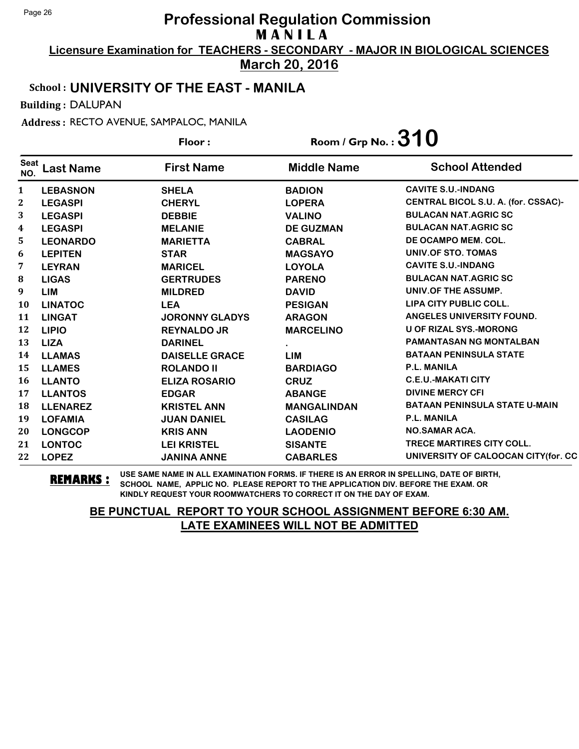# Professional Regulation Commission

## MANILA

**Licensure Examination for TEACHERS - SECONDARY - MAJOR IN BIOLOGICAL SCIENCES**

**March 20, 2016**

**School : UNIVERSITY OF THE EAST - MANILA**

**Building :** DALUPAN

**Address :** RECTO AVENUE, SAMPALOC, MANILA

**Floor :**

**Room / Grp No. : 310**

| Seat NO. | Last Name | First Name | Middle Name | School Attended |
|---|---|---|---|---|
| 1 | LEBASNON | SHELA | BADION | CAVITE S.U.-INDANG |
| 2 | LEGASPI | CHERYL | LOPERA | CENTRAL BICOL S.U. A. (for. CSSAC)- |
| 3 | LEGASPI | DEBBIE | VALINO | BULACAN NAT.AGRIC SC |
| 4 | LEGASPI | MELANIE | DE GUZMAN | BULACAN NAT.AGRIC SC |
| 5 | LEONARDO | MARIETTA | CABRAL | DE OCAMPO MEM. COL. |
| 6 | LEPITEN | STAR | MAGSAYO | UNIV.OF STO. TOMAS |
| 7 | LEYRAN | MARICEL | LOYOLA | CAVITE S.U.-INDANG |
| 8 | LIGAS | GERTRUDES | PARENO | BULACAN NAT.AGRIC SC |
| 9 | LIM | MILDRED | DAVID | UNIV.OF THE ASSUMP. |
| 10 | LINATOC | LEA | PESIGAN | LIPA CITY PUBLIC COLL. |
| 11 | LINGAT | JORONNY GLADYS | ARAGON | ANGELES UNIVERSITY FOUND. |
| 12 | LIPIO | REYNALDO JR | MARCELINO | U OF RIZAL SYS.-MORONG |
| 13 | LIZA | DARINEL | . | PAMANTASAN NG MONTALBAN |
| 14 | LLAMAS | DAISELLE GRACE | LIM | BATAAN PENINSULA STATE |
| 15 | LLAMES | ROLANDO II | BARDIAGO | P.L. MANILA |
| 16 | LLANTO | ELIZA ROSARIO | CRUZ | C.E.U.-MAKATI CITY |
| 17 | LLANTOS | EDGAR | ABANGE | DIVINE MERCY CFI |
| 18 | LLENAREZ | KRISTEL ANN | MANGALINDAN | BATAAN PENINSULA STATE U-MAIN |
| 19 | LOFAMIA | JUAN DANIEL | CASILAG | P.L. MANILA |
| 20 | LONGCOP | KRIS ANN | LAODENIO | NO.SAMAR ACA. |
| 21 | LONTOC | LEI KRISTEL | SISANTE | TRECE MARTIRES CITY COLL. |
| 22 | LOPEZ | JANINA ANNE | CABARLES | UNIVERSITY OF CALOOCAN CITY(for. CC |

**REMARKS :** USE SAME NAME IN ALL EXAMINATION FORMS. IF THERE IS AN ERROR IN SPELLING, DATE OF BIRTH, SCHOOL NAME, APPLIC NO. PLEASE REPORT TO THE APPLICATION DIV. BEFORE THE EXAM. OR KINDLY REQUEST YOUR ROOMWATCHERS TO CORRECT IT ON THE DAY OF EXAM.

**BE PUNCTUAL REPORT TO YOUR SCHOOL ASSIGNMENT BEFORE 6:30 AM.**
**LATE EXAMINEES WILL NOT BE ADMITTED**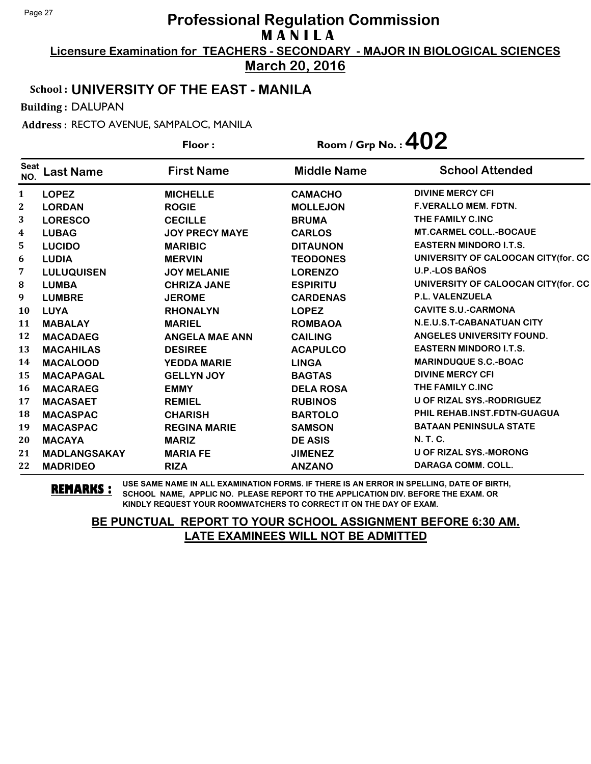# Professional Regulation Commission
## M A N I L A

**Licensure Examination for TEACHERS - SECONDARY - MAJOR IN BIOLOGICAL SCIENCES**

**March 20, 2016**

**School : UNIVERSITY OF THE EAST - MANILA**

**Building :** DALUPAN

**Address :** RECTO AVENUE, SAMPALOC, MANILA

**Floor :** 

**Room / Grp No. : 402**

| Seat NO. | Last Name | First Name | Middle Name | School Attended |
|---|---|---|---|---|
| 1 | LOPEZ | MICHELLE | CAMACHO | DIVINE MERCY CFI |
| 2 | LORDAN | ROGIE | MOLLEJON | F.VERALLO MEM. FDTN. |
| 3 | LORESCO | CECILLE | BRUMA | THE FAMILY C.INC |
| 4 | LUBAG | JOY PRECY MAYE | CARLOS | MT.CARMEL COLL.-BOCAUE |
| 5 | LUCIDO | MARIBIC | DITAUNON | EASTERN MINDORO I.T.S. |
| 6 | LUDIA | MERVIN | TEODONES | UNIVERSITY OF CALOOCAN CITY(for. CC |
| 7 | LULUQUISEN | JOY MELANIE | LORENZO | U.P.-LOS BAÑOS |
| 8 | LUMBA | CHRIZA JANE | ESPIRITU | UNIVERSITY OF CALOOCAN CITY(for. CC |
| 9 | LUMBRE | JEROME | CARDENAS | P.L. VALENZUELA |
| 10 | LUYA | RHONALYN | LOPEZ | CAVITE S.U.-CARMONA |
| 11 | MABALAY | MARIEL | ROMBAOA | N.E.U.S.T-CABANATUAN CITY |
| 12 | MACADAEG | ANGELA MAE ANN | CAILING | ANGELES UNIVERSITY FOUND. |
| 13 | MACAHILAS | DESIREE | ACAPULCO | EASTERN MINDORO I.T.S. |
| 14 | MACALOOD | YEDDA MARIE | LINGA | MARINDUQUE S.C.-BOAC |
| 15 | MACAPAGAL | GELLYN JOY | BAGTAS | DIVINE MERCY CFI |
| 16 | MACARAEG | EMMY | DELA ROSA | THE FAMILY C.INC |
| 17 | MACASAET | REMIEL | RUBINOS | U OF RIZAL SYS.-RODRIGUEZ |
| 18 | MACASPAC | CHARISH | BARTOLO | PHIL REHAB.INST.FDTN-GUAGUA |
| 19 | MACASPAC | REGINA MARIE | SAMSON | BATAAN PENINSULA STATE |
| 20 | MACAYA | MARIZ | DE ASIS | N. T. C. |
| 21 | MADLANGSAKAY | MARIA FE | JIMENEZ | U OF RIZAL SYS.-MORONG |
| 22 | MADRIDEO | RIZA | ANZANO | DARAGA COMM. COLL. |

**REMARKS :** USE SAME NAME IN ALL EXAMINATION FORMS. IF THERE IS AN ERROR IN SPELLING, DATE OF BIRTH, SCHOOL NAME, APPLIC NO. PLEASE REPORT TO THE APPLICATION DIV. BEFORE THE EXAM. OR KINDLY REQUEST YOUR ROOMWATCHERS TO CORRECT IT ON THE DAY OF EXAM.

**BE PUNCTUAL REPORT TO YOUR SCHOOL ASSIGNMENT BEFORE 6:30 AM.**
**LATE EXAMINEES WILL NOT BE ADMITTED**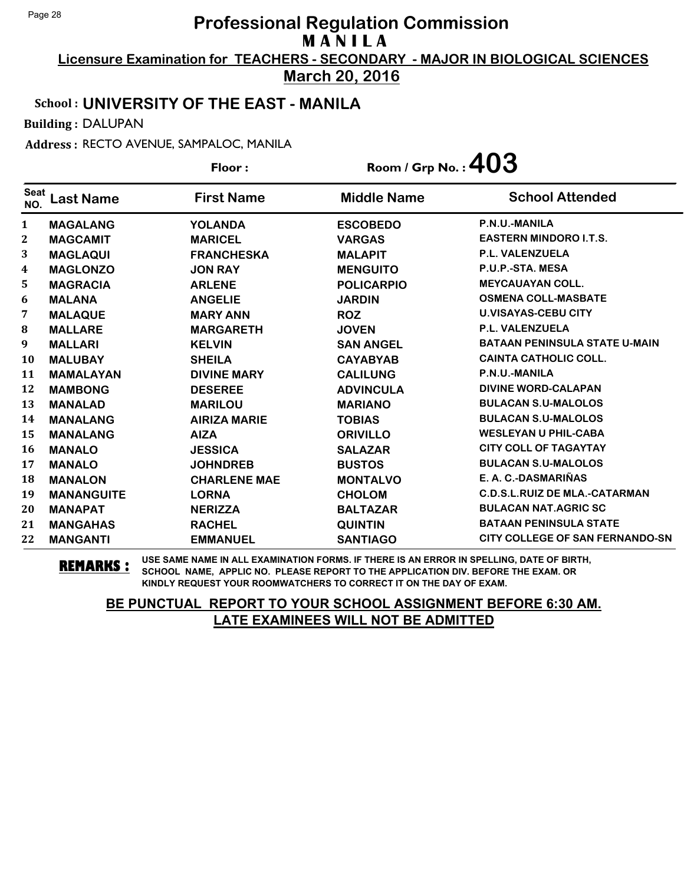# Professional Regulation Commission
## MANILA

**Licensure Examination for TEACHERS - SECONDARY - MAJOR IN BIOLOGICAL SCIENCES**

**March 20, 2016**

**School : UNIVERSITY OF THE EAST - MANILA**

**Building :** DALUPAN

**Address :** RECTO AVENUE, SAMPALOC, MANILA

**Floor :** 

**Room / Grp No. : 403**

| Seat NO. | Last Name | First Name | Middle Name | School Attended |
|---|---|---|---|---|
| 1 | MAGALANG | YOLANDA | ESCOBEDO | P.N.U.-MANILA |
| 2 | MAGCAMIT | MARICEL | VARGAS | EASTERN MINDORO I.T.S. |
| 3 | MAGLAQUI | FRANCHESKA | MALAPIT | P.L. VALENZUELA |
| 4 | MAGLONZO | JON RAY | MENGUITO | P.U.P.-STA. MESA |
| 5 | MAGRACIA | ARLENE | POLICARPIO | MEYCAUAYAN COLL. |
| 6 | MALANA | ANGELIE | JARDIN | OSMENA COLL-MASBATE |
| 7 | MALAQUE | MARY ANN | ROZ | U.VISAYAS-CEBU CITY |
| 8 | MALLARE | MARGARETH | JOVEN | P.L. VALENZUELA |
| 9 | MALLARI | KELVIN | SAN ANGEL | BATAAN PENINSULA STATE U-MAIN |
| 10 | MALUBAY | SHEILA | CAYABYAB | CAINTA CATHOLIC COLL. |
| 11 | MAMALAYAN | DIVINE MARY | CALILUNG | P.N.U.-MANILA |
| 12 | MAMBONG | DESEREE | ADVINCULA | DIVINE WORD-CALAPAN |
| 13 | MANALAD | MARILOU | MARIANO | BULACAN S.U-MALOLOS |
| 14 | MANALANG | AIRIZA MARIE | TOBIAS | BULACAN S.U-MALOLOS |
| 15 | MANALANG | AIZA | ORIVILLO | WESLEYAN U PHIL-CABA |
| 16 | MANALO | JESSICA | SALAZAR | CITY COLL OF TAGAYTAY |
| 17 | MANALO | JOHNDREB | BUSTOS | BULACAN S.U-MALOLOS |
| 18 | MANALON | CHARLENE MAE | MONTALVO | E. A. C.-DASMARIÑAS |
| 19 | MANANGUITE | LORNA | CHOLOM | C.D.S.L.RUIZ DE MLA.-CATARMAN |
| 20 | MANAPAT | NERIZZA | BALTAZAR | BULACAN NAT.AGRIC SC |
| 21 | MANGAHAS | RACHEL | QUINTIN | BATAAN PENINSULA STATE |
| 22 | MANGANTI | EMMANUEL | SANTIAGO | CITY COLLEGE OF SAN FERNANDO-SN |

**REMARKS :** USE SAME NAME IN ALL EXAMINATION FORMS. IF THERE IS AN ERROR IN SPELLING, DATE OF BIRTH, SCHOOL NAME, APPLIC NO. PLEASE REPORT TO THE APPLICATION DIV. BEFORE THE EXAM. OR KINDLY REQUEST YOUR ROOMWATCHERS TO CORRECT IT ON THE DAY OF EXAM.

**BE PUNCTUAL REPORT TO YOUR SCHOOL ASSIGNMENT BEFORE 6:30 AM. LATE EXAMINEES WILL NOT BE ADMITTED**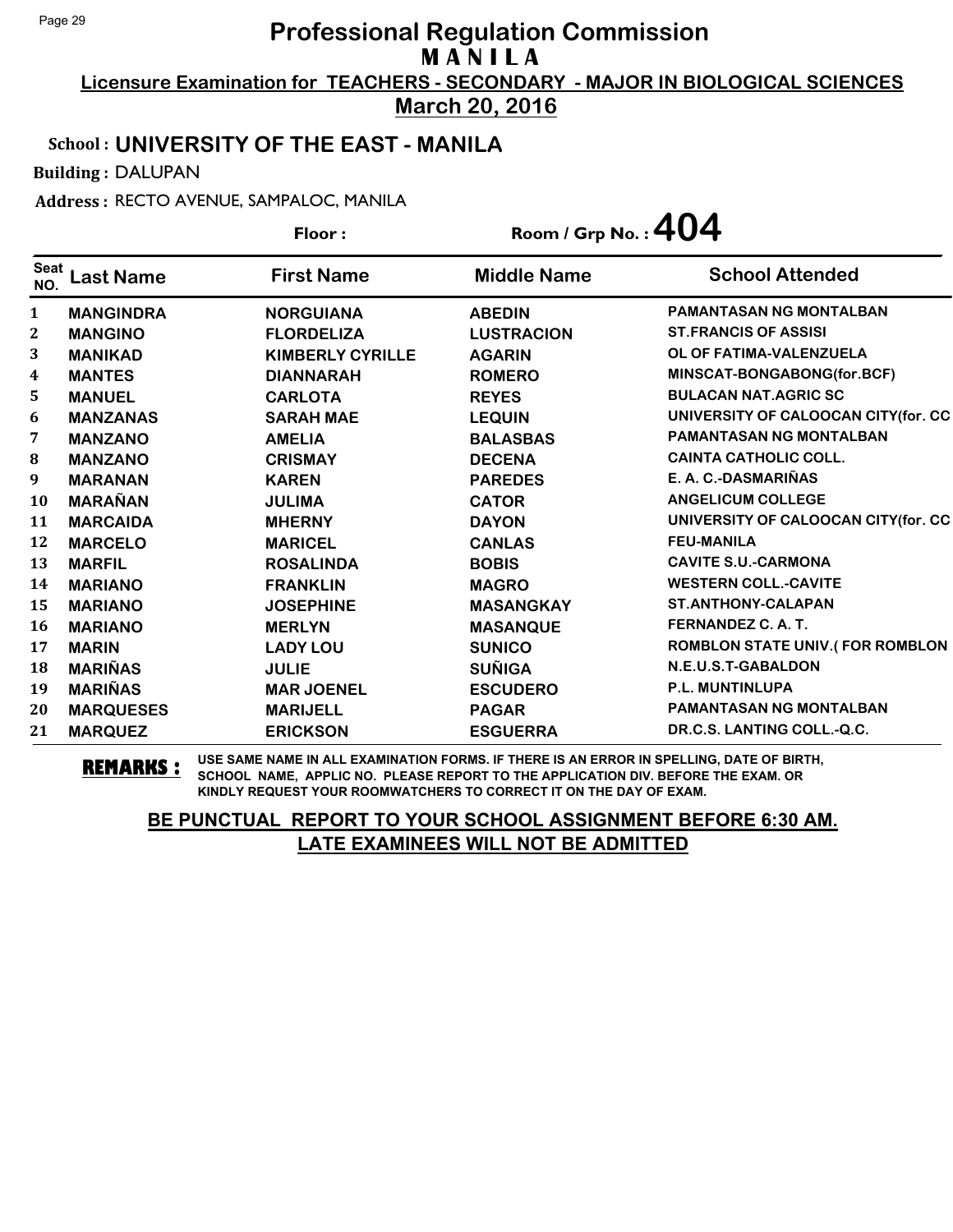# Professional Regulation Commission

## MANILA

**Licensure Examination for TEACHERS - SECONDARY - MAJOR IN BIOLOGICAL SCIENCES**

**March 20, 2016**

**School : UNIVERSITY OF THE EAST - MANILA**

**Building :** DALUPAN

**Address :** RECTO AVENUE, SAMPALOC, MANILA

**Floor :** 

**Room / Grp No. : 404**

| Seat NO. | Last Name | First Name | Middle Name | School Attended |
|---|---|---|---|---|
| 1 | MANGINDRA | NORGUIANA | ABEDIN | PAMANTASAN NG MONTALBAN |
| 2 | MANGINO | FLORDELIZA | LUSTRACION | ST.FRANCIS OF ASSISI |
| 3 | MANIKAD | KIMBERLY CYRILLE | AGARIN | OL OF FATIMA-VALENZUELA |
| 4 | MANTES | DIANNARAH | ROMERO | MINSCAT-BONGABONG(for.BCF) |
| 5 | MANUEL | CARLOTA | REYES | BULACAN NAT.AGRIC SC |
| 6 | MANZANAS | SARAH MAE | LEQUIN | UNIVERSITY OF CALOOCAN CITY(for. CC |
| 7 | MANZANO | AMELIA | BALASBAS | PAMANTASAN NG MONTALBAN |
| 8 | MANZANO | CRISMAY | DECENA | CAINTA CATHOLIC COLL. |
| 9 | MARANAN | KAREN | PAREDES | E. A. C.-DASMARIÑAS |
| 10 | MARAÑAN | JULIMA | CATOR | ANGELICUM COLLEGE |
| 11 | MARCAIDA | MHERNY | DAYON | UNIVERSITY OF CALOOCAN CITY(for. CC |
| 12 | MARCELO | MARICEL | CANLAS | FEU-MANILA |
| 13 | MARFIL | ROSALINDA | BOBIS | CAVITE S.U.-CARMONA |
| 14 | MARIANO | FRANKLIN | MAGRO | WESTERN COLL.-CAVITE |
| 15 | MARIANO | JOSEPHINE | MASANGKAY | ST.ANTHONY-CALAPAN |
| 16 | MARIANO | MERLYN | MASANQUE | FERNANDEZ C. A. T. |
| 17 | MARIN | LADY LOU | SUNICO | ROMBLON STATE UNIV.( FOR ROMBLON |
| 18 | MARIÑAS | JULIE | SUÑIGA | N.E.U.S.T-GABALDON |
| 19 | MARIÑAS | MAR JOENEL | ESCUDERO | P.L. MUNTINLUPA |
| 20 | MARQUESES | MARIJELL | PAGAR | PAMANTASAN NG MONTALBAN |
| 21 | MARQUEZ | ERICKSON | ESGUERRA | DR.C.S. LANTING COLL.-Q.C. |

**REMARKS :** USE SAME NAME IN ALL EXAMINATION FORMS. IF THERE IS AN ERROR IN SPELLING, DATE OF BIRTH, SCHOOL NAME, APPLIC NO. PLEASE REPORT TO THE APPLICATION DIV. BEFORE THE EXAM. OR KINDLY REQUEST YOUR ROOMWATCHERS TO CORRECT IT ON THE DAY OF EXAM.

**BE PUNCTUAL REPORT TO YOUR SCHOOL ASSIGNMENT BEFORE 6:30 AM. LATE EXAMINEES WILL NOT BE ADMITTED**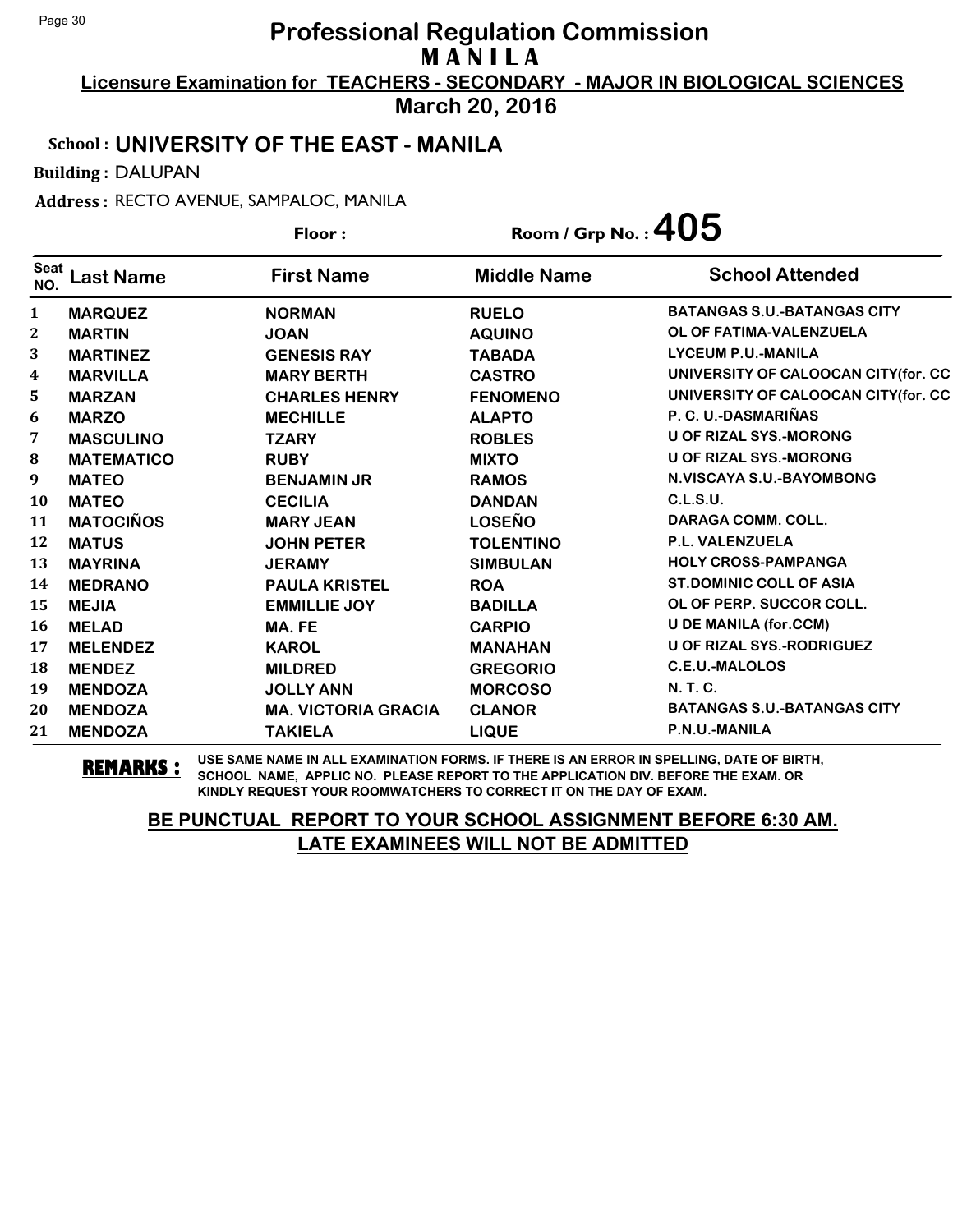# Professional Regulation Commission
## MANILA

**Licensure Examination for TEACHERS - SECONDARY - MAJOR IN BIOLOGICAL SCIENCES**

**March 20, 2016**

**School : UNIVERSITY OF THE EAST - MANILA**

**Building :** DALUPAN

**Address :** RECTO AVENUE, SAMPALOC, MANILA

**Floor :**

**Room / Grp No. : 405**

| Seat NO. | Last Name | First Name | Middle Name | School Attended |
|---|---|---|---|---|
| 1 | MARQUEZ | NORMAN | RUELO | BATANGAS S.U.-BATANGAS CITY |
| 2 | MARTIN | JOAN | AQUINO | OL OF FATIMA-VALENZUELA |
| 3 | MARTINEZ | GENESIS RAY | TABADA | LYCEUM P.U.-MANILA |
| 4 | MARVILLA | MARY BERTH | CASTRO | UNIVERSITY OF CALOOCAN CITY(for. CC |
| 5 | MARZAN | CHARLES HENRY | FENOMENO | UNIVERSITY OF CALOOCAN CITY(for. CC |
| 6 | MARZO | MECHILLE | ALAPTO | P. C. U.-DASMARIÑAS |
| 7 | MASCULINO | TZARY | ROBLES | U OF RIZAL SYS.-MORONG |
| 8 | MATEMATICO | RUBY | MIXTO | U OF RIZAL SYS.-MORONG |
| 9 | MATEO | BENJAMIN JR | RAMOS | N.VISCAYA S.U.-BAYOMBONG |
| 10 | MATEO | CECILIA | DANDAN | C.L.S.U. |
| 11 | MATOCIÑOS | MARY JEAN | LOSEÑO | DARAGA COMM. COLL. |
| 12 | MATUS | JOHN PETER | TOLENTINO | P.L. VALENZUELA |
| 13 | MAYRINA | JERAMY | SIMBULAN | HOLY CROSS-PAMPANGA |
| 14 | MEDRANO | PAULA KRISTEL | ROA | ST.DOMINIC COLL OF ASIA |
| 15 | MEJIA | EMMILLIE JOY | BADILLA | OL OF PERP. SUCCOR COLL. |
| 16 | MELAD | MA. FE | CARPIO | U DE MANILA (for.CCM) |
| 17 | MELENDEZ | KAROL | MANAHAN | U OF RIZAL SYS.-RODRIGUEZ |
| 18 | MENDEZ | MILDRED | GREGORIO | C.E.U.-MALOLOS |
| 19 | MENDOZA | JOLLY ANN | MORCOSO | N. T. C. |
| 20 | MENDOZA | MA. VICTORIA GRACIA | CLANOR | BATANGAS S.U.-BATANGAS CITY |
| 21 | MENDOZA | TAKIELA | LIQUE | P.N.U.-MANILA |

**REMARKS :** USE SAME NAME IN ALL EXAMINATION FORMS. IF THERE IS AN ERROR IN SPELLING, DATE OF BIRTH, SCHOOL NAME, APPLIC NO. PLEASE REPORT TO THE APPLICATION DIV. BEFORE THE EXAM. OR KINDLY REQUEST YOUR ROOMWATCHERS TO CORRECT IT ON THE DAY OF EXAM.

**BE PUNCTUAL REPORT TO YOUR SCHOOL ASSIGNMENT BEFORE 6:30 AM.**
**LATE EXAMINEES WILL NOT BE ADMITTED**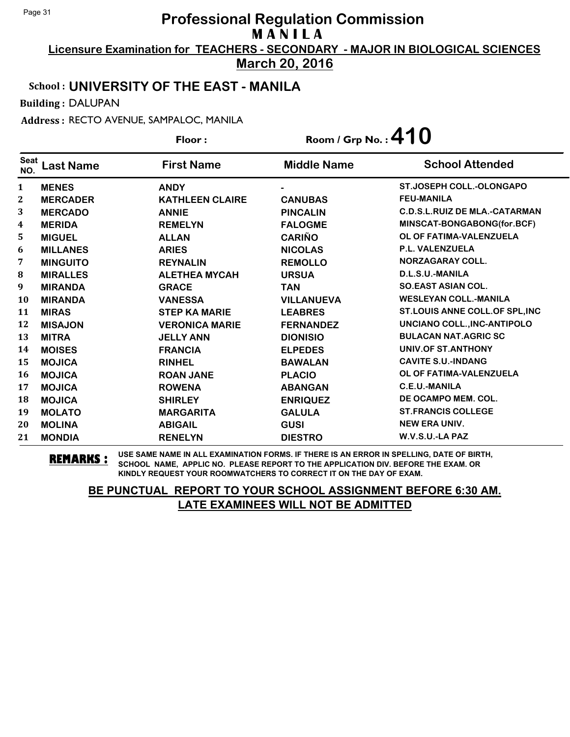# Professional Regulation Commission

## MANILA

**Licensure Examination for TEACHERS - SECONDARY - MAJOR IN BIOLOGICAL SCIENCES**

**March 20, 2016**

**School : UNIVERSITY OF THE EAST - MANILA**

**Building :** DALUPAN

**Address :** RECTO AVENUE, SAMPALOC, MANILA

**Floor :** 

**Room / Grp No. : 410**

| Seat NO. | Last Name | First Name | Middle Name | School Attended |
|---|---|---|---|---|
| 1 | MENES | ANDY | - | ST.JOSEPH COLL.-OLONGAPO |
| 2 | MERCADER | KATHLEEN CLAIRE | CANUBAS | FEU-MANILA |
| 3 | MERCADO | ANNIE | PINCALIN | C.D.S.L.RUIZ DE MLA.-CATARMAN |
| 4 | MERIDA | REMELYN | FALOGME | MINSCAT-BONGABONG(for.BCF) |
| 5 | MIGUEL | ALLAN | CARIÑO | OL OF FATIMA-VALENZUELA |
| 6 | MILLANES | ARIES | NICOLAS | P.L. VALENZUELA |
| 7 | MINGUITO | REYNALIN | REMOLLO | NORZAGARAY COLL. |
| 8 | MIRALLES | ALETHEA MYCAH | URSUA | D.L.S.U.-MANILA |
| 9 | MIRANDA | GRACE | TAN | SO.EAST ASIAN COL. |
| 10 | MIRANDA | VANESSA | VILLANUEVA | WESLEYAN COLL.-MANILA |
| 11 | MIRAS | STEP KA MARIE | LEABRES | ST.LOUIS ANNE COLL.OF SPL,INC |
| 12 | MISAJON | VERONICA MARIE | FERNANDEZ | UNCIANO COLL.,INC-ANTIPOLO |
| 13 | MITRA | JELLY ANN | DIONISIO | BULACAN NAT.AGRIC SC |
| 14 | MOISES | FRANCIA | ELPEDES | UNIV.OF ST.ANTHONY |
| 15 | MOJICA | RINHEL | BAWALAN | CAVITE S.U.-INDANG |
| 16 | MOJICA | ROAN JANE | PLACIO | OL OF FATIMA-VALENZUELA |
| 17 | MOJICA | ROWENA | ABANGAN | C.E.U.-MANILA |
| 18 | MOJICA | SHIRLEY | ENRIQUEZ | DE OCAMPO MEM. COL. |
| 19 | MOLATO | MARGARITA | GALULA | ST.FRANCIS COLLEGE |
| 20 | MOLINA | ABIGAIL | GUSI | NEW ERA UNIV. |
| 21 | MONDIA | RENELYN | DIESTRO | W.V.S.U.-LA PAZ |

**REMARKS :** USE SAME NAME IN ALL EXAMINATION FORMS. IF THERE IS AN ERROR IN SPELLING, DATE OF BIRTH, SCHOOL NAME, APPLIC NO. PLEASE REPORT TO THE APPLICATION DIV. BEFORE THE EXAM. OR KINDLY REQUEST YOUR ROOMWATCHERS TO CORRECT IT ON THE DAY OF EXAM.

**BE PUNCTUAL REPORT TO YOUR SCHOOL ASSIGNMENT BEFORE 6:30 AM.**
**LATE EXAMINEES WILL NOT BE ADMITTED**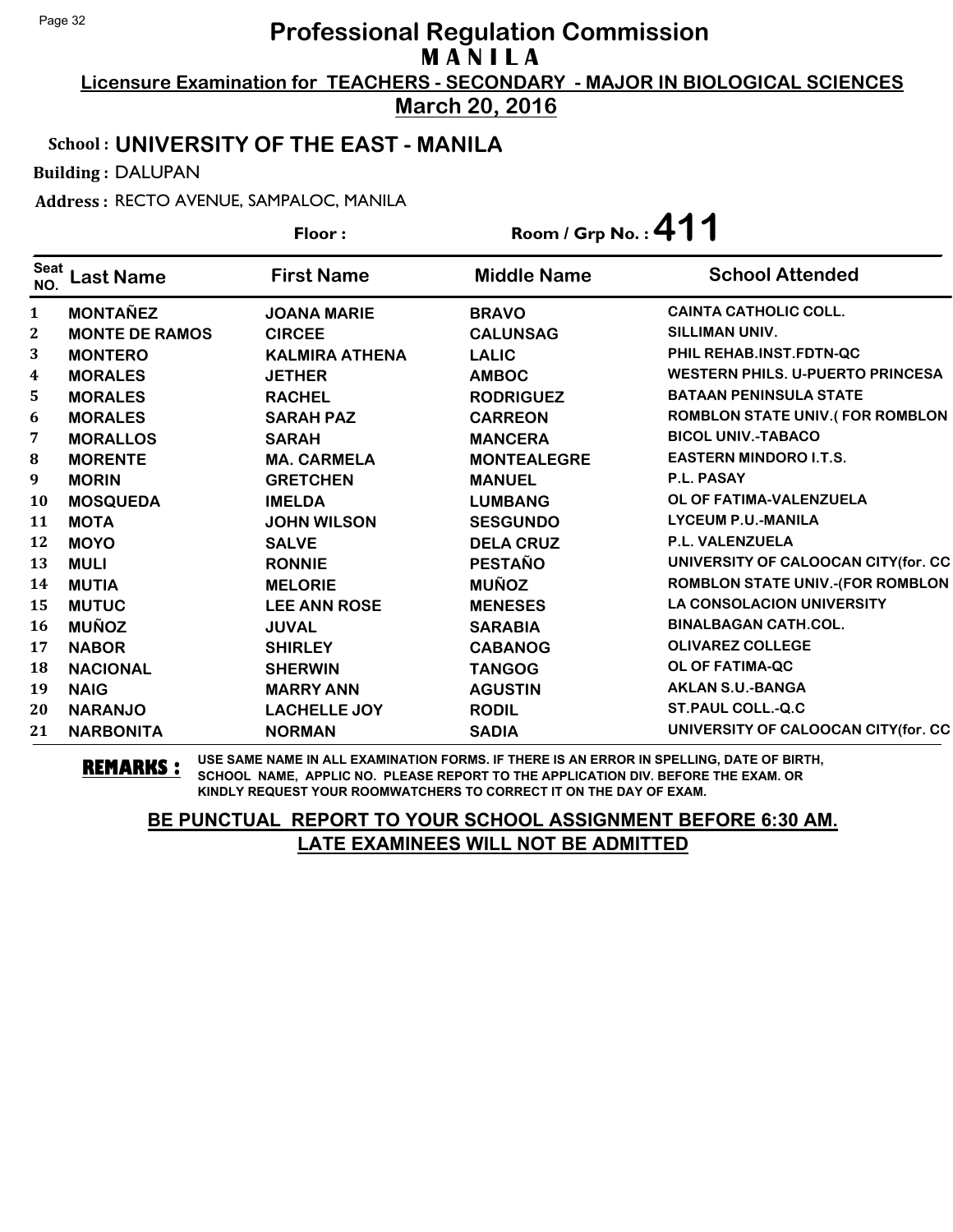# Professional Regulation Commission

## MANILA

**Licensure Examination for TEACHERS - SECONDARY - MAJOR IN BIOLOGICAL SCIENCES**

**March 20, 2016**

**School : UNIVERSITY OF THE EAST - MANILA**

**Building :** DALUPAN

**Address :** RECTO AVENUE, SAMPALOC, MANILA

**Floor :** **Room / Grp No. : 411**

| Seat NO. | Last Name | First Name | Middle Name | School Attended |
|---|---|---|---|---|
| 1 | MONTAÑEZ | JOANA MARIE | BRAVO | CAINTA CATHOLIC COLL. |
| 2 | MONTE DE RAMOS | CIRCEE | CALUNSAG | SILLIMAN UNIV. |
| 3 | MONTERO | KALMIRA ATHENA | LALIC | PHIL REHAB.INST.FDTN-QC |
| 4 | MORALES | JETHER | AMBOC | WESTERN PHILS. U-PUERTO PRINCESA |
| 5 | MORALES | RACHEL | RODRIGUEZ | BATAAN PENINSULA STATE |
| 6 | MORALES | SARAH PAZ | CARREON | ROMBLON STATE UNIV.( FOR ROMBLON |
| 7 | MORALLOS | SARAH | MANCERA | BICOL UNIV.-TABACO |
| 8 | MORENTE | MA. CARMELA | MONTEALEGRE | EASTERN MINDORO I.T.S. |
| 9 | MORIN | GRETCHEN | MANUEL | P.L. PASAY |
| 10 | MOSQUEDA | IMELDA | LUMBANG | OL OF FATIMA-VALENZUELA |
| 11 | MOTA | JOHN WILSON | SESGUNDO | LYCEUM P.U.-MANILA |
| 12 | MOYO | SALVE | DELA CRUZ | P.L. VALENZUELA |
| 13 | MULI | RONNIE | PESTAÑO | UNIVERSITY OF CALOOCAN CITY(for. CC |
| 14 | MUTIA | MELORIE | MUÑOZ | ROMBLON STATE UNIV.-(FOR ROMBLON |
| 15 | MUTUC | LEE ANN ROSE | MENESES | LA CONSOLACION UNIVERSITY |
| 16 | MUÑOZ | JUVAL | SARABIA | BINALBAGAN CATH.COL. |
| 17 | NABOR | SHIRLEY | CABANOG | OLIVAREZ COLLEGE |
| 18 | NACIONAL | SHERWIN | TANGOG | OL OF FATIMA-QC |
| 19 | NAIG | MARRY ANN | AGUSTIN | AKLAN S.U.-BANGA |
| 20 | NARANJO | LACHELLE JOY | RODIL | ST.PAUL COLL.-Q.C |
| 21 | NARBONITA | NORMAN | SADIA | UNIVERSITY OF CALOOCAN CITY(for. CC |

**REMARKS :** USE SAME NAME IN ALL EXAMINATION FORMS. IF THERE IS AN ERROR IN SPELLING, DATE OF BIRTH, SCHOOL NAME, APPLIC NO. PLEASE REPORT TO THE APPLICATION DIV. BEFORE THE EXAM. OR KINDLY REQUEST YOUR ROOMWATCHERS TO CORRECT IT ON THE DAY OF EXAM.

**BE PUNCTUAL REPORT TO YOUR SCHOOL ASSIGNMENT BEFORE 6:30 AM.**
**LATE EXAMINEES WILL NOT BE ADMITTED**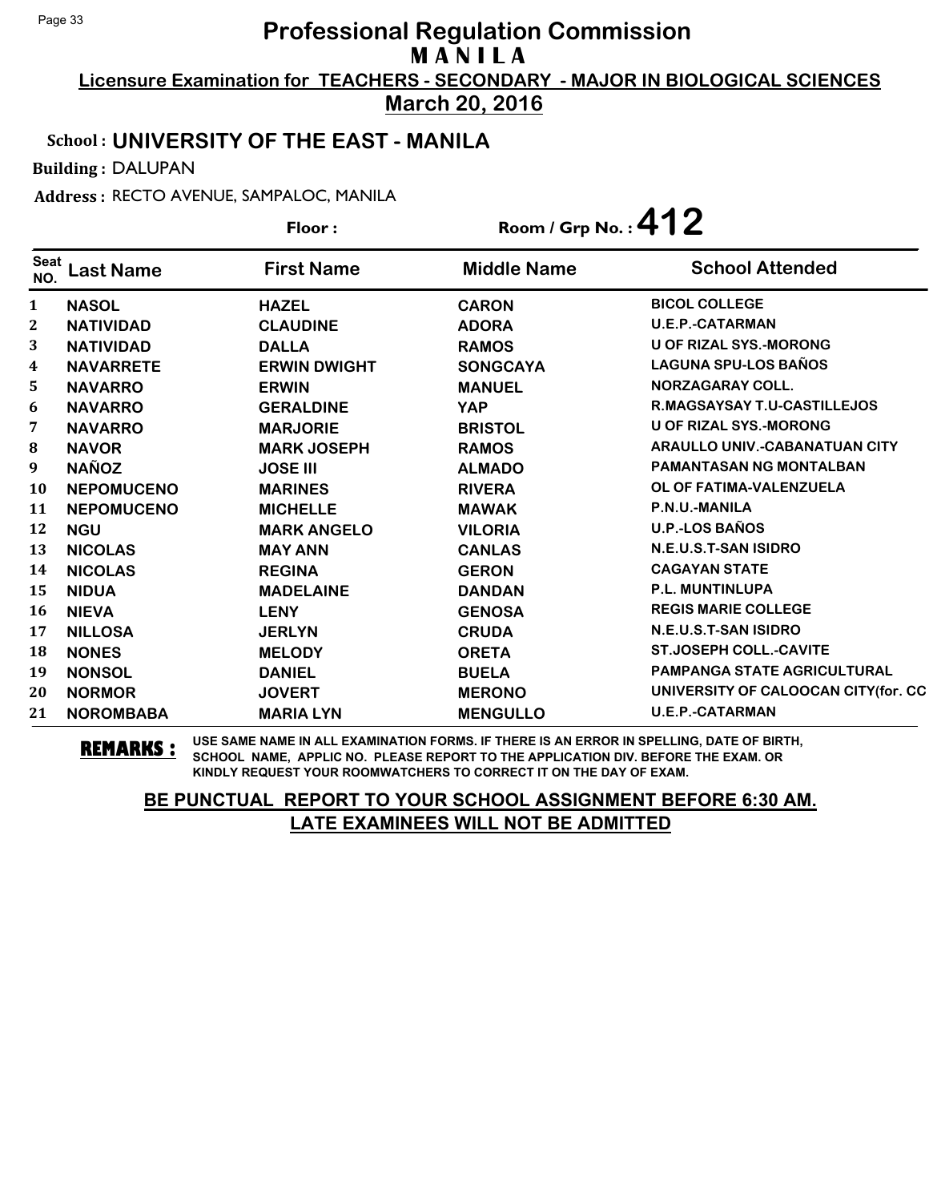# Professional Regulation Commission

## M A N I L A

**Licensure Examination for TEACHERS - SECONDARY - MAJOR IN BIOLOGICAL SCIENCES**

**March 20, 2016**

**School : UNIVERSITY OF THE EAST - MANILA**

**Building :** DALUPAN

**Address :** RECTO AVENUE, SAMPALOC, MANILA

**Floor :** 

**Room / Grp No. : 412**

| Seat NO. | Last Name | First Name | Middle Name | School Attended |
|---|---|---|---|---|
| 1 | NASOL | HAZEL | CARON | BICOL COLLEGE |
| 2 | NATIVIDAD | CLAUDINE | ADORA | U.E.P.-CATARMAN |
| 3 | NATIVIDAD | DALLA | RAMOS | U OF RIZAL SYS.-MORONG |
| 4 | NAVARRETE | ERWIN DWIGHT | SONGCAYA | LAGUNA SPU-LOS BAÑOS |
| 5 | NAVARRO | ERWIN | MANUEL | NORZAGARAY COLL. |
| 6 | NAVARRO | GERALDINE | YAP | R.MAGSAYSAY T.U-CASTILLEJOS |
| 7 | NAVARRO | MARJORIE | BRISTOL | U OF RIZAL SYS.-MORONG |
| 8 | NAVOR | MARK JOSEPH | RAMOS | ARAULLO UNIV.-CABANATUAN CITY |
| 9 | NAÑOZ | JOSE III | ALMADO | PAMANTASAN NG MONTALBAN |
| 10 | NEPOMUCENO | MARINES | RIVERA | OL OF FATIMA-VALENZUELA |
| 11 | NEPOMUCENO | MICHELLE | MAWAK | P.N.U.-MANILA |
| 12 | NGU | MARK ANGELO | VILORIA | U.P.-LOS BAÑOS |
| 13 | NICOLAS | MAY ANN | CANLAS | N.E.U.S.T-SAN ISIDRO |
| 14 | NICOLAS | REGINA | GERON | CAGAYAN STATE |
| 15 | NIDUA | MADELAINE | DANDAN | P.L. MUNTINLUPA |
| 16 | NIEVA | LENY | GENOSA | REGIS MARIE COLLEGE |
| 17 | NILLOSA | JERLYN | CRUDA | N.E.U.S.T-SAN ISIDRO |
| 18 | NONES | MELODY | ORETA | ST.JOSEPH COLL.-CAVITE |
| 19 | NONSOL | DANIEL | BUELA | PAMPANGA STATE AGRICULTURAL |
| 20 | NORMOR | JOVERT | MERONO | UNIVERSITY OF CALOOCAN CITY(for. CC |
| 21 | NOROMBABA | MARIA LYN | MENGULLO | U.E.P.-CATARMAN |

**REMARKS :** USE SAME NAME IN ALL EXAMINATION FORMS. IF THERE IS AN ERROR IN SPELLING, DATE OF BIRTH, SCHOOL NAME, APPLIC NO. PLEASE REPORT TO THE APPLICATION DIV. BEFORE THE EXAM. OR KINDLY REQUEST YOUR ROOMWATCHERS TO CORRECT IT ON THE DAY OF EXAM.

**BE PUNCTUAL REPORT TO YOUR SCHOOL ASSIGNMENT BEFORE 6:30 AM. LATE EXAMINEES WILL NOT BE ADMITTED**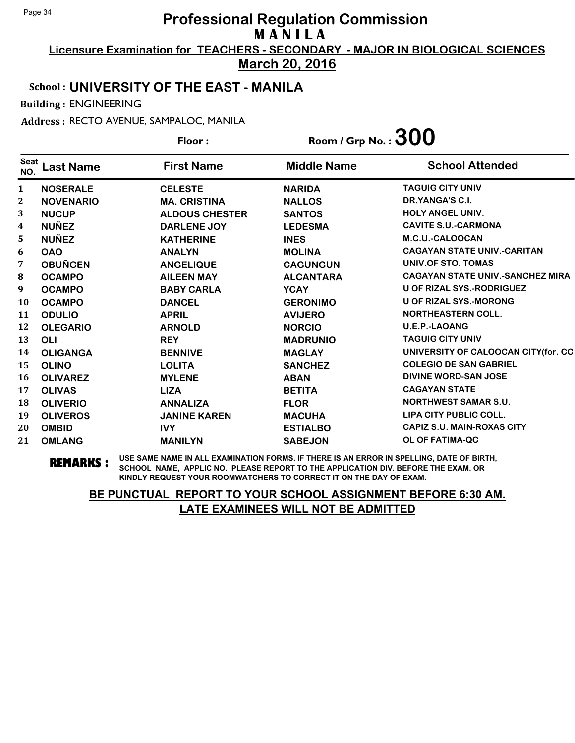# Professional Regulation Commission
## MANILA

**Licensure Examination for TEACHERS - SECONDARY - MAJOR IN BIOLOGICAL SCIENCES**

**March 20, 2016**

**School : UNIVERSITY OF THE EAST - MANILA**

**Building :** ENGINEERING

**Address :** RECTO AVENUE, SAMPALOC, MANILA

**Floor :** 　　**Room / Grp No. : 300**

| Seat NO. | Last Name | First Name | Middle Name | School Attended |
|---|---|---|---|---|
| 1 | NOSERALE | CELESTE | NARIDA | TAGUIG CITY UNIV |
| 2 | NOVENARIO | MA. CRISTINA | NALLOS | DR.YANGA'S C.I. |
| 3 | NUCUP | ALDOUS CHESTER | SANTOS | HOLY ANGEL UNIV. |
| 4 | NUÑEZ | DARLENE JOY | LEDESMA | CAVITE S.U.-CARMONA |
| 5 | NUÑEZ | KATHERINE | INES | M.C.U.-CALOOCAN |
| 6 | OAO | ANALYN | MOLINA | CAGAYAN STATE UNIV.-CARITAN |
| 7 | OBUÑGEN | ANGELIQUE | CAGUNGUN | UNIV.OF STO. TOMAS |
| 8 | OCAMPO | AILEEN MAY | ALCANTARA | CAGAYAN STATE UNIV.-SANCHEZ MIRA |
| 9 | OCAMPO | BABY CARLA | YCAY | U OF RIZAL SYS.-RODRIGUEZ |
| 10 | OCAMPO | DANCEL | GERONIMO | U OF RIZAL SYS.-MORONG |
| 11 | ODULIO | APRIL | AVIJERO | NORTHEASTERN COLL. |
| 12 | OLEGARIO | ARNOLD | NORCIO | U.E.P.-LAOANG |
| 13 | OLI | REY | MADRUNIO | TAGUIG CITY UNIV |
| 14 | OLIGANGA | BENNIVE | MAGLAY | UNIVERSITY OF CALOOCAN CITY(for. CC |
| 15 | OLINO | LOLITA | SANCHEZ | COLEGIO DE SAN GABRIEL |
| 16 | OLIVAREZ | MYLENE | ABAN | DIVINE WORD-SAN JOSE |
| 17 | OLIVAS | LIZA | BETITA | CAGAYAN STATE |
| 18 | OLIVERIO | ANNALIZA | FLOR | NORTHWEST SAMAR S.U. |
| 19 | OLIVEROS | JANINE KAREN | MACUHA | LIPA CITY PUBLIC COLL. |
| 20 | OMBID | IVY | ESTIALBO | CAPIZ S.U. MAIN-ROXAS CITY |
| 21 | OMLANG | MANILYN | SABEJON | OL OF FATIMA-QC |

**REMARKS :** USE SAME NAME IN ALL EXAMINATION FORMS. IF THERE IS AN ERROR IN SPELLING, DATE OF BIRTH, SCHOOL NAME, APPLIC NO. PLEASE REPORT TO THE APPLICATION DIV. BEFORE THE EXAM. OR KINDLY REQUEST YOUR ROOMWATCHERS TO CORRECT IT ON THE DAY OF EXAM.

**BE PUNCTUAL REPORT TO YOUR SCHOOL ASSIGNMENT BEFORE 6:30 AM.**
**LATE EXAMINEES WILL NOT BE ADMITTED**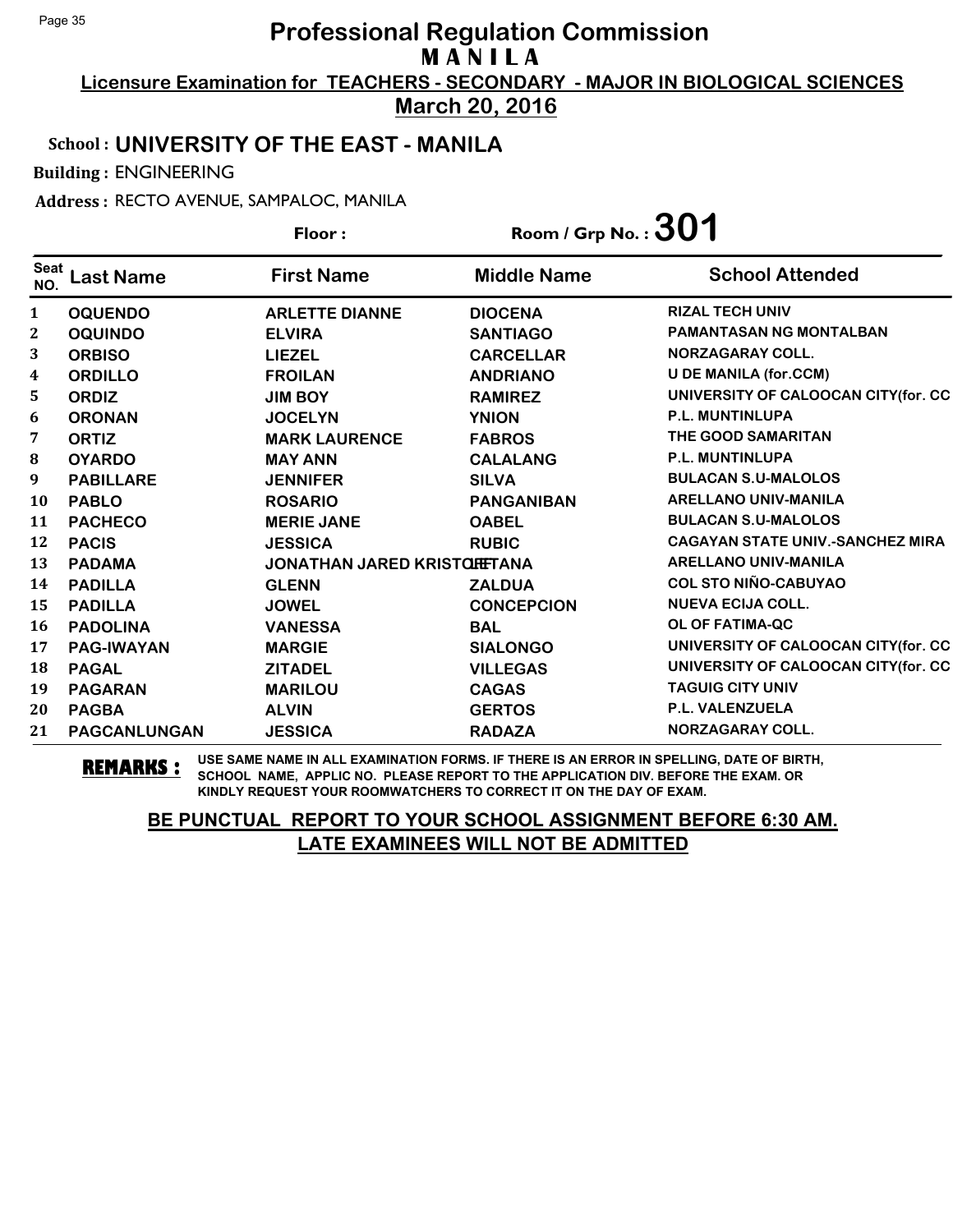# Professional Regulation Commission

## MANILA

**Licensure Examination for TEACHERS - SECONDARY - MAJOR IN BIOLOGICAL SCIENCES**

**March 20, 2016**

**School : UNIVERSITY OF THE EAST - MANILA**

**Building :** ENGINEERING

**Address :** RECTO AVENUE, SAMPALOC, MANILA

**Floor :** 

**Room / Grp No. : 301**

| Seat NO. | Last Name | First Name | Middle Name | School Attended |
|---|---|---|---|---|
| 1 | OQUENDO | ARLETTE DIANNE | DIOCENA | RIZAL TECH UNIV |
| 2 | OQUINDO | ELVIRA | SANTIAGO | PAMANTASAN NG MONTALBAN |
| 3 | ORBISO | LIEZEL | CARCELLAR | NORZAGARAY COLL. |
| 4 | ORDILLO | FROILAN | ANDRIANO | U DE MANILA (for.CCM) |
| 5 | ORDIZ | JIM BOY | RAMIREZ | UNIVERSITY OF CALOOCAN CITY(for. CC |
| 6 | ORONAN | JOCELYN | YNION | P.L. MUNTINLUPA |
| 7 | ORTIZ | MARK LAURENCE | FABROS | THE GOOD SAMARITAN |
| 8 | OYARDO | MAY ANN | CALALANG | P.L. MUNTINLUPA |
| 9 | PABILLARE | JENNIFER | SILVA | BULACAN S.U-MALOLOS |
| 10 | PABLO | ROSARIO | PANGANIBAN | ARELLANO UNIV-MANILA |
| 11 | PACHECO | MERIE JANE | OABEL | BULACAN S.U-MALOLOS |
| 12 | PACIS | JESSICA | RUBIC | CAGAYAN STATE UNIV.-SANCHEZ MIRA |
| 13 | PADAMA | JONATHAN JARED KRISTOFF | LETANA | ARELLANO UNIV-MANILA |
| 14 | PADILLA | GLENN | ZALDUA | COL STO NIÑO-CABUYAO |
| 15 | PADILLA | JOWEL | CONCEPCION | NUEVA ECIJA COLL. |
| 16 | PADOLINA | VANESSA | BAL | OL OF FATIMA-QC |
| 17 | PAG-IWAYAN | MARGIE | SIALONGO | UNIVERSITY OF CALOOCAN CITY(for. CC |
| 18 | PAGAL | ZITADEL | VILLEGAS | UNIVERSITY OF CALOOCAN CITY(for. CC |
| 19 | PAGARAN | MARILOU | CAGAS | TAGUIG CITY UNIV |
| 20 | PAGBA | ALVIN | GERTOS | P.L. VALENZUELA |
| 21 | PAGCANLUNGAN | JESSICA | RADAZA | NORZAGARAY COLL. |

**REMARKS :** USE SAME NAME IN ALL EXAMINATION FORMS. IF THERE IS AN ERROR IN SPELLING, DATE OF BIRTH, SCHOOL NAME, APPLIC NO. PLEASE REPORT TO THE APPLICATION DIV. BEFORE THE EXAM. OR KINDLY REQUEST YOUR ROOMWATCHERS TO CORRECT IT ON THE DAY OF EXAM.

**BE PUNCTUAL REPORT TO YOUR SCHOOL ASSIGNMENT BEFORE 6:30 AM.**
**LATE EXAMINEES WILL NOT BE ADMITTED**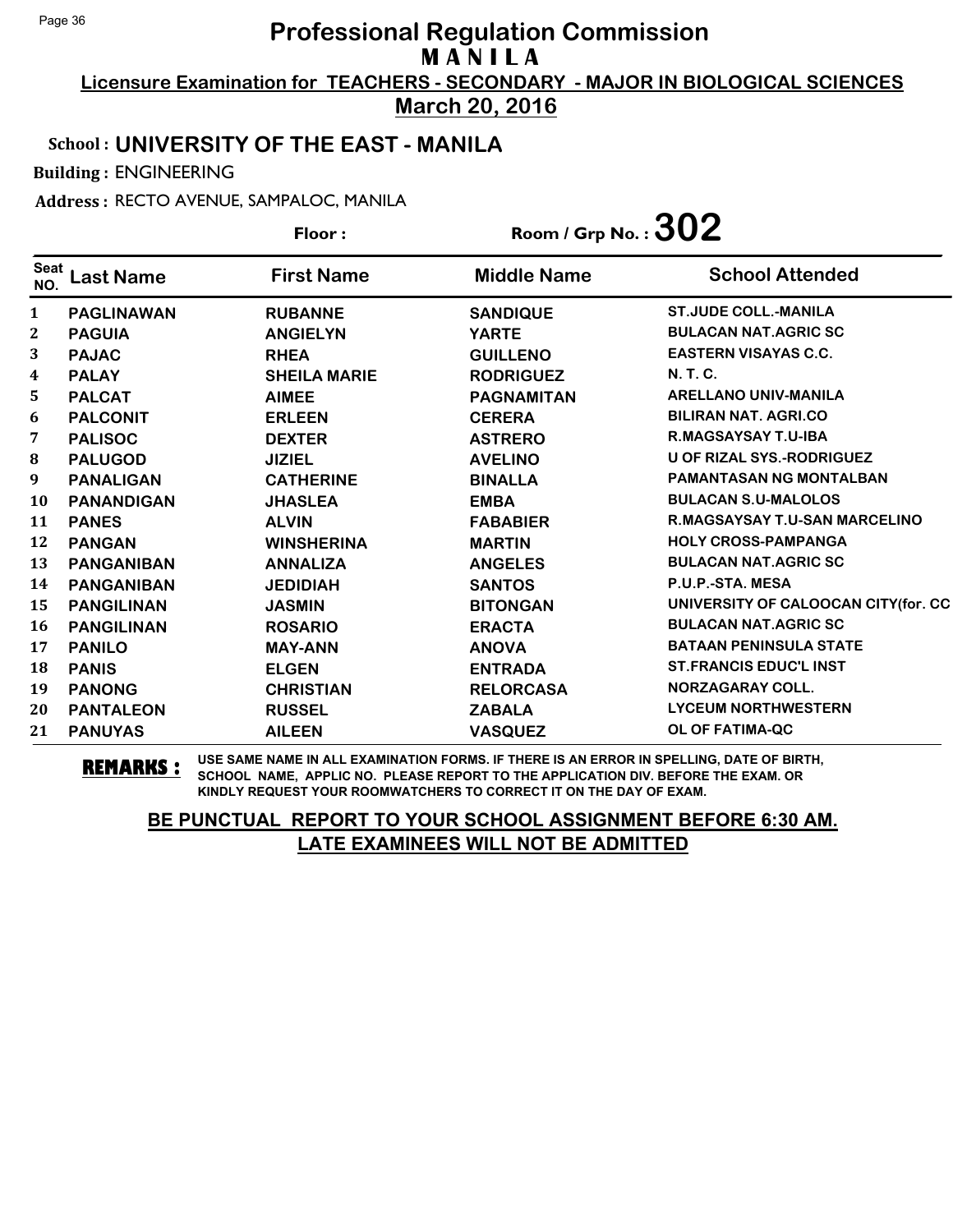# Professional Regulation Commission
## M A N I L A

**Licensure Examination for TEACHERS - SECONDARY - MAJOR IN BIOLOGICAL SCIENCES**

**March 20, 2016**

**School : UNIVERSITY OF THE EAST - MANILA**

**Building :** ENGINEERING

**Address :** RECTO AVENUE, SAMPALOC, MANILA

**Floor :** 

**Room / Grp No. : 302**

| Seat NO. | Last Name | First Name | Middle Name | School Attended |
|---|---|---|---|---|
| 1 | PAGLINAWAN | RUBANNE | SANDIQUE | ST.JUDE COLL.-MANILA |
| 2 | PAGUIA | ANGIELYN | YARTE | BULACAN NAT.AGRIC SC |
| 3 | PAJAC | RHEA | GUILLENO | EASTERN VISAYAS C.C. |
| 4 | PALAY | SHEILA MARIE | RODRIGUEZ | N. T. C. |
| 5 | PALCAT | AIMEE | PAGNAMITAN | ARELLANO UNIV-MANILA |
| 6 | PALCONIT | ERLEEN | CERERA | BILIRAN NAT. AGRI.CO |
| 7 | PALISOC | DEXTER | ASTRERO | R.MAGSAYSAY T.U-IBA |
| 8 | PALUGOD | JIZIEL | AVELINO | U OF RIZAL SYS.-RODRIGUEZ |
| 9 | PANALIGAN | CATHERINE | BINALLA | PAMANTASAN NG MONTALBAN |
| 10 | PANANDIGAN | JHASLEA | EMBA | BULACAN S.U-MALOLOS |
| 11 | PANES | ALVIN | FABABIER | R.MAGSAYSAY T.U-SAN MARCELINO |
| 12 | PANGAN | WINSHERINA | MARTIN | HOLY CROSS-PAMPANGA |
| 13 | PANGANIBAN | ANNALIZA | ANGELES | BULACAN NAT.AGRIC SC |
| 14 | PANGANIBAN | JEDIDIAH | SANTOS | P.U.P.-STA. MESA |
| 15 | PANGILINAN | JASMIN | BITONGAN | UNIVERSITY OF CALOOCAN CITY(for. CC |
| 16 | PANGILINAN | ROSARIO | ERACTA | BULACAN NAT.AGRIC SC |
| 17 | PANILO | MAY-ANN | ANOVA | BATAAN PENINSULA STATE |
| 18 | PANIS | ELGEN | ENTRADA | ST.FRANCIS EDUC'L INST |
| 19 | PANONG | CHRISTIAN | RELORCASA | NORZAGARAY COLL. |
| 20 | PANTALEON | RUSSEL | ZABALA | LYCEUM NORTHWESTERN |
| 21 | PANUYAS | AILEEN | VASQUEZ | OL OF FATIMA-QC |

**REMARKS :** USE SAME NAME IN ALL EXAMINATION FORMS. IF THERE IS AN ERROR IN SPELLING, DATE OF BIRTH, SCHOOL NAME, APPLIC NO. PLEASE REPORT TO THE APPLICATION DIV. BEFORE THE EXAM. OR KINDLY REQUEST YOUR ROOMWATCHERS TO CORRECT IT ON THE DAY OF EXAM.

**BE PUNCTUAL REPORT TO YOUR SCHOOL ASSIGNMENT BEFORE 6:30 AM.**
**LATE EXAMINEES WILL NOT BE ADMITTED**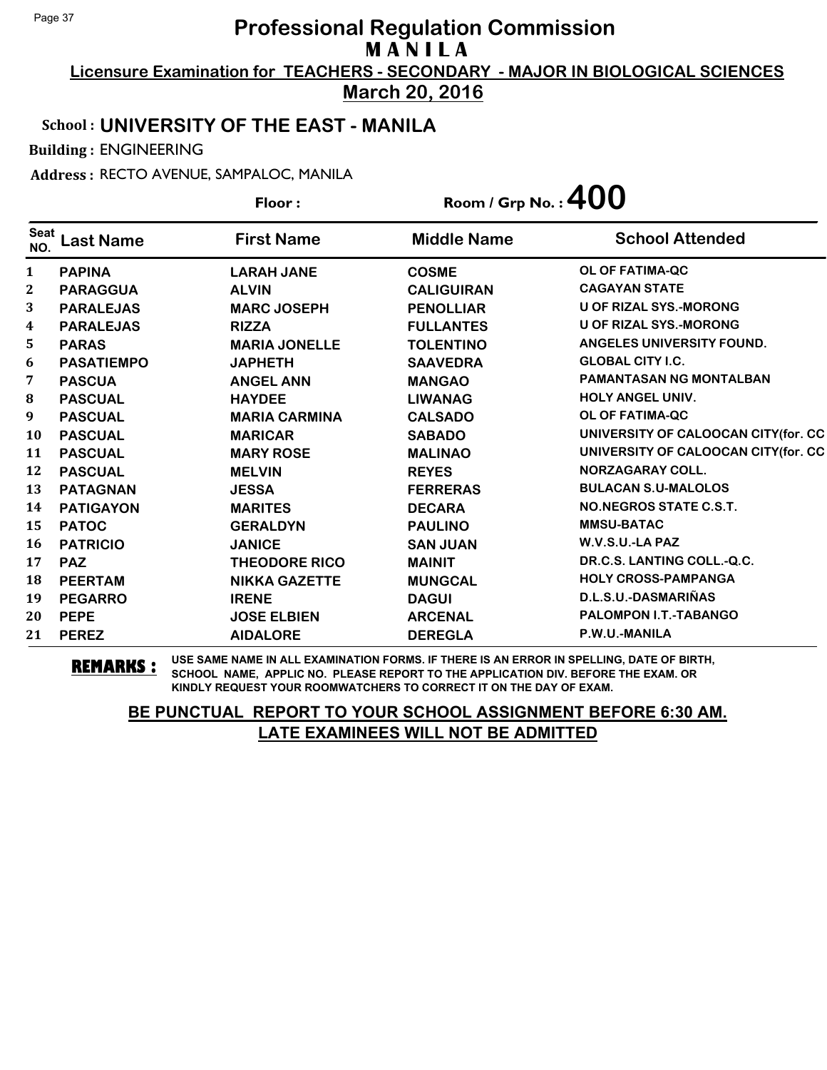# Professional Regulation Commission
## MANILA

**Licensure Examination for TEACHERS - SECONDARY - MAJOR IN BIOLOGICAL SCIENCES**

**March 20, 2016**

**School : UNIVERSITY OF THE EAST - MANILA**

**Building :** ENGINEERING

**Address :** RECTO AVENUE, SAMPALOC, MANILA

**Floor :** 

**Room / Grp No. : 400**

| Seat NO. | Last Name | First Name | Middle Name | School Attended |
|---|---|---|---|---|
| 1 | PAPINA | LARAH JANE | COSME | OL OF FATIMA-QC |
| 2 | PARAGGUA | ALVIN | CALIGUIRAN | CAGAYAN STATE |
| 3 | PARALEJAS | MARC JOSEPH | PENOLLIAR | U OF RIZAL SYS.-MORONG |
| 4 | PARALEJAS | RIZZA | FULLANTES | U OF RIZAL SYS.-MORONG |
| 5 | PARAS | MARIA JONELLE | TOLENTINO | ANGELES UNIVERSITY FOUND. |
| 6 | PASATIEMPO | JAPHETH | SAAVEDRA | GLOBAL CITY I.C. |
| 7 | PASCUA | ANGEL ANN | MANGAO | PAMANTASAN NG MONTALBAN |
| 8 | PASCUAL | HAYDEE | LIWANAG | HOLY ANGEL UNIV. |
| 9 | PASCUAL | MARIA CARMINA | CALSADO | OL OF FATIMA-QC |
| 10 | PASCUAL | MARICAR | SABADO | UNIVERSITY OF CALOOCAN CITY(for. CC |
| 11 | PASCUAL | MARY ROSE | MALINAO | UNIVERSITY OF CALOOCAN CITY(for. CC |
| 12 | PASCUAL | MELVIN | REYES | NORZAGARAY COLL. |
| 13 | PATAGNAN | JESSA | FERRERAS | BULACAN S.U-MALOLOS |
| 14 | PATIGAYON | MARITES | DECARA | NO.NEGROS STATE C.S.T. |
| 15 | PATOC | GERALDYN | PAULINO | MMSU-BATAC |
| 16 | PATRICIO | JANICE | SAN JUAN | W.V.S.U.-LA PAZ |
| 17 | PAZ | THEODORE RICO | MAINIT | DR.C.S. LANTING COLL.-Q.C. |
| 18 | PEERTAM | NIKKA GAZETTE | MUNGCAL | HOLY CROSS-PAMPANGA |
| 19 | PEGARRO | IRENE | DAGUI | D.L.S.U.-DASMARIÑAS |
| 20 | PEPE | JOSE ELBIEN | ARCENAL | PALOMPON I.T.-TABANGO |
| 21 | PEREZ | AIDALORE | DEREGLA | P.W.U.-MANILA |

**REMARKS :** USE SAME NAME IN ALL EXAMINATION FORMS. IF THERE IS AN ERROR IN SPELLING, DATE OF BIRTH, SCHOOL NAME, APPLIC NO. PLEASE REPORT TO THE APPLICATION DIV. BEFORE THE EXAM. OR KINDLY REQUEST YOUR ROOMWATCHERS TO CORRECT IT ON THE DAY OF EXAM.

**BE PUNCTUAL REPORT TO YOUR SCHOOL ASSIGNMENT BEFORE 6:30 AM. LATE EXAMINEES WILL NOT BE ADMITTED**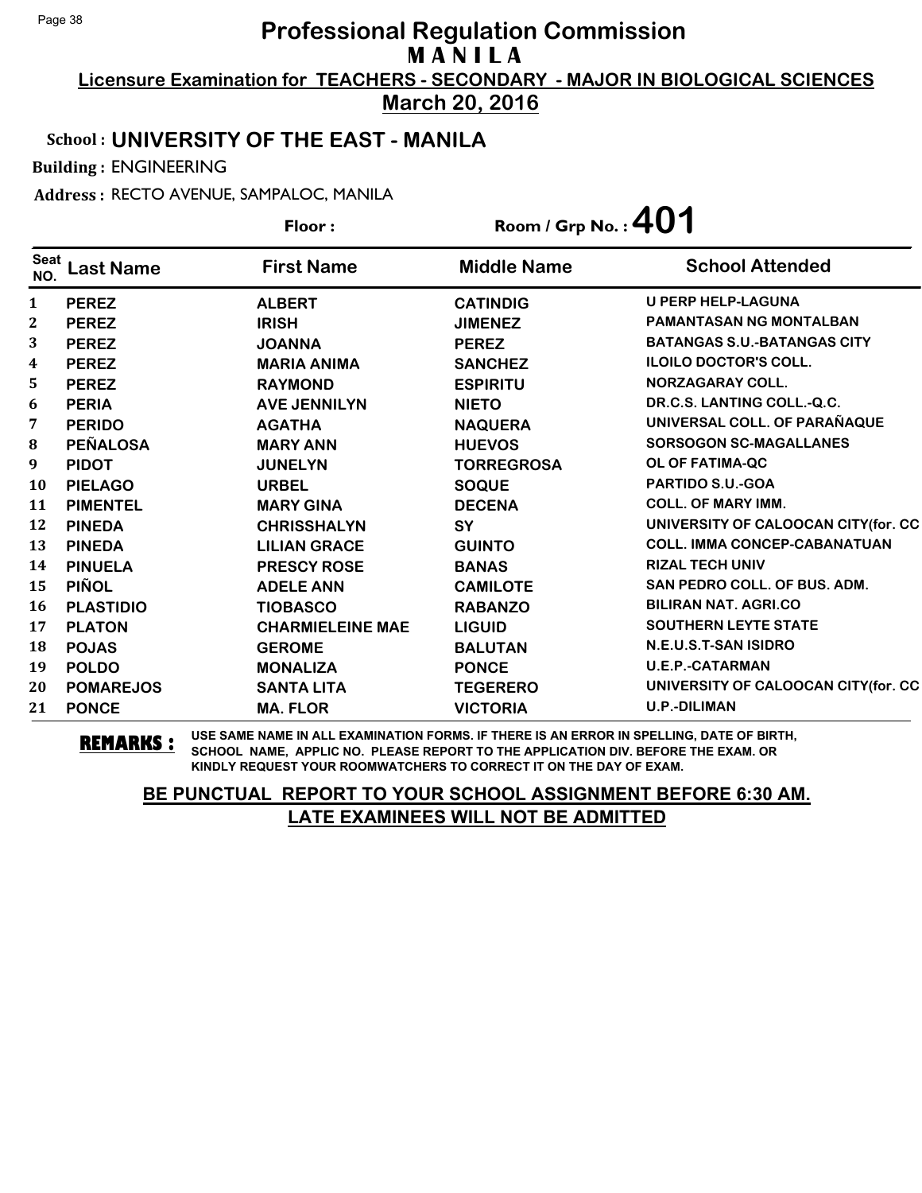# Professional Regulation Commission

## M A N I L A

**Licensure Examination for TEACHERS - SECONDARY - MAJOR IN BIOLOGICAL SCIENCES**

**March 20, 2016**

**School : UNIVERSITY OF THE EAST - MANILA**

**Building :** ENGINEERING

**Address :** RECTO AVENUE, SAMPALOC, MANILA

**Floor :** 

**Room / Grp No. : 401**

| Seat NO. | Last Name | First Name | Middle Name | School Attended |
|---|---|---|---|---|
| 1 | PEREZ | ALBERT | CATINDIG | U PERP HELP-LAGUNA |
| 2 | PEREZ | IRISH | JIMENEZ | PAMANTASAN NG MONTALBAN |
| 3 | PEREZ | JOANNA | PEREZ | BATANGAS S.U.-BATANGAS CITY |
| 4 | PEREZ | MARIA ANIMA | SANCHEZ | ILOILO DOCTOR'S COLL. |
| 5 | PEREZ | RAYMOND | ESPIRITU | NORZAGARAY COLL. |
| 6 | PERIA | AVE JENNILYN | NIETO | DR.C.S. LANTING COLL.-Q.C. |
| 7 | PERIDO | AGATHA | NAQUERA | UNIVERSAL COLL. OF PARAÑAQUE |
| 8 | PEÑALOSA | MARY ANN | HUEVOS | SORSOGON SC-MAGALLANES |
| 9 | PIDOT | JUNELYN | TORREGROSA | OL OF FATIMA-QC |
| 10 | PIELAGO | URBEL | SOQUE | PARTIDO S.U.-GOA |
| 11 | PIMENTEL | MARY GINA | DECENA | COLL. OF MARY IMM. |
| 12 | PINEDA | CHRISSHALYN | SY | UNIVERSITY OF CALOOCAN CITY(for. CC |
| 13 | PINEDA | LILIAN GRACE | GUINTO | COLL. IMMA CONCEP-CABANATUAN |
| 14 | PINUELA | PRESCY ROSE | BANAS | RIZAL TECH UNIV |
| 15 | PIÑOL | ADELE ANN | CAMILOTE | SAN PEDRO COLL. OF BUS. ADM. |
| 16 | PLASTIDIO | TIOBASCO | RABANZO | BILIRAN NAT. AGRI.CO |
| 17 | PLATON | CHARMIELEINE MAE | LIGUID | SOUTHERN LEYTE STATE |
| 18 | POJAS | GEROME | BALUTAN | N.E.U.S.T-SAN ISIDRO |
| 19 | POLDO | MONALIZA | PONCE | U.E.P.-CATARMAN |
| 20 | POMAREJOS | SANTA LITA | TEGERERO | UNIVERSITY OF CALOOCAN CITY(for. CC |
| 21 | PONCE | MA. FLOR | VICTORIA | U.P.-DILIMAN |

**REMARKS :** USE SAME NAME IN ALL EXAMINATION FORMS. IF THERE IS AN ERROR IN SPELLING, DATE OF BIRTH, SCHOOL NAME, APPLIC NO. PLEASE REPORT TO THE APPLICATION DIV. BEFORE THE EXAM. OR KINDLY REQUEST YOUR ROOMWATCHERS TO CORRECT IT ON THE DAY OF EXAM.

**BE PUNCTUAL REPORT TO YOUR SCHOOL ASSIGNMENT BEFORE 6:30 AM.**
**LATE EXAMINEES WILL NOT BE ADMITTED**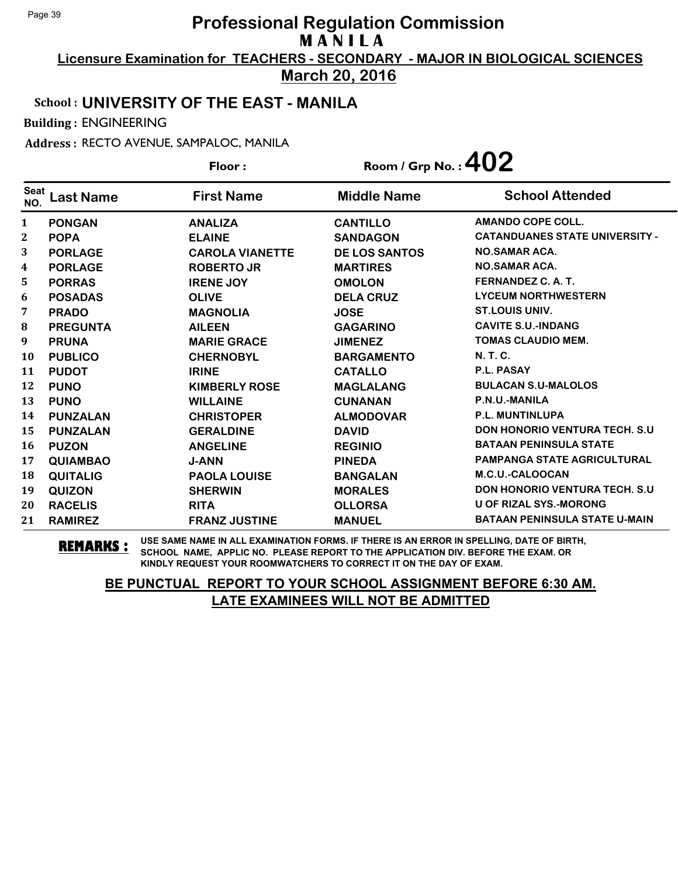# Professional Regulation Commission

## MANILA

**Licensure Examination for TEACHERS - SECONDARY - MAJOR IN BIOLOGICAL SCIENCES**

**March 20, 2016**

**School : UNIVERSITY OF THE EAST - MANILA**

**Building :** ENGINEERING

**Address :** RECTO AVENUE, SAMPALOC, MANILA

**Floor :**

**Room / Grp No. : 402**

| Seat NO. | Last Name | First Name | Middle Name | School Attended |
|---|---|---|---|---|
| 1 | PONGAN | ANALIZA | CANTILLO | AMANDO COPE COLL. |
| 2 | POPA | ELAINE | SANDAGON | CATANDUANES STATE UNIVERSITY - |
| 3 | PORLAGE | CAROLA VIANETTE | DE LOS SANTOS | NO.SAMAR ACA. |
| 4 | PORLAGE | ROBERTO JR | MARTIRES | NO.SAMAR ACA. |
| 5 | PORRAS | IRENE JOY | OMOLON | FERNANDEZ C. A. T. |
| 6 | POSADAS | OLIVE | DELA CRUZ | LYCEUM NORTHWESTERN |
| 7 | PRADO | MAGNOLIA | JOSE | ST.LOUIS UNIV. |
| 8 | PREGUNTA | AILEEN | GAGARINO | CAVITE S.U.-INDANG |
| 9 | PRUNA | MARIE GRACE | JIMENEZ | TOMAS CLAUDIO MEM. |
| 10 | PUBLICO | CHERNOBYL | BARGAMENTO | N. T. C. |
| 11 | PUDOT | IRINE | CATALLO | P.L. PASAY |
| 12 | PUNO | KIMBERLY ROSE | MAGLALANG | BULACAN S.U-MALOLOS |
| 13 | PUNO | WILLAINE | CUNANAN | P.N.U.-MANILA |
| 14 | PUNZALAN | CHRISTOPER | ALMODOVAR | P.L. MUNTINLUPA |
| 15 | PUNZALAN | GERALDINE | DAVID | DON HONORIO VENTURA TECH. S.U |
| 16 | PUZON | ANGELINE | REGINIO | BATAAN PENINSULA STATE |
| 17 | QUIAMBAO | J-ANN | PINEDA | PAMPANGA STATE AGRICULTURAL |
| 18 | QUITALIG | PAOLA LOUISE | BANGALAN | M.C.U.-CALOOCAN |
| 19 | QUIZON | SHERWIN | MORALES | DON HONORIO VENTURA TECH. S.U |
| 20 | RACELIS | RITA | OLLORSA | U OF RIZAL SYS.-MORONG |
| 21 | RAMIREZ | FRANZ JUSTINE | MANUEL | BATAAN PENINSULA STATE U-MAIN |

**REMARKS :** USE SAME NAME IN ALL EXAMINATION FORMS. IF THERE IS AN ERROR IN SPELLING, DATE OF BIRTH, SCHOOL NAME, APPLIC NO. PLEASE REPORT TO THE APPLICATION DIV. BEFORE THE EXAM. OR KINDLY REQUEST YOUR ROOMWATCHERS TO CORRECT IT ON THE DAY OF EXAM.

**BE PUNCTUAL REPORT TO YOUR SCHOOL ASSIGNMENT BEFORE 6:30 AM. LATE EXAMINEES WILL NOT BE ADMITTED**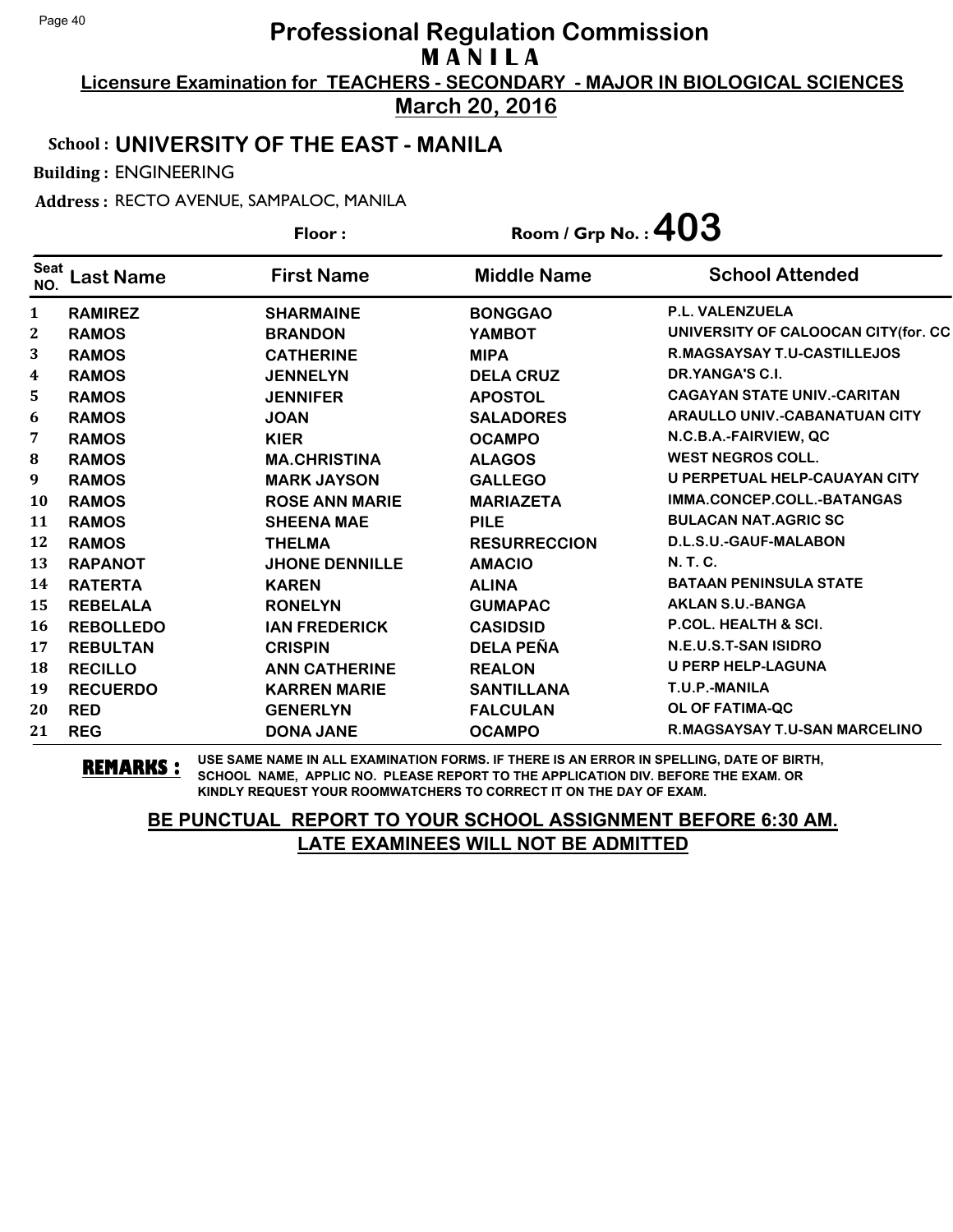# Professional Regulation Commission
## MANILA

**Licensure Examination for TEACHERS - SECONDARY - MAJOR IN BIOLOGICAL SCIENCES**

**March 20, 2016**

**School : UNIVERSITY OF THE EAST - MANILA**

**Building :** ENGINEERING

**Address :** RECTO AVENUE, SAMPALOC, MANILA

**Floor :** 

**Room / Grp No. : 403**

| Seat NO. | Last Name | First Name | Middle Name | School Attended |
|---|---|---|---|---|
| 1 | RAMIREZ | SHARMAINE | BONGGAO | P.L. VALENZUELA |
| 2 | RAMOS | BRANDON | YAMBOT | UNIVERSITY OF CALOOCAN CITY(for. CC |
| 3 | RAMOS | CATHERINE | MIPA | R.MAGSAYSAY T.U-CASTILLEJOS |
| 4 | RAMOS | JENNELYN | DELA CRUZ | DR.YANGA'S C.I. |
| 5 | RAMOS | JENNIFER | APOSTOL | CAGAYAN STATE UNIV.-CARITAN |
| 6 | RAMOS | JOAN | SALADORES | ARAULLO UNIV.-CABANATUAN CITY |
| 7 | RAMOS | KIER | OCAMPO | N.C.B.A.-FAIRVIEW, QC |
| 8 | RAMOS | MA.CHRISTINA | ALAGOS | WEST NEGROS COLL. |
| 9 | RAMOS | MARK JAYSON | GALLEGO | U PERPETUAL HELP-CAUAYAN CITY |
| 10 | RAMOS | ROSE ANN MARIE | MARIAZETA | IMMA.CONCEP.COLL.-BATANGAS |
| 11 | RAMOS | SHEENA MAE | PILE | BULACAN NAT.AGRIC SC |
| 12 | RAMOS | THELMA | RESURRECCION | D.L.S.U.-GAUF-MALABON |
| 13 | RAPANOT | JHONE DENNILLE | AMACIO | N. T. C. |
| 14 | RATERTA | KAREN | ALINA | BATAAN PENINSULA STATE |
| 15 | REBELALA | RONELYN | GUMAPAC | AKLAN S.U.-BANGA |
| 16 | REBOLLEDO | IAN FREDERICK | CASIDSID | P.COL. HEALTH & SCI. |
| 17 | REBULTAN | CRISPIN | DELA PEÑA | N.E.U.S.T-SAN ISIDRO |
| 18 | RECILLO | ANN CATHERINE | REALON | U PERP HELP-LAGUNA |
| 19 | RECUERDO | KARREN MARIE | SANTILLANA | T.U.P.-MANILA |
| 20 | RED | GENERLYN | FALCULAN | OL OF FATIMA-QC |
| 21 | REG | DONA JANE | OCAMPO | R.MAGSAYSAY T.U-SAN MARCELINO |

**REMARKS :** USE SAME NAME IN ALL EXAMINATION FORMS. IF THERE IS AN ERROR IN SPELLING, DATE OF BIRTH, SCHOOL NAME, APPLIC NO. PLEASE REPORT TO THE APPLICATION DIV. BEFORE THE EXAM. OR KINDLY REQUEST YOUR ROOMWATCHERS TO CORRECT IT ON THE DAY OF EXAM.

**BE PUNCTUAL REPORT TO YOUR SCHOOL ASSIGNMENT BEFORE 6:30 AM. LATE EXAMINEES WILL NOT BE ADMITTED**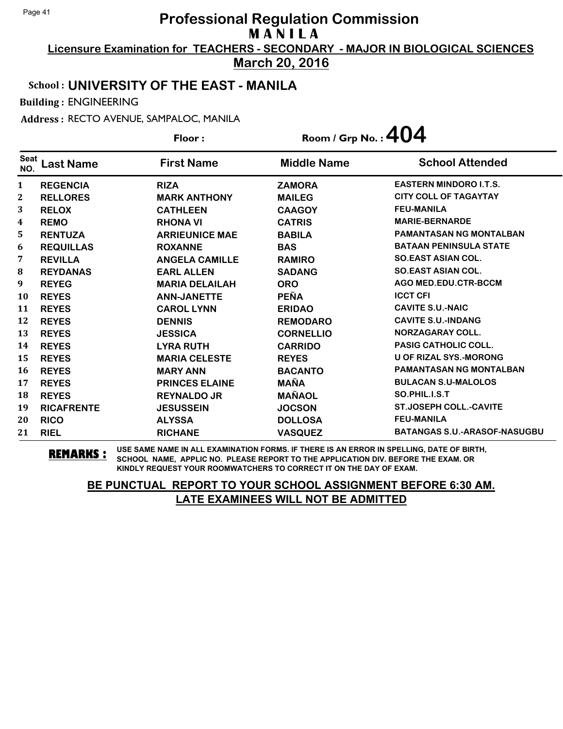# Professional Regulation Commission

## M A N I L A

**Licensure Examination for TEACHERS - SECONDARY - MAJOR IN BIOLOGICAL SCIENCES**

**March 20, 2016**

**School : UNIVERSITY OF THE EAST - MANILA**

**Building :** ENGINEERING

**Address :** RECTO AVENUE, SAMPALOC, MANILA

**Floor :**  **Room / Grp No. : 404**

| Seat NO. | Last Name | First Name | Middle Name | School Attended |
|---|---|---|---|---|
| 1 | REGENCIA | RIZA | ZAMORA | EASTERN MINDORO I.T.S. |
| 2 | RELLORES | MARK ANTHONY | MAILEG | CITY COLL OF TAGAYTAY |
| 3 | RELOX | CATHLEEN | CAAGOY | FEU-MANILA |
| 4 | REMO | RHONA VI | CATRIS | MARIE-BERNARDE |
| 5 | RENTUZA | ARRIEUNICE MAE | BABILA | PAMANTASAN NG MONTALBAN |
| 6 | REQUILLAS | ROXANNE | BAS | BATAAN PENINSULA STATE |
| 7 | REVILLA | ANGELA CAMILLE | RAMIRO | SO.EAST ASIAN COL. |
| 8 | REYDANAS | EARL ALLEN | SADANG | SO.EAST ASIAN COL. |
| 9 | REYEG | MARIA DELAILAH | ORO | AGO MED.EDU.CTR-BCCM |
| 10 | REYES | ANN-JANETTE | PEÑA | ICCT CFI |
| 11 | REYES | CAROL LYNN | ERIDAO | CAVITE S.U.-NAIC |
| 12 | REYES | DENNIS | REMODARO | CAVITE S.U.-INDANG |
| 13 | REYES | JESSICA | CORNELLIO | NORZAGARAY COLL. |
| 14 | REYES | LYRA RUTH | CARRIDO | PASIG CATHOLIC COLL. |
| 15 | REYES | MARIA CELESTE | REYES | U OF RIZAL SYS.-MORONG |
| 16 | REYES | MARY ANN | BACANTO | PAMANTASAN NG MONTALBAN |
| 17 | REYES | PRINCES ELAINE | MAÑA | BULACAN S.U-MALOLOS |
| 18 | REYES | REYNALDO JR | MAÑAOL | SO.PHIL.I.S.T |
| 19 | RICAFRENTE | JESUSSEIN | JOCSON | ST.JOSEPH COLL.-CAVITE |
| 20 | RICO | ALYSSA | DOLLOSA | FEU-MANILA |
| 21 | RIEL | RICHANE | VASQUEZ | BATANGAS S.U.-ARASOF-NASUGBU |

**REMARKS :** USE SAME NAME IN ALL EXAMINATION FORMS. IF THERE IS AN ERROR IN SPELLING, DATE OF BIRTH, SCHOOL NAME, APPLIC NO. PLEASE REPORT TO THE APPLICATION DIV. BEFORE THE EXAM. OR KINDLY REQUEST YOUR ROOMWATCHERS TO CORRECT IT ON THE DAY OF EXAM.

**BE PUNCTUAL REPORT TO YOUR SCHOOL ASSIGNMENT BEFORE 6:30 AM. LATE EXAMINEES WILL NOT BE ADMITTED**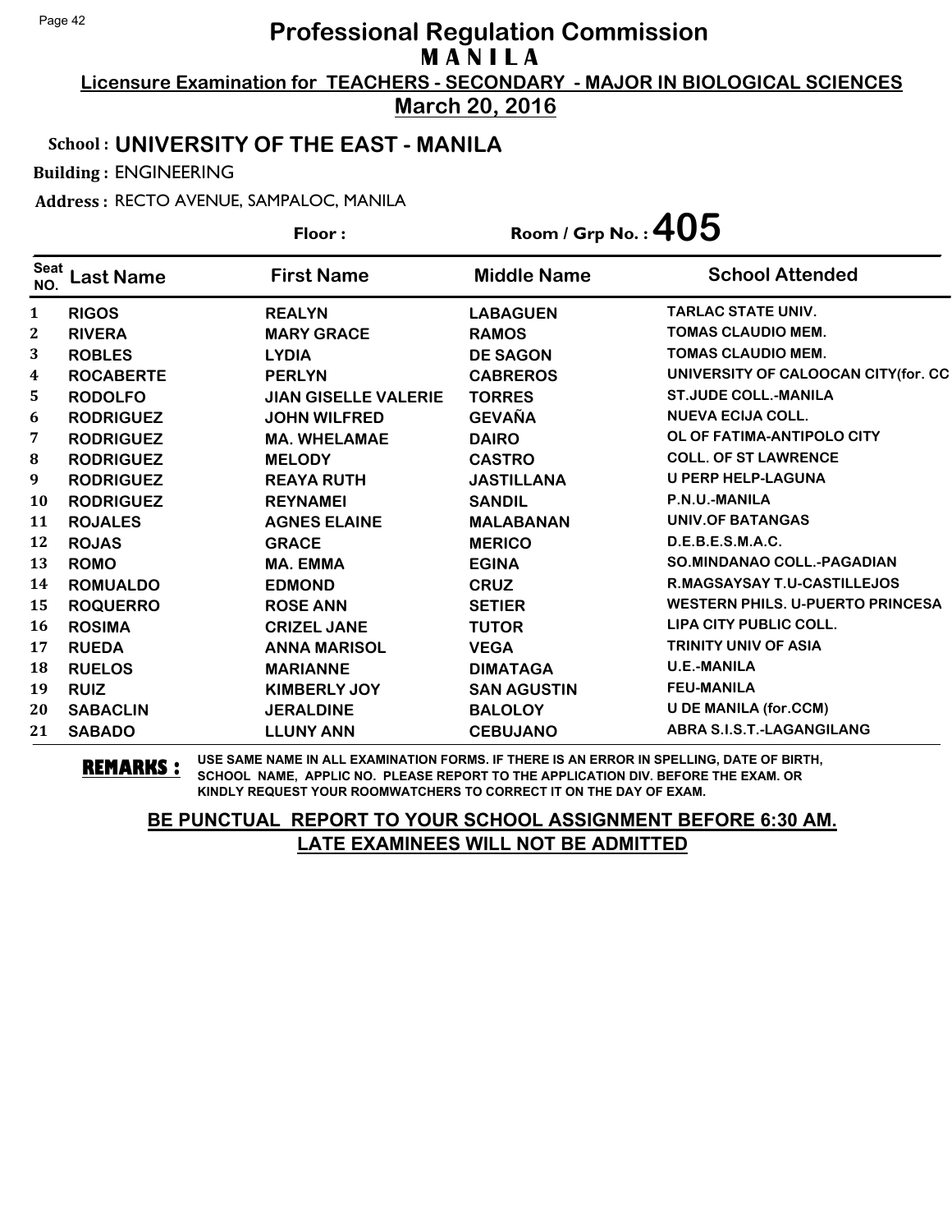# Professional Regulation Commission

## MANILA

**Licensure Examination for TEACHERS - SECONDARY - MAJOR IN BIOLOGICAL SCIENCES**

**March 20, 2016**

**School : UNIVERSITY OF THE EAST - MANILA**

**Building :** ENGINEERING

**Address :** RECTO AVENUE, SAMPALOC, MANILA

**Floor :** 

**Room / Grp No. : 405**

| Seat NO. | Last Name | First Name | Middle Name | School Attended |
|---|---|---|---|---|
| 1 | RIGOS | REALYN | LABAGUEN | TARLAC STATE UNIV. |
| 2 | RIVERA | MARY GRACE | RAMOS | TOMAS CLAUDIO MEM. |
| 3 | ROBLES | LYDIA | DE SAGON | TOMAS CLAUDIO MEM. |
| 4 | ROCABERTE | PERLYN | CABREROS | UNIVERSITY OF CALOOCAN CITY(for. CC |
| 5 | RODOLFO | JIAN GISELLE VALERIE | TORRES | ST.JUDE COLL.-MANILA |
| 6 | RODRIGUEZ | JOHN WILFRED | GEVAÑA | NUEVA ECIJA COLL. |
| 7 | RODRIGUEZ | MA. WHELAMAE | DAIRO | OL OF FATIMA-ANTIPOLO CITY |
| 8 | RODRIGUEZ | MELODY | CASTRO | COLL. OF ST LAWRENCE |
| 9 | RODRIGUEZ | REAYA RUTH | JASTILLANA | U PERP HELP-LAGUNA |
| 10 | RODRIGUEZ | REYNAMEI | SANDIL | P.N.U.-MANILA |
| 11 | ROJALES | AGNES ELAINE | MALABANAN | UNIV.OF BATANGAS |
| 12 | ROJAS | GRACE | MERICO | D.E.B.E.S.M.A.C. |
| 13 | ROMO | MA. EMMA | EGINA | SO.MINDANAO COLL.-PAGADIAN |
| 14 | ROMUALDO | EDMOND | CRUZ | R.MAGSAYSAY T.U-CASTILLEJOS |
| 15 | ROQUERRO | ROSE ANN | SETIER | WESTERN PHILS. U-PUERTO PRINCESA |
| 16 | ROSIMA | CRIZEL JANE | TUTOR | LIPA CITY PUBLIC COLL. |
| 17 | RUEDA | ANNA MARISOL | VEGA | TRINITY UNIV OF ASIA |
| 18 | RUELOS | MARIANNE | DIMATAGA | U.E.-MANILA |
| 19 | RUIZ | KIMBERLY JOY | SAN AGUSTIN | FEU-MANILA |
| 20 | SABACLIN | JERALDINE | BALOLOY | U DE MANILA (for.CCM) |
| 21 | SABADO | LLUNY ANN | CEBUJANO | ABRA S.I.S.T.-LAGANGILANG |

**REMARKS :** USE SAME NAME IN ALL EXAMINATION FORMS. IF THERE IS AN ERROR IN SPELLING, DATE OF BIRTH, SCHOOL NAME, APPLIC NO. PLEASE REPORT TO THE APPLICATION DIV. BEFORE THE EXAM. OR KINDLY REQUEST YOUR ROOMWATCHERS TO CORRECT IT ON THE DAY OF EXAM.

**BE PUNCTUAL REPORT TO YOUR SCHOOL ASSIGNMENT BEFORE 6:30 AM.**
**LATE EXAMINEES WILL NOT BE ADMITTED**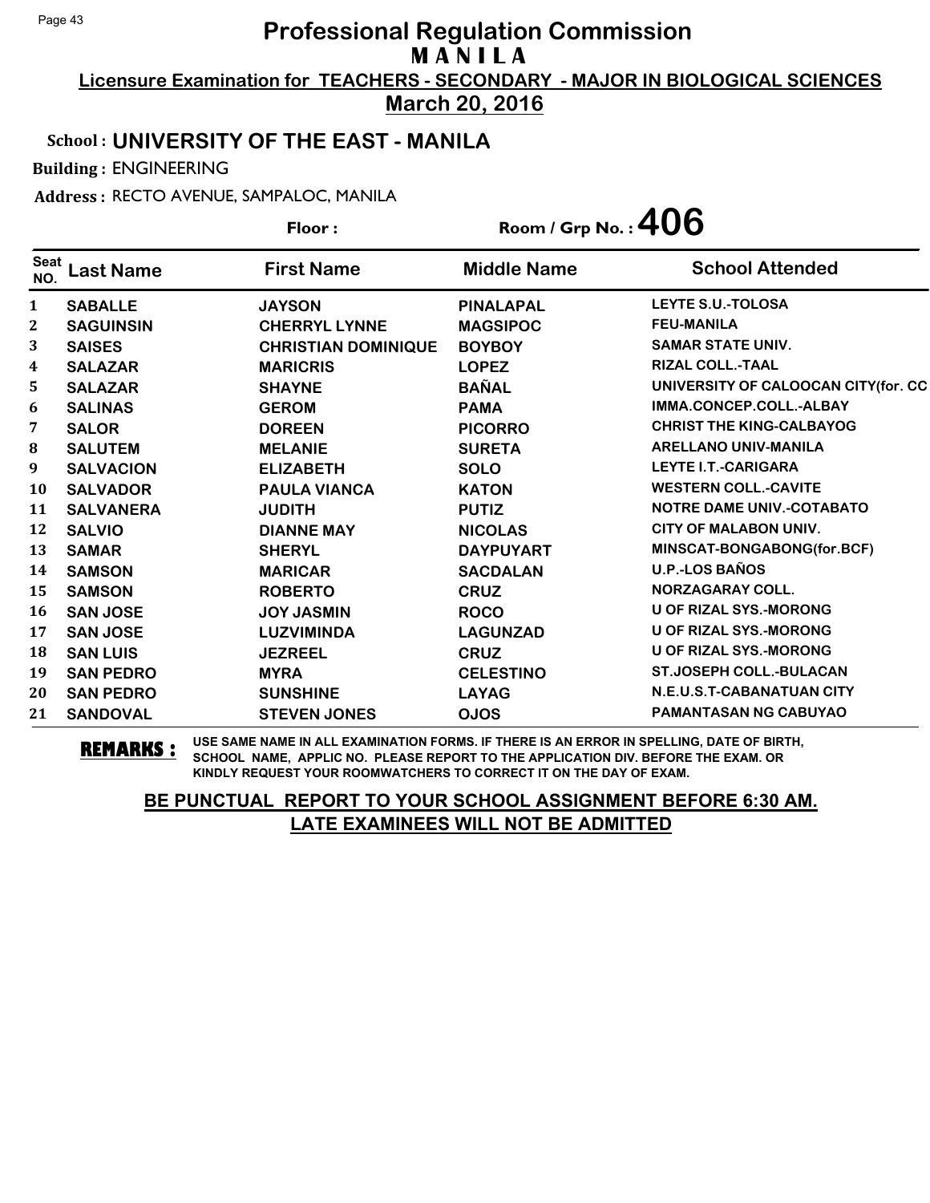# Professional Regulation Commission

## M A N I L A

**Licensure Examination for TEACHERS - SECONDARY - MAJOR IN BIOLOGICAL SCIENCES**

**March 20, 2016**

**School : UNIVERSITY OF THE EAST - MANILA**

**Building :** ENGINEERING

**Address :** RECTO AVENUE, SAMPALOC, MANILA

**Floor :** 

**Room / Grp No. : 406**

| Seat NO. | Last Name | First Name | Middle Name | School Attended |
|---|---|---|---|---|
| 1 | SABALLE | JAYSON | PINALAPAL | LEYTE S.U.-TOLOSA |
| 2 | SAGUINSIN | CHERRYL LYNNE | MAGSIPOC | FEU-MANILA |
| 3 | SAISES | CHRISTIAN DOMINIQUE | BOYBOY | SAMAR STATE UNIV. |
| 4 | SALAZAR | MARICRIS | LOPEZ | RIZAL COLL.-TAAL |
| 5 | SALAZAR | SHAYNE | BAÑAL | UNIVERSITY OF CALOOCAN CITY(for. CC |
| 6 | SALINAS | GEROM | PAMA | IMMA.CONCEP.COLL.-ALBAY |
| 7 | SALOR | DOREEN | PICORRO | CHRIST THE KING-CALBAYOG |
| 8 | SALUTEM | MELANIE | SURETA | ARELLANO UNIV-MANILA |
| 9 | SALVACION | ELIZABETH | SOLO | LEYTE I.T.-CARIGARA |
| 10 | SALVADOR | PAULA VIANCA | KATON | WESTERN COLL.-CAVITE |
| 11 | SALVANERA | JUDITH | PUTIZ | NOTRE DAME UNIV.-COTABATO |
| 12 | SALVIO | DIANNE MAY | NICOLAS | CITY OF MALABON UNIV. |
| 13 | SAMAR | SHERYL | DAYPUYART | MINSCAT-BONGABONG(for.BCF) |
| 14 | SAMSON | MARICAR | SACDALAN | U.P.-LOS BAÑOS |
| 15 | SAMSON | ROBERTO | CRUZ | NORZAGARAY COLL. |
| 16 | SAN JOSE | JOY JASMIN | ROCO | U OF RIZAL SYS.-MORONG |
| 17 | SAN JOSE | LUZVIMINDA | LAGUNZAD | U OF RIZAL SYS.-MORONG |
| 18 | SAN LUIS | JEZREEL | CRUZ | U OF RIZAL SYS.-MORONG |
| 19 | SAN PEDRO | MYRA | CELESTINO | ST.JOSEPH COLL.-BULACAN |
| 20 | SAN PEDRO | SUNSHINE | LAYAG | N.E.U.S.T-CABANATUAN CITY |
| 21 | SANDOVAL | STEVEN JONES | OJOS | PAMANTASAN NG CABUYAO |

**REMARKS :** USE SAME NAME IN ALL EXAMINATION FORMS. IF THERE IS AN ERROR IN SPELLING, DATE OF BIRTH, SCHOOL NAME, APPLIC NO. PLEASE REPORT TO THE APPLICATION DIV. BEFORE THE EXAM. OR KINDLY REQUEST YOUR ROOMWATCHERS TO CORRECT IT ON THE DAY OF EXAM.

**BE PUNCTUAL REPORT TO YOUR SCHOOL ASSIGNMENT BEFORE 6:30 AM.**
**LATE EXAMINEES WILL NOT BE ADMITTED**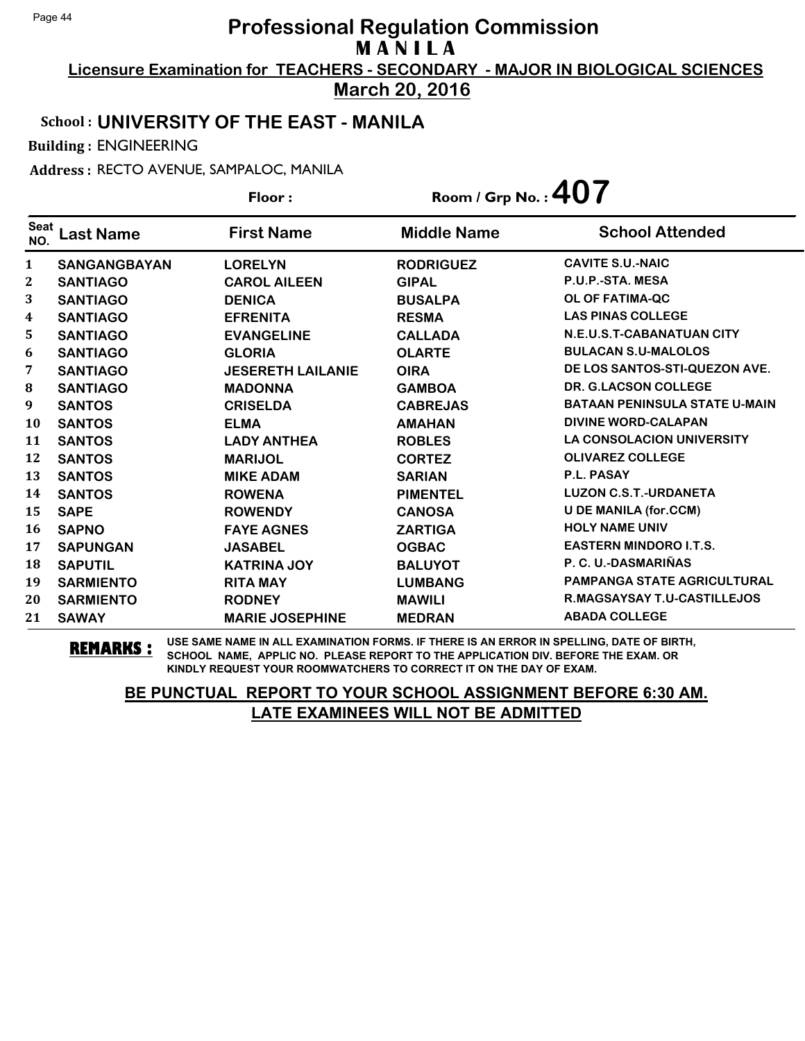# Professional Regulation Commission

## M A N I L A

**Licensure Examination for TEACHERS - SECONDARY - MAJOR IN BIOLOGICAL SCIENCES**

**March 20, 2016**

**School : UNIVERSITY OF THE EAST - MANILA**

**Building :** ENGINEERING

**Address :** RECTO AVENUE, SAMPALOC, MANILA

**Floor :** 

**Room / Grp No. : 407**

| Seat NO. | Last Name | First Name | Middle Name | School Attended |
|---|---|---|---|---|
| 1 | SANGANGBAYAN | LORELYN | RODRIGUEZ | CAVITE S.U.-NAIC |
| 2 | SANTIAGO | CAROL AILEEN | GIPAL | P.U.P.-STA. MESA |
| 3 | SANTIAGO | DENICA | BUSALPA | OL OF FATIMA-QC |
| 4 | SANTIAGO | EFRENITA | RESMA | LAS PINAS COLLEGE |
| 5 | SANTIAGO | EVANGELINE | CALLADA | N.E.U.S.T-CABANATUAN CITY |
| 6 | SANTIAGO | GLORIA | OLARTE | BULACAN S.U-MALOLOS |
| 7 | SANTIAGO | JESERETH LAILANIE | OIRA | DE LOS SANTOS-STI-QUEZON AVE. |
| 8 | SANTIAGO | MADONNA | GAMBOA | DR. G.LACSON COLLEGE |
| 9 | SANTOS | CRISELDA | CABREJAS | BATAAN PENINSULA STATE U-MAIN |
| 10 | SANTOS | ELMA | AMAHAN | DIVINE WORD-CALAPAN |
| 11 | SANTOS | LADY ANTHEA | ROBLES | LA CONSOLACION UNIVERSITY |
| 12 | SANTOS | MARIJOL | CORTEZ | OLIVAREZ COLLEGE |
| 13 | SANTOS | MIKE ADAM | SARIAN | P.L. PASAY |
| 14 | SANTOS | ROWENA | PIMENTEL | LUZON C.S.T.-URDANETA |
| 15 | SAPE | ROWENDY | CANOSA | U DE MANILA (for.CCM) |
| 16 | SAPNO | FAYE AGNES | ZARTIGA | HOLY NAME UNIV |
| 17 | SAPUNGAN | JASABEL | OGBAC | EASTERN MINDORO I.T.S. |
| 18 | SAPUTIL | KATRINA JOY | BALUYOT | P. C. U.-DASMARIÑAS |
| 19 | SARMIENTO | RITA MAY | LUMBANG | PAMPANGA STATE AGRICULTURAL |
| 20 | SARMIENTO | RODNEY | MAWILI | R.MAGSAYSAY T.U-CASTILLEJOS |
| 21 | SAWAY | MARIE JOSEPHINE | MEDRAN | ABADA COLLEGE |

**REMARKS :** USE SAME NAME IN ALL EXAMINATION FORMS. IF THERE IS AN ERROR IN SPELLING, DATE OF BIRTH, SCHOOL NAME, APPLIC NO. PLEASE REPORT TO THE APPLICATION DIV. BEFORE THE EXAM. OR KINDLY REQUEST YOUR ROOMWATCHERS TO CORRECT IT ON THE DAY OF EXAM.

**BE PUNCTUAL REPORT TO YOUR SCHOOL ASSIGNMENT BEFORE 6:30 AM. LATE EXAMINEES WILL NOT BE ADMITTED**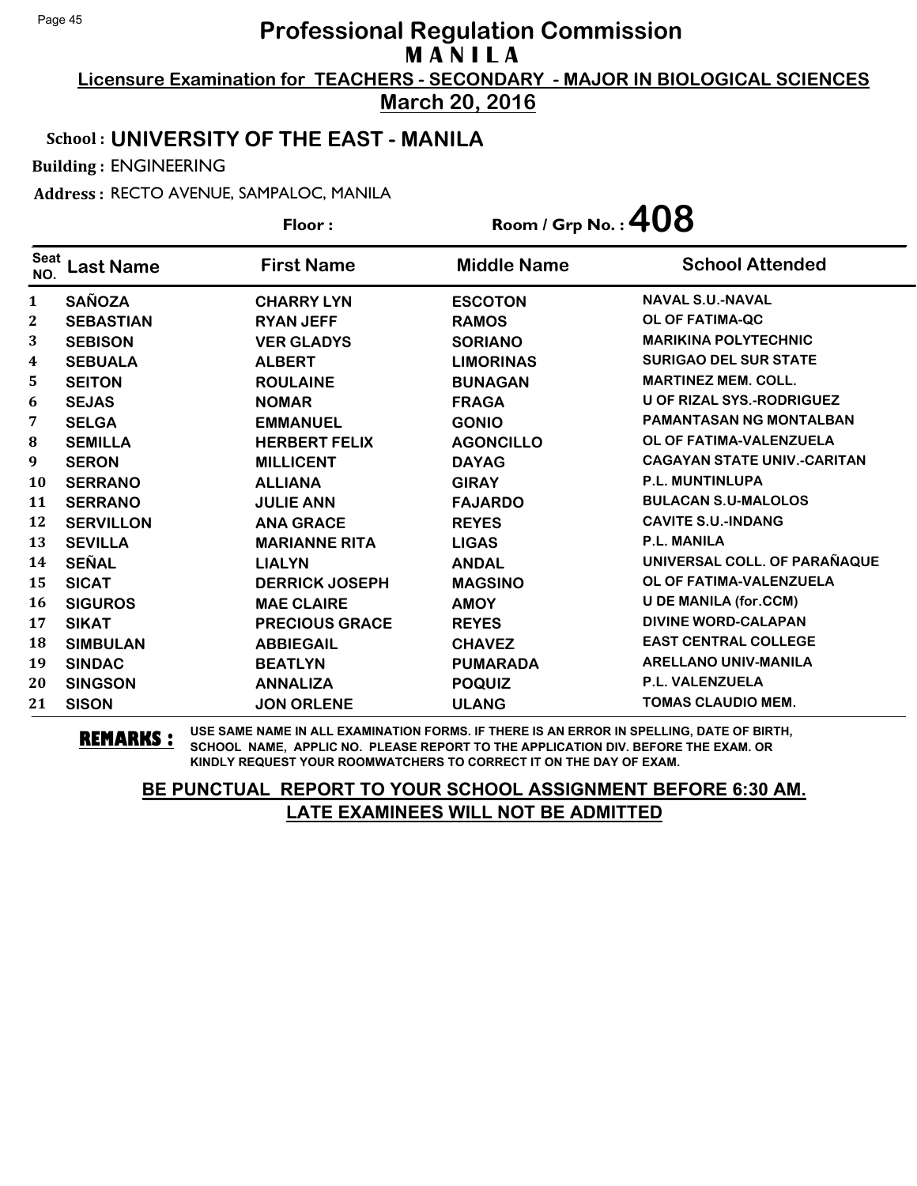# Professional Regulation Commission

## M A N I L A

**Licensure Examination for TEACHERS - SECONDARY - MAJOR IN BIOLOGICAL SCIENCES**

**March 20, 2016**

**School : UNIVERSITY OF THE EAST - MANILA**

**Building :** ENGINEERING

**Address :** RECTO AVENUE, SAMPALOC, MANILA

**Floor :** **Room / Grp No. : 408**

| Seat NO. | Last Name | First Name | Middle Name | School Attended |
|---|---|---|---|---|
| 1 | SAÑOZA | CHARRY LYN | ESCOTON | NAVAL S.U.-NAVAL |
| 2 | SEBASTIAN | RYAN JEFF | RAMOS | OL OF FATIMA-QC |
| 3 | SEBISON | VER GLADYS | SORIANO | MARIKINA POLYTECHNIC |
| 4 | SEBUALA | ALBERT | LIMORINAS | SURIGAO DEL SUR STATE |
| 5 | SEITON | ROULAINE | BUNAGAN | MARTINEZ MEM. COLL. |
| 6 | SEJAS | NOMAR | FRAGA | U OF RIZAL SYS.-RODRIGUEZ |
| 7 | SELGA | EMMANUEL | GONIO | PAMANTASAN NG MONTALBAN |
| 8 | SEMILLA | HERBERT FELIX | AGONCILLO | OL OF FATIMA-VALENZUELA |
| 9 | SERON | MILLICENT | DAYAG | CAGAYAN STATE UNIV.-CARITAN |
| 10 | SERRANO | ALLIANA | GIRAY | P.L. MUNTINLUPA |
| 11 | SERRANO | JULIE ANN | FAJARDO | BULACAN S.U-MALOLOS |
| 12 | SERVILLON | ANA GRACE | REYES | CAVITE S.U.-INDANG |
| 13 | SEVILLA | MARIANNE RITA | LIGAS | P.L. MANILA |
| 14 | SEÑAL | LIALYN | ANDAL | UNIVERSAL COLL. OF PARAÑAQUE |
| 15 | SICAT | DERRICK JOSEPH | MAGSINO | OL OF FATIMA-VALENZUELA |
| 16 | SIGUROS | MAE CLAIRE | AMOY | U DE MANILA (for.CCM) |
| 17 | SIKAT | PRECIOUS GRACE | REYES | DIVINE WORD-CALAPAN |
| 18 | SIMBULAN | ABBIEGAIL | CHAVEZ | EAST CENTRAL COLLEGE |
| 19 | SINDAC | BEATLYN | PUMARADA | ARELLANO UNIV-MANILA |
| 20 | SINGSON | ANNALIZA | POQUIZ | P.L. VALENZUELA |
| 21 | SISON | JON ORLENE | ULANG | TOMAS CLAUDIO MEM. |

**REMARKS :** USE SAME NAME IN ALL EXAMINATION FORMS. IF THERE IS AN ERROR IN SPELLING, DATE OF BIRTH, SCHOOL NAME, APPLIC NO. PLEASE REPORT TO THE APPLICATION DIV. BEFORE THE EXAM. OR KINDLY REQUEST YOUR ROOMWATCHERS TO CORRECT IT ON THE DAY OF EXAM.

**BE PUNCTUAL REPORT TO YOUR SCHOOL ASSIGNMENT BEFORE 6:30 AM. LATE EXAMINEES WILL NOT BE ADMITTED**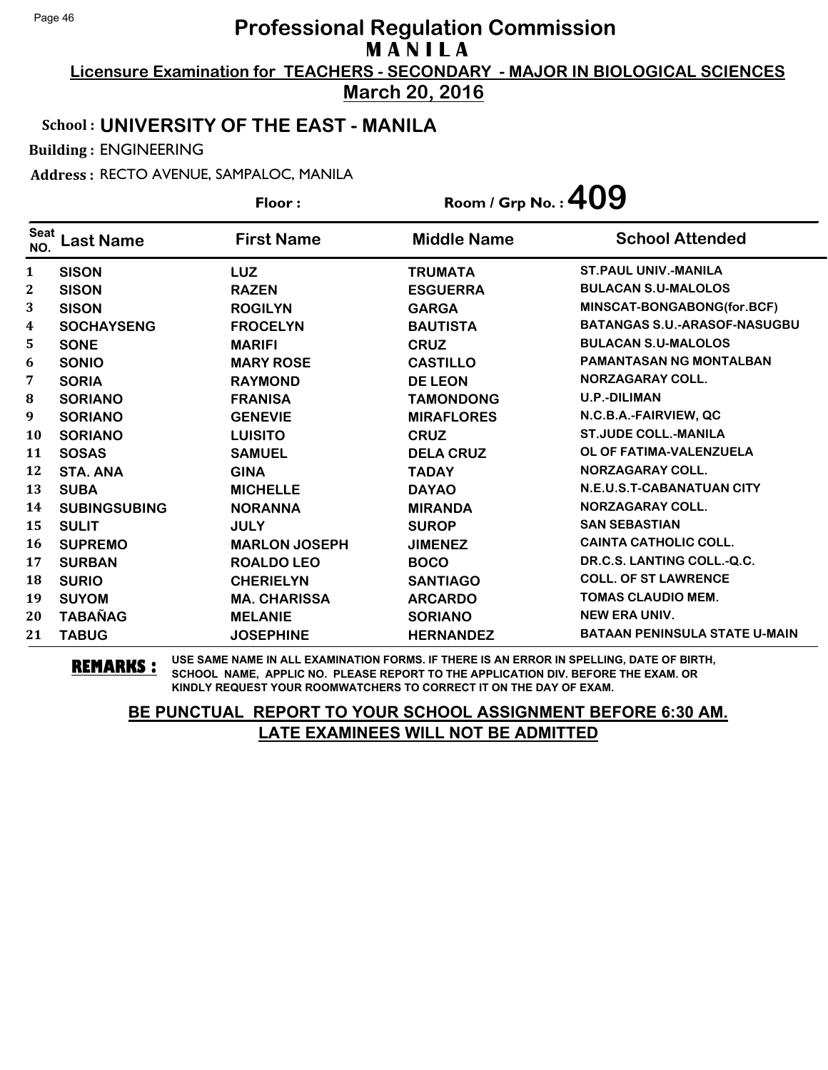# Professional Regulation Commission

## MANILA

**Licensure Examination for TEACHERS - SECONDARY - MAJOR IN BIOLOGICAL SCIENCES**

**March 20, 2016**

**School : UNIVERSITY OF THE EAST - MANILA**

**Building :** ENGINEERING

**Address :** RECTO AVENUE, SAMPALOC, MANILA

**Floor :** 

**Room / Grp No. : 409**

| Seat NO. | Last Name | First Name | Middle Name | School Attended |
|---|---|---|---|---|
| 1 | SISON | LUZ | TRUMATA | ST.PAUL UNIV.-MANILA |
| 2 | SISON | RAZEN | ESGUERRA | BULACAN S.U-MALOLOS |
| 3 | SISON | ROGILYN | GARGA | MINSCAT-BONGABONG(for.BCF) |
| 4 | SOCHAYSENG | FROCELYN | BAUTISTA | BATANGAS S.U.-ARASOF-NASUGBU |
| 5 | SONE | MARIFI | CRUZ | BULACAN S.U-MALOLOS |
| 6 | SONIO | MARY ROSE | CASTILLO | PAMANTASAN NG MONTALBAN |
| 7 | SORIA | RAYMOND | DE LEON | NORZAGARAY COLL. |
| 8 | SORIANO | FRANISA | TAMONDONG | U.P.-DILIMAN |
| 9 | SORIANO | GENEVIE | MIRAFLORES | N.C.B.A.-FAIRVIEW, QC |
| 10 | SORIANO | LUISITO | CRUZ | ST.JUDE COLL.-MANILA |
| 11 | SOSAS | SAMUEL | DELA CRUZ | OL OF FATIMA-VALENZUELA |
| 12 | STA. ANA | GINA | TADAY | NORZAGARAY COLL. |
| 13 | SUBA | MICHELLE | DAYAO | N.E.U.S.T-CABANATUAN CITY |
| 14 | SUBINGSUBING | NORANNA | MIRANDA | NORZAGARAY COLL. |
| 15 | SULIT | JULY | SUROP | SAN SEBASTIAN |
| 16 | SUPREMO | MARLON JOSEPH | JIMENEZ | CAINTA CATHOLIC COLL. |
| 17 | SURBAN | ROALDO LEO | BOCO | DR.C.S. LANTING COLL.-Q.C. |
| 18 | SURIO | CHERIELYN | SANTIAGO | COLL. OF ST LAWRENCE |
| 19 | SUYOM | MA. CHARISSA | ARCARDO | TOMAS CLAUDIO MEM. |
| 20 | TABAÑAG | MELANIE | SORIANO | NEW ERA UNIV. |
| 21 | TABUG | JOSEPHINE | HERNANDEZ | BATAAN PENINSULA STATE U-MAIN |

**REMARKS :** USE SAME NAME IN ALL EXAMINATION FORMS. IF THERE IS AN ERROR IN SPELLING, DATE OF BIRTH, SCHOOL NAME, APPLIC NO. PLEASE REPORT TO THE APPLICATION DIV. BEFORE THE EXAM. OR KINDLY REQUEST YOUR ROOMWATCHERS TO CORRECT IT ON THE DAY OF EXAM.

**BE PUNCTUAL REPORT TO YOUR SCHOOL ASSIGNMENT BEFORE 6:30 AM. LATE EXAMINEES WILL NOT BE ADMITTED**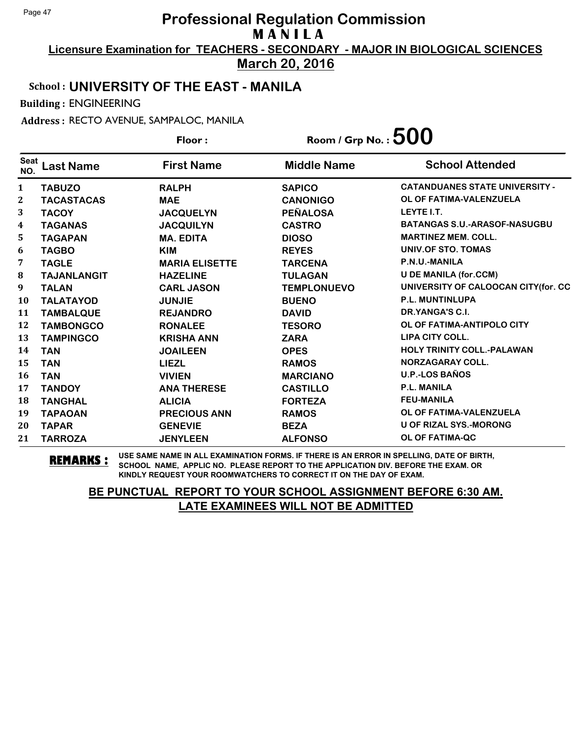# Professional Regulation Commission

## M A N I L A

**Licensure Examination for TEACHERS - SECONDARY - MAJOR IN BIOLOGICAL SCIENCES**

**March 20, 2016**

**School : UNIVERSITY OF THE EAST - MANILA**

**Building :** ENGINEERING

**Address :** RECTO AVENUE, SAMPALOC, MANILA

**Floor :** **Room / Grp No. : 500**

| Seat NO. | Last Name | First Name | Middle Name | School Attended |
|---|---|---|---|---|
| 1 | TABUZO | RALPH | SAPICO | CATANDUANES STATE UNIVERSITY - |
| 2 | TACASTACAS | MAE | CANONIGO | OL OF FATIMA-VALENZUELA |
| 3 | TACOY | JACQUELYN | PEÑALOSA | LEYTE I.T. |
| 4 | TAGANAS | JACQUILYN | CASTRO | BATANGAS S.U.-ARASOF-NASUGBU |
| 5 | TAGAPAN | MA. EDITA | DIOSO | MARTINEZ MEM. COLL. |
| 6 | TAGBO | KIM | REYES | UNIV.OF STO. TOMAS |
| 7 | TAGLE | MARIA ELISETTE | TARCENA | P.N.U.-MANILA |
| 8 | TAJANLANGIT | HAZELINE | TULAGAN | U DE MANILA (for.CCM) |
| 9 | TALAN | CARL JASON | TEMPLONUEVO | UNIVERSITY OF CALOOCAN CITY(for. CC |
| 10 | TALATAYOD | JUNJIE | BUENO | P.L. MUNTINLUPA |
| 11 | TAMBALQUE | REJANDRO | DAVID | DR.YANGA'S C.I. |
| 12 | TAMBONGCO | RONALEE | TESORO | OL OF FATIMA-ANTIPOLO CITY |
| 13 | TAMPINGCO | KRISHA ANN | ZARA | LIPA CITY COLL. |
| 14 | TAN | JOAILEEN | OPES | HOLY TRINITY COLL.-PALAWAN |
| 15 | TAN | LIEZL | RAMOS | NORZAGARAY COLL. |
| 16 | TAN | VIVIEN | MARCIANO | U.P.-LOS BAÑOS |
| 17 | TANDOY | ANA THERESE | CASTILLO | P.L. MANILA |
| 18 | TANGHAL | ALICIA | FORTEZA | FEU-MANILA |
| 19 | TAPAOAN | PRECIOUS ANN | RAMOS | OL OF FATIMA-VALENZUELA |
| 20 | TAPAR | GENEVIE | BEZA | U OF RIZAL SYS.-MORONG |
| 21 | TARROZA | JENYLEEN | ALFONSO | OL OF FATIMA-QC |

**REMARKS :** USE SAME NAME IN ALL EXAMINATION FORMS. IF THERE IS AN ERROR IN SPELLING, DATE OF BIRTH, SCHOOL NAME, APPLIC NO. PLEASE REPORT TO THE APPLICATION DIV. BEFORE THE EXAM. OR KINDLY REQUEST YOUR ROOMWATCHERS TO CORRECT IT ON THE DAY OF EXAM.

**BE PUNCTUAL REPORT TO YOUR SCHOOL ASSIGNMENT BEFORE 6:30 AM. LATE EXAMINEES WILL NOT BE ADMITTED**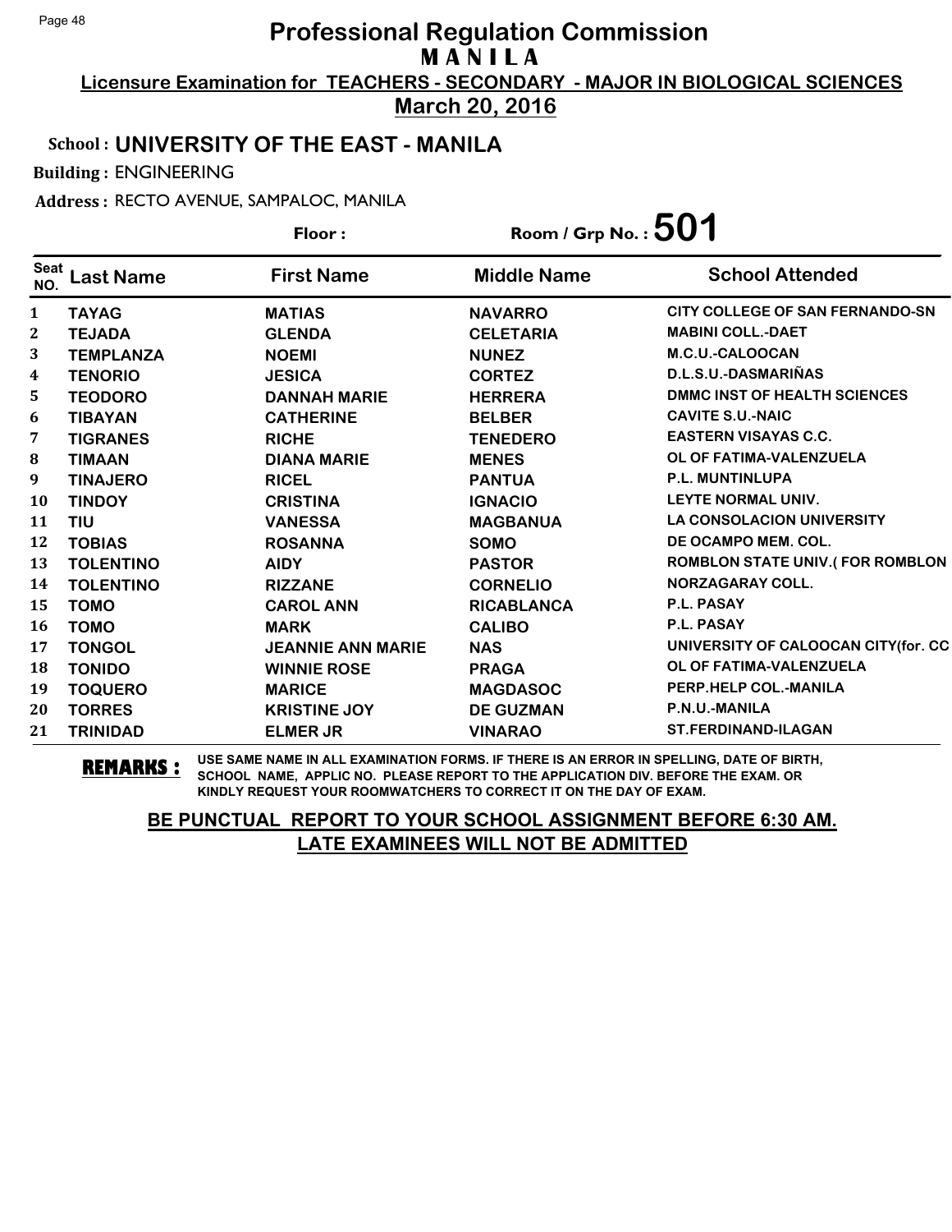# Professional Regulation Commission
## M A N I L A

**Licensure Examination for TEACHERS - SECONDARY - MAJOR IN BIOLOGICAL SCIENCES**

**March 20, 2016**

**School : UNIVERSITY OF THE EAST - MANILA**

**Building :** ENGINEERING

**Address :** RECTO AVENUE, SAMPALOC, MANILA

**Floor :** 

**Room / Grp No. : 501**

| Seat NO. | Last Name | First Name | Middle Name | School Attended |
|---|---|---|---|---|
| 1 | TAYAG | MATIAS | NAVARRO | CITY COLLEGE OF SAN FERNANDO-SN |
| 2 | TEJADA | GLENDA | CELETARIA | MABINI COLL.-DAET |
| 3 | TEMPLANZA | NOEMI | NUNEZ | M.C.U.-CALOOCAN |
| 4 | TENORIO | JESICA | CORTEZ | D.L.S.U.-DASMARIÑAS |
| 5 | TEODORO | DANNAH MARIE | HERRERA | DMMC INST OF HEALTH SCIENCES |
| 6 | TIBAYAN | CATHERINE | BELBER | CAVITE S.U.-NAIC |
| 7 | TIGRANES | RICHE | TENEDERO | EASTERN VISAYAS C.C. |
| 8 | TIMAAN | DIANA MARIE | MENES | OL OF FATIMA-VALENZUELA |
| 9 | TINAJERO | RICEL | PANTUA | P.L. MUNTINLUPA |
| 10 | TINDOY | CRISTINA | IGNACIO | LEYTE NORMAL UNIV. |
| 11 | TIU | VANESSA | MAGBANUA | LA CONSOLACION UNIVERSITY |
| 12 | TOBIAS | ROSANNA | SOMO | DE OCAMPO MEM. COL. |
| 13 | TOLENTINO | AIDY | PASTOR | ROMBLON STATE UNIV.( FOR ROMBLON |
| 14 | TOLENTINO | RIZZANE | CORNELIO | NORZAGARAY COLL. |
| 15 | TOMO | CAROL ANN | RICABLANCA | P.L. PASAY |
| 16 | TOMO | MARK | CALIBO | P.L. PASAY |
| 17 | TONGOL | JEANNIE ANN MARIE | NAS | UNIVERSITY OF CALOOCAN CITY(for. CC |
| 18 | TONIDO | WINNIE ROSE | PRAGA | OL OF FATIMA-VALENZUELA |
| 19 | TOQUERO | MARICE | MAGDASOC | PERP.HELP COL.-MANILA |
| 20 | TORRES | KRISTINE JOY | DE GUZMAN | P.N.U.-MANILA |
| 21 | TRINIDAD | ELMER JR | VINARAO | ST.FERDINAND-ILAGAN |

**REMARKS :** USE SAME NAME IN ALL EXAMINATION FORMS. IF THERE IS AN ERROR IN SPELLING, DATE OF BIRTH, SCHOOL NAME, APPLIC NO. PLEASE REPORT TO THE APPLICATION DIV. BEFORE THE EXAM. OR KINDLY REQUEST YOUR ROOMWATCHERS TO CORRECT IT ON THE DAY OF EXAM.

**BE PUNCTUAL REPORT TO YOUR SCHOOL ASSIGNMENT BEFORE 6:30 AM. LATE EXAMINEES WILL NOT BE ADMITTED**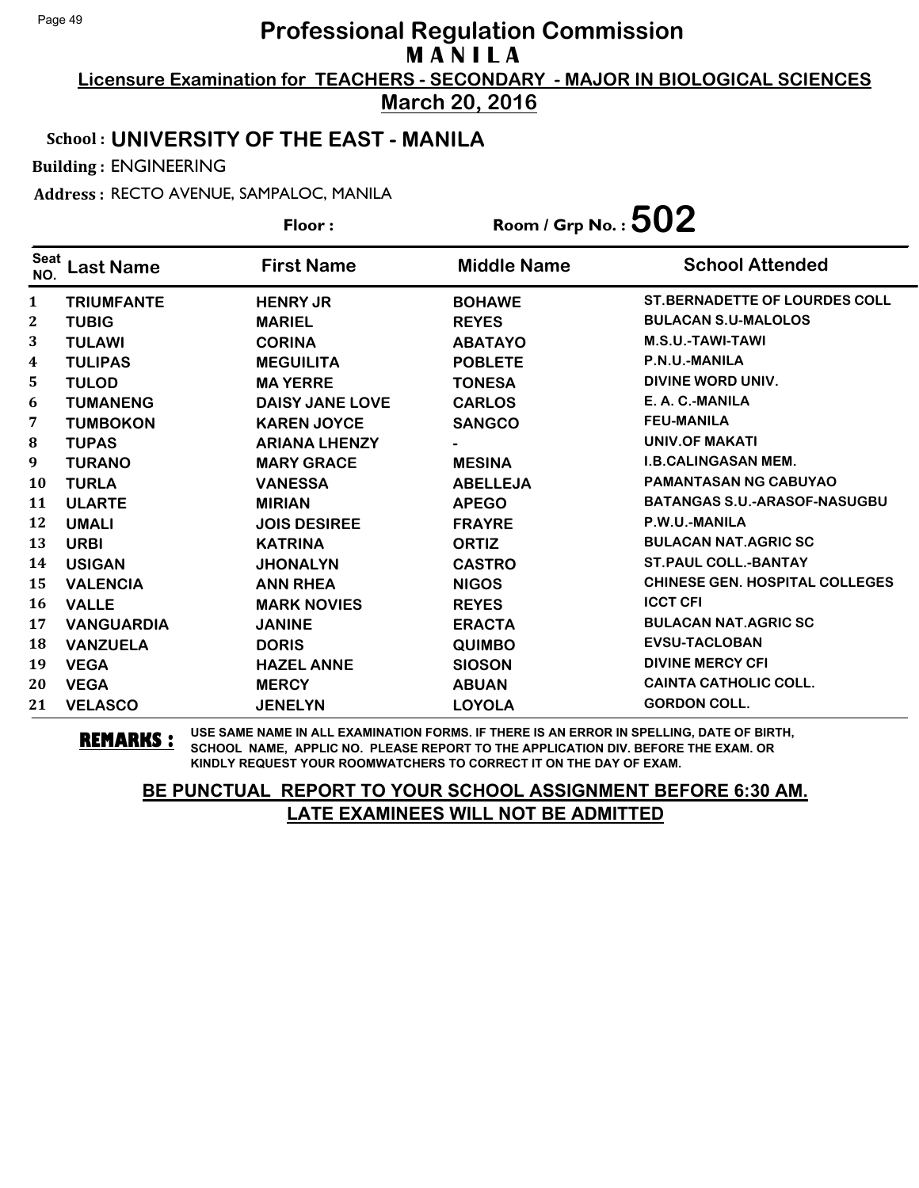# Professional Regulation Commission
## MANILA
### Licensure Examination for TEACHERS - SECONDARY - MAJOR IN BIOLOGICAL SCIENCES
### March 20, 2016

**School :** UNIVERSITY OF THE EAST - MANILA

**Building :** ENGINEERING

**Address :** RECTO AVENUE, SAMPALOC, MANILA

**Floor :**

**Room / Grp No. :** 502

| Seat NO. | Last Name | First Name | Middle Name | School Attended |
|---|---|---|---|---|
| 1 | TRIUMFANTE | HENRY JR | BOHAWE | ST.BERNADETTE OF LOURDES COLL |
| 2 | TUBIG | MARIEL | REYES | BULACAN S.U-MALOLOS |
| 3 | TULAWI | CORINA | ABATAYO | M.S.U.-TAWI-TAWI |
| 4 | TULIPAS | MEGUILITA | POBLETE | P.N.U.-MANILA |
| 5 | TULOD | MA YERRE | TONESA | DIVINE WORD UNIV. |
| 6 | TUMANENG | DAISY JANE LOVE | CARLOS | E. A. C.-MANILA |
| 7 | TUMBOKON | KAREN JOYCE | SANGCO | FEU-MANILA |
| 8 | TUPAS | ARIANA LHENZY | - | UNIV.OF MAKATI |
| 9 | TURANO | MARY GRACE | MESINA | I.B.CALINGASAN MEM. |
| 10 | TURLA | VANESSA | ABELLEJA | PAMANTASAN NG CABUYAO |
| 11 | ULARTE | MIRIAN | APEGO | BATANGAS S.U.-ARASOF-NASUGBU |
| 12 | UMALI | JOIS DESIREE | FRAYRE | P.W.U.-MANILA |
| 13 | URBI | KATRINA | ORTIZ | BULACAN NAT.AGRIC SC |
| 14 | USIGAN | JHONALYN | CASTRO | ST.PAUL COLL.-BANTAY |
| 15 | VALENCIA | ANN RHEA | NIGOS | CHINESE GEN. HOSPITAL COLLEGES |
| 16 | VALLE | MARK NOVIES | REYES | ICCT CFI |
| 17 | VANGUARDIA | JANINE | ERACTA | BULACAN NAT.AGRIC SC |
| 18 | VANZUELA | DORIS | QUIMBO | EVSU-TACLOBAN |
| 19 | VEGA | HAZEL ANNE | SIOSON | DIVINE MERCY CFI |
| 20 | VEGA | MERCY | ABUAN | CAINTA CATHOLIC COLL. |
| 21 | VELASCO | JENELYN | LOYOLA | GORDON COLL. |

**REMARKS :** USE SAME NAME IN ALL EXAMINATION FORMS. IF THERE IS AN ERROR IN SPELLING, DATE OF BIRTH, SCHOOL NAME, APPLIC NO. PLEASE REPORT TO THE APPLICATION DIV. BEFORE THE EXAM. OR KINDLY REQUEST YOUR ROOMWATCHERS TO CORRECT IT ON THE DAY OF EXAM.

**BE PUNCTUAL REPORT TO YOUR SCHOOL ASSIGNMENT BEFORE 6:30 AM.**
**LATE EXAMINEES WILL NOT BE ADMITTED**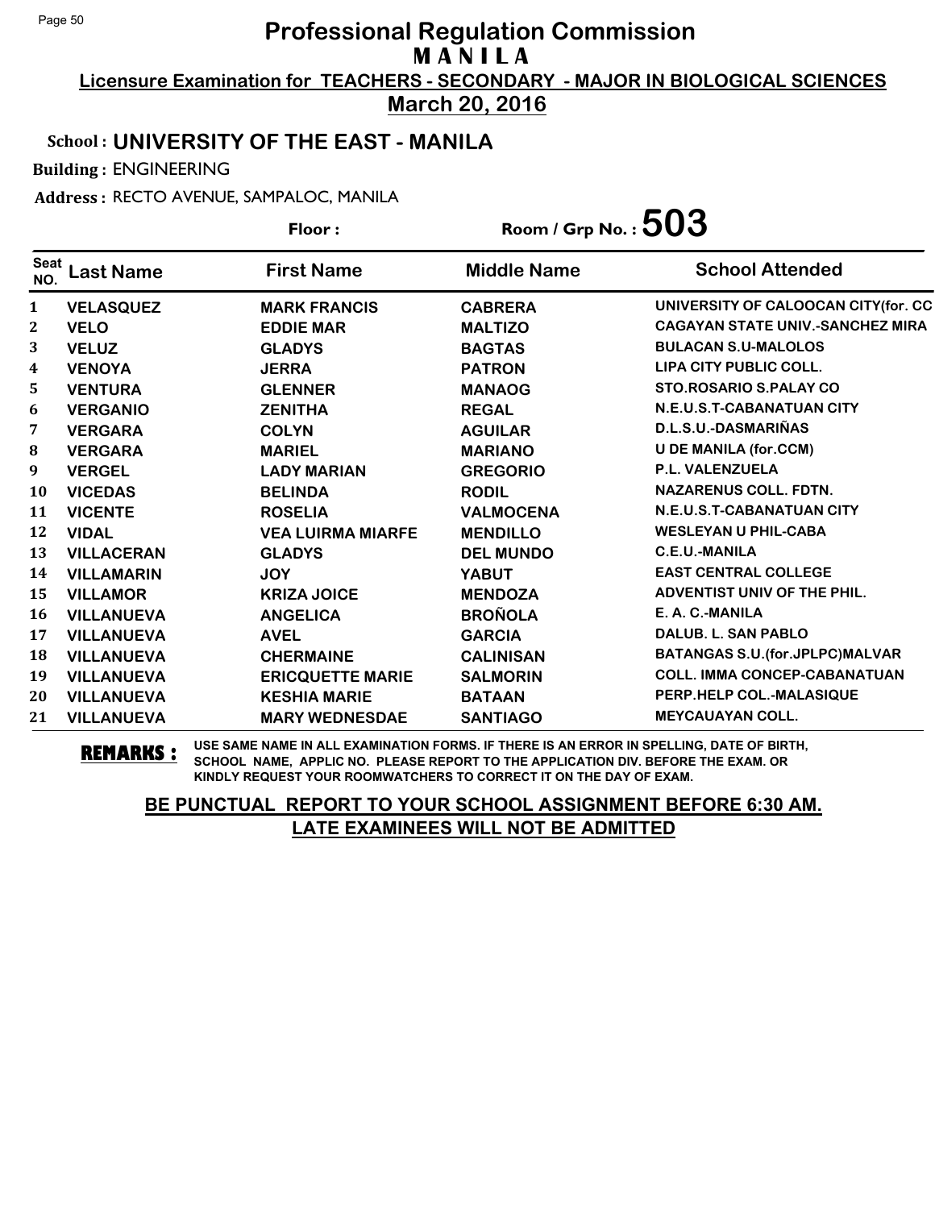# Professional Regulation Commission
## MANILA

**Licensure Examination for TEACHERS - SECONDARY - MAJOR IN BIOLOGICAL SCIENCES**

**March 20, 2016**

**School : UNIVERSITY OF THE EAST - MANILA**

**Building :** ENGINEERING

**Address :** RECTO AVENUE, SAMPALOC, MANILA

**Floor :**

**Room / Grp No. : 503**

| Seat NO. | Last Name | First Name | Middle Name | School Attended |
|---|---|---|---|---|
| 1 | VELASQUEZ | MARK FRANCIS | CABRERA | UNIVERSITY OF CALOOCAN CITY(for. CC |
| 2 | VELO | EDDIE MAR | MALTIZO | CAGAYAN STATE UNIV.-SANCHEZ MIRA |
| 3 | VELUZ | GLADYS | BAGTAS | BULACAN S.U-MALOLOS |
| 4 | VENOYA | JERRA | PATRON | LIPA CITY PUBLIC COLL. |
| 5 | VENTURA | GLENNER | MANAOG | STO.ROSARIO S.PALAY CO |
| 6 | VERGANIO | ZENITHA | REGAL | N.E.U.S.T-CABANATUAN CITY |
| 7 | VERGARA | COLYN | AGUILAR | D.L.S.U.-DASMARIÑAS |
| 8 | VERGARA | MARIEL | MARIANO | U DE MANILA (for.CCM) |
| 9 | VERGEL | LADY MARIAN | GREGORIO | P.L. VALENZUELA |
| 10 | VICEDAS | BELINDA | RODIL | NAZARENUS COLL. FDTN. |
| 11 | VICENTE | ROSELIA | VALMOCENA | N.E.U.S.T-CABANATUAN CITY |
| 12 | VIDAL | VEA LUIRMA MIARFE | MENDILLO | WESLEYAN U PHIL-CABA |
| 13 | VILLACERAN | GLADYS | DEL MUNDO | C.E.U.-MANILA |
| 14 | VILLAMARIN | JOY | YABUT | EAST CENTRAL COLLEGE |
| 15 | VILLAMOR | KRIZA JOICE | MENDOZA | ADVENTIST UNIV OF THE PHIL. |
| 16 | VILLANUEVA | ANGELICA | BROÑOLA | E. A. C.-MANILA |
| 17 | VILLANUEVA | AVEL | GARCIA | DALUB. L. SAN PABLO |
| 18 | VILLANUEVA | CHERMAINE | CALINISAN | BATANGAS S.U.(for.JPLPC)MALVAR |
| 19 | VILLANUEVA | ERICQUETTE MARIE | SALMORIN | COLL. IMMA CONCEP-CABANATUAN |
| 20 | VILLANUEVA | KESHIA MARIE | BATAAN | PERP.HELP COL.-MALASIQUE |
| 21 | VILLANUEVA | MARY WEDNESDAE | SANTIAGO | MEYCAUAYAN COLL. |

**REMARKS :** USE SAME NAME IN ALL EXAMINATION FORMS. IF THERE IS AN ERROR IN SPELLING, DATE OF BIRTH, SCHOOL NAME, APPLIC NO. PLEASE REPORT TO THE APPLICATION DIV. BEFORE THE EXAM. OR KINDLY REQUEST YOUR ROOMWATCHERS TO CORRECT IT ON THE DAY OF EXAM.

**BE PUNCTUAL REPORT TO YOUR SCHOOL ASSIGNMENT BEFORE 6:30 AM.**
**LATE EXAMINEES WILL NOT BE ADMITTED**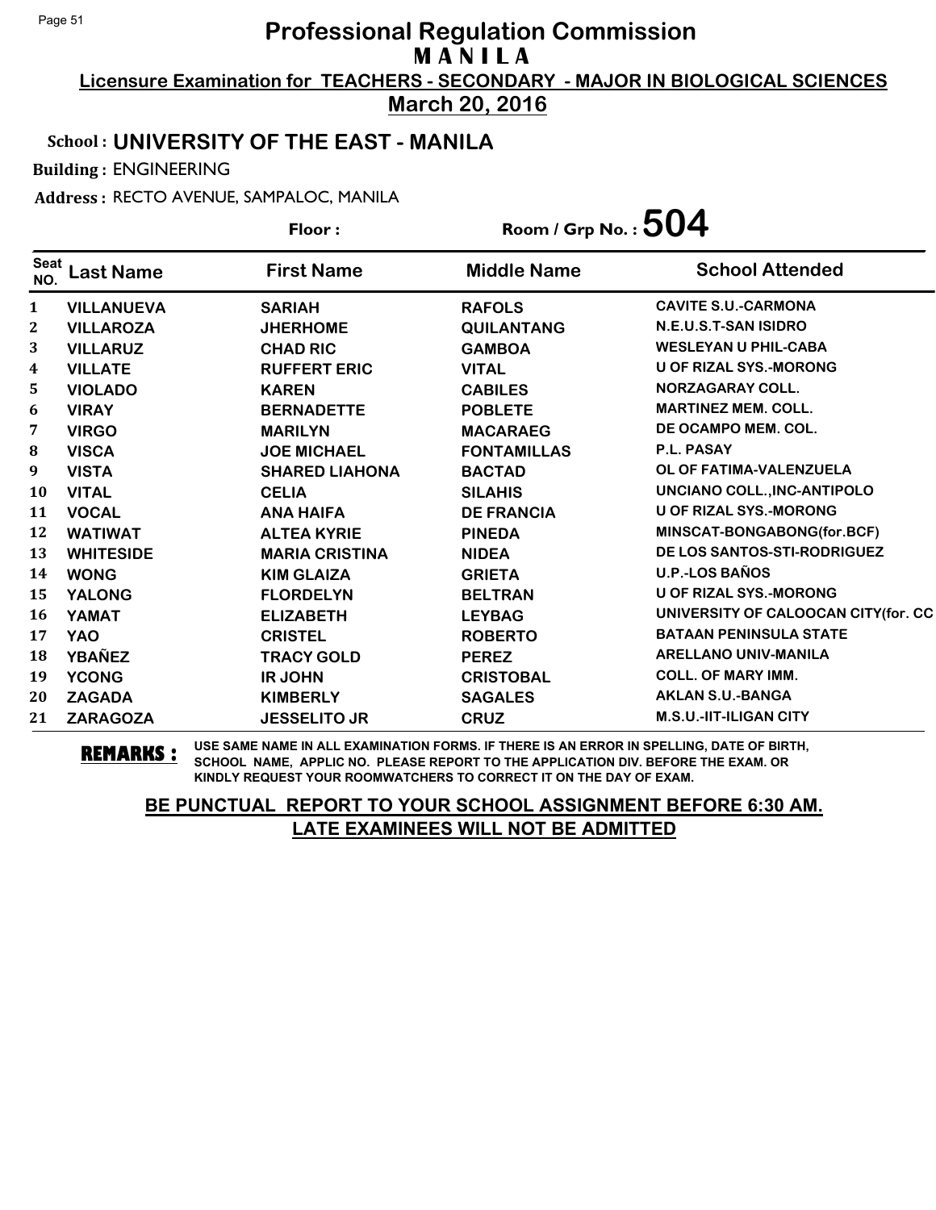# Professional Regulation Commission
## MANILA
### Licensure Examination for TEACHERS - SECONDARY - MAJOR IN BIOLOGICAL SCIENCES
### March 20, 2016

**School :** UNIVERSITY OF THE EAST - MANILA

**Building :** ENGINEERING

**Address :** RECTO AVENUE, SAMPALOC, MANILA

**Floor :** 

**Room / Grp No. : 504**

| Seat NO. | Last Name | First Name | Middle Name | School Attended |
|---|---|---|---|---|
| 1 | VILLANUEVA | SARIAH | RAFOLS | CAVITE S.U.-CARMONA |
| 2 | VILLAROZA | JHERHOME | QUILANTANG | N.E.U.S.T-SAN ISIDRO |
| 3 | VILLARUZ | CHAD RIC | GAMBOA | WESLEYAN U PHIL-CABA |
| 4 | VILLATE | RUFFERT ERIC | VITAL | U OF RIZAL SYS.-MORONG |
| 5 | VIOLADO | KAREN | CABILES | NORZAGARAY COLL. |
| 6 | VIRAY | BERNADETTE | POBLETE | MARTINEZ MEM. COLL. |
| 7 | VIRGO | MARILYN | MACARAEG | DE OCAMPO MEM. COL. |
| 8 | VISCA | JOE MICHAEL | FONTAMILLAS | P.L. PASAY |
| 9 | VISTA | SHARED LIAHONA | BACTAD | OL OF FATIMA-VALENZUELA |
| 10 | VITAL | CELIA | SILAHIS | UNCIANO COLL.,INC-ANTIPOLO |
| 11 | VOCAL | ANA HAIFA | DE FRANCIA | U OF RIZAL SYS.-MORONG |
| 12 | WATIWAT | ALTEA KYRIE | PINEDA | MINSCAT-BONGABONG(for.BCF) |
| 13 | WHITESIDE | MARIA CRISTINA | NIDEA | DE LOS SANTOS-STI-RODRIGUEZ |
| 14 | WONG | KIM GLAIZA | GRIETA | U.P.-LOS BAÑOS |
| 15 | YALONG | FLORDELYN | BELTRAN | U OF RIZAL SYS.-MORONG |
| 16 | YAMAT | ELIZABETH | LEYBAG | UNIVERSITY OF CALOOCAN CITY(for. CC |
| 17 | YAO | CRISTEL | ROBERTO | BATAAN PENINSULA STATE |
| 18 | YBAÑEZ | TRACY GOLD | PEREZ | ARELLANO UNIV-MANILA |
| 19 | YCONG | IR JOHN | CRISTOBAL | COLL. OF MARY IMM. |
| 20 | ZAGADA | KIMBERLY | SAGALES | AKLAN S.U.-BANGA |
| 21 | ZARAGOZA | JESSELITO JR | CRUZ | M.S.U.-IIT-ILIGAN CITY |

**REMARKS :** USE SAME NAME IN ALL EXAMINATION FORMS. IF THERE IS AN ERROR IN SPELLING, DATE OF BIRTH, SCHOOL NAME, APPLIC NO. PLEASE REPORT TO THE APPLICATION DIV. BEFORE THE EXAM. OR KINDLY REQUEST YOUR ROOMWATCHERS TO CORRECT IT ON THE DAY OF EXAM.

**BE PUNCTUAL REPORT TO YOUR SCHOOL ASSIGNMENT BEFORE 6:30 AM.**
**LATE EXAMINEES WILL NOT BE ADMITTED**